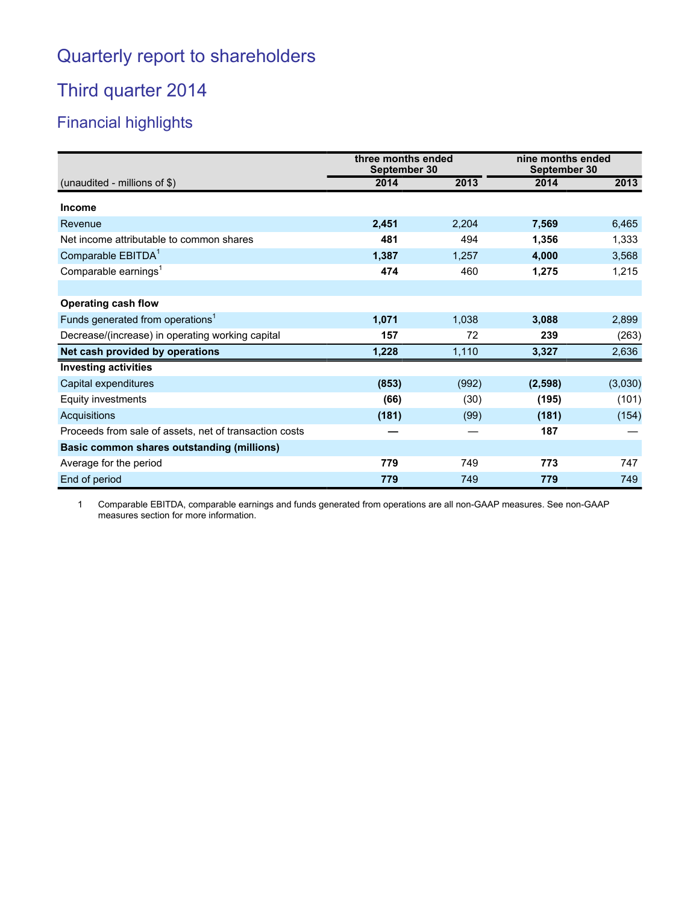# Quarterly report to shareholders

## Third quarter 2014

### Financial highlights

| (unaudited - millions of $) | three months ended September 30 | | nine months ended September 30 | |
|---|---|---|---|---|
| | **2014** | **2013** | **2014** | **2013** |
| **Income** | | | | |
| Revenue | **2,451** | 2,204 | **7,569** | 6,465 |
| Net income attributable to common shares | **481** | 494 | **1,356** | 1,333 |
| Comparable EBITDA[1] | **1,387** | 1,257 | **4,000** | 3,568 |
| Comparable earnings[1] | **474** | 460 | **1,275** | 1,215 |
| | | | | |
| **Operating cash flow** | | | | |
| Funds generated from operations[1] | **1,071** | 1,038 | **3,088** | 2,899 |
| Decrease/(increase) in operating working capital | **157** | 72 | **239** | (263) |
| **Net cash provided by operations** | **1,228** | 1,110 | **3,327** | 2,636 |
| **Investing activities** | | | | |
| Capital expenditures | **(853)** | (992) | **(2,598)** | (3,030) |
| Equity investments | **(66)** | (30) | **(195)** | (101) |
| Acquisitions | **(181)** | (99) | **(181)** | (154) |
| Proceeds from sale of assets, net of transaction costs | **—** | — | **187** | — |
| **Basic common shares outstanding (millions)** | | | | |
| Average for the period | **779** | 749 | **773** | 747 |
| End of period | **779** | 749 | **779** | 749 |

1 Comparable EBITDA, comparable earnings and funds generated from operations are all non-GAAP measures. See non-GAAP measures section for more information.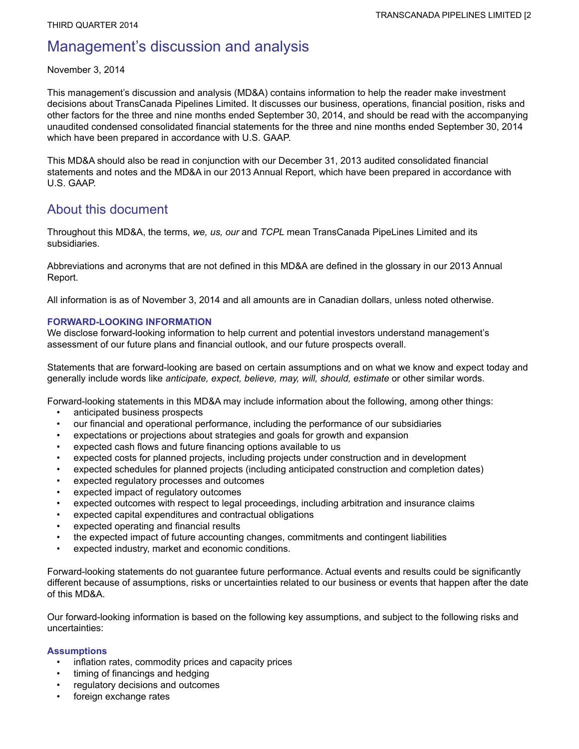THIRD QUARTER 2014

# Management's discussion and analysis

November 3, 2014

This management's discussion and analysis (MD&A) contains information to help the reader make investment decisions about TransCanada Pipelines Limited. It discusses our business, operations, financial position, risks and other factors for the three and nine months ended September 30, 2014, and should be read with the accompanying unaudited condensed consolidated financial statements for the three and nine months ended September 30, 2014 which have been prepared in accordance with U.S. GAAP.

This MD&A should also be read in conjunction with our December 31, 2013 audited consolidated financial statements and notes and the MD&A in our 2013 Annual Report, which have been prepared in accordance with U.S. GAAP.

## About this document

Throughout this MD&A, the terms, *we, us, our* and *TCPL* mean TransCanada PipeLines Limited and its subsidiaries.

Abbreviations and acronyms that are not defined in this MD&A are defined in the glossary in our 2013 Annual Report.

All information is as of November 3, 2014 and all amounts are in Canadian dollars, unless noted otherwise.

### FORWARD-LOOKING INFORMATION

We disclose forward-looking information to help current and potential investors understand management's assessment of our future plans and financial outlook, and our future prospects overall.

Statements that are forward-looking are based on certain assumptions and on what we know and expect today and generally include words like *anticipate, expect, believe, may, will, should, estimate* or other similar words.

Forward-looking statements in this MD&A may include information about the following, among other things:

- anticipated business prospects
- our financial and operational performance, including the performance of our subsidiaries
- expectations or projections about strategies and goals for growth and expansion
- expected cash flows and future financing options available to us
- expected costs for planned projects, including projects under construction and in development
- expected schedules for planned projects (including anticipated construction and completion dates)
- expected regulatory processes and outcomes
- expected impact of regulatory outcomes
- expected outcomes with respect to legal proceedings, including arbitration and insurance claims
- expected capital expenditures and contractual obligations
- expected operating and financial results
- the expected impact of future accounting changes, commitments and contingent liabilities
- expected industry, market and economic conditions.

Forward-looking statements do not guarantee future performance. Actual events and results could be significantly different because of assumptions, risks or uncertainties related to our business or events that happen after the date of this MD&A.

Our forward-looking information is based on the following key assumptions, and subject to the following risks and uncertainties:

#### Assumptions

- inflation rates, commodity prices and capacity prices
- timing of financings and hedging
- regulatory decisions and outcomes
- foreign exchange rates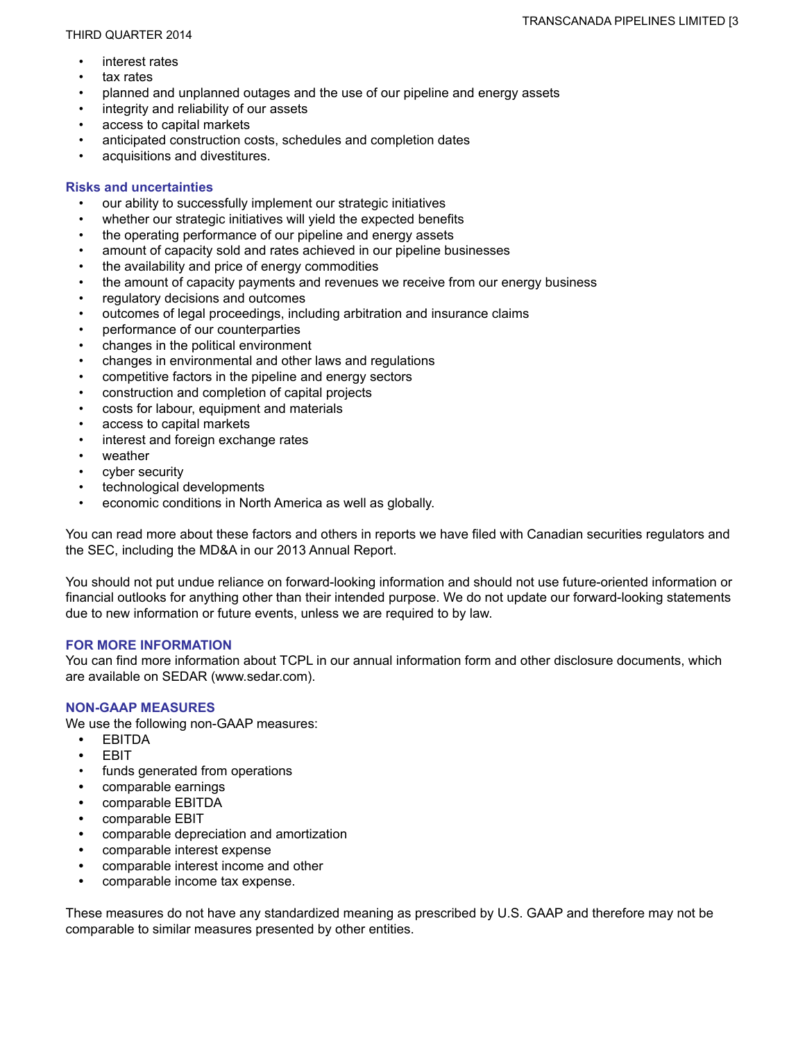- interest rates
- tax rates
- planned and unplanned outages and the use of our pipeline and energy assets
- integrity and reliability of our assets
- access to capital markets
- anticipated construction costs, schedules and completion dates
- acquisitions and divestitures.

### Risks and uncertainties

- our ability to successfully implement our strategic initiatives
- whether our strategic initiatives will yield the expected benefits
- the operating performance of our pipeline and energy assets
- amount of capacity sold and rates achieved in our pipeline businesses
- the availability and price of energy commodities
- the amount of capacity payments and revenues we receive from our energy business
- regulatory decisions and outcomes
- outcomes of legal proceedings, including arbitration and insurance claims
- performance of our counterparties
- changes in the political environment
- changes in environmental and other laws and regulations
- competitive factors in the pipeline and energy sectors
- construction and completion of capital projects
- costs for labour, equipment and materials
- access to capital markets
- interest and foreign exchange rates
- weather
- cyber security
- technological developments
- economic conditions in North America as well as globally.

You can read more about these factors and others in reports we have filed with Canadian securities regulators and the SEC, including the MD&A in our 2013 Annual Report.

You should not put undue reliance on forward-looking information and should not use future-oriented information or financial outlooks for anything other than their intended purpose. We do not update our forward-looking statements due to new information or future events, unless we are required to by law.

## FOR MORE INFORMATION

You can find more information about TCPL in our annual information form and other disclosure documents, which are available on SEDAR (www.sedar.com).

## NON-GAAP MEASURES

We use the following non-GAAP measures:

- EBITDA
- EBIT
- funds generated from operations
- comparable earnings
- comparable EBITDA
- comparable EBIT
- comparable depreciation and amortization
- comparable interest expense
- comparable interest income and other
- comparable income tax expense.

These measures do not have any standardized meaning as prescribed by U.S. GAAP and therefore may not be comparable to similar measures presented by other entities.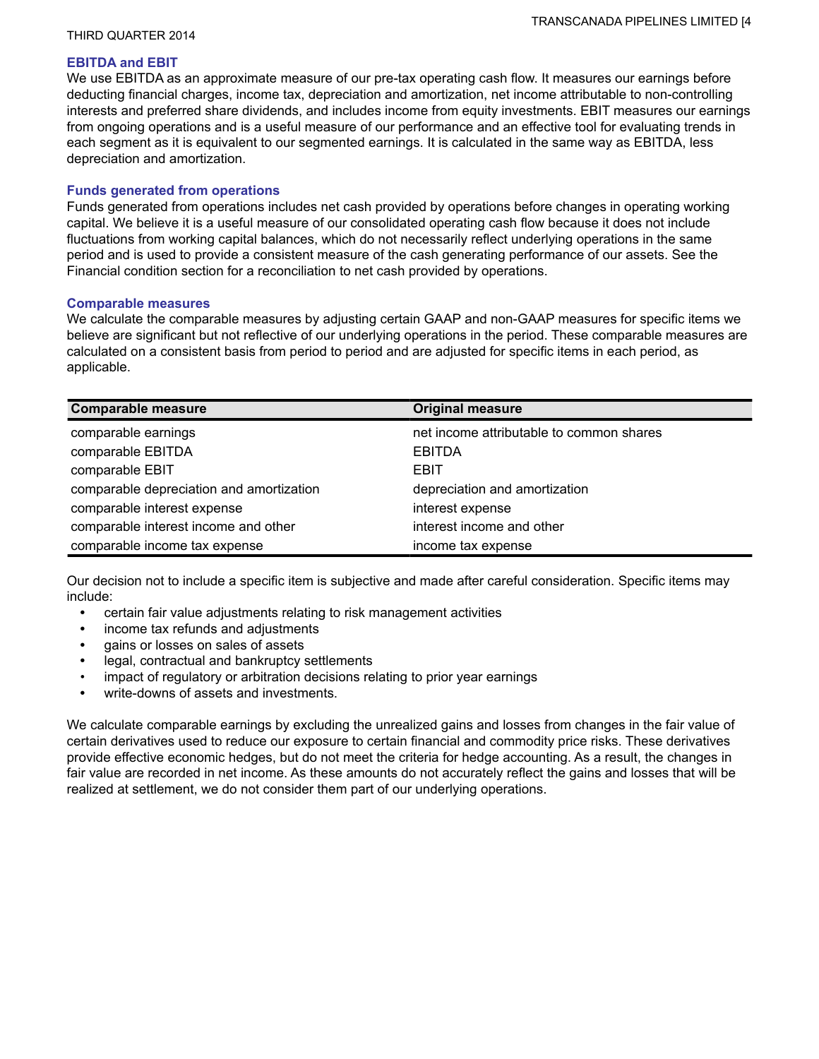### EBITDA and EBIT

We use EBITDA as an approximate measure of our pre-tax operating cash flow. It measures our earnings before deducting financial charges, income tax, depreciation and amortization, net income attributable to non-controlling interests and preferred share dividends, and includes income from equity investments. EBIT measures our earnings from ongoing operations and is a useful measure of our performance and an effective tool for evaluating trends in each segment as it is equivalent to our segmented earnings. It is calculated in the same way as EBITDA, less depreciation and amortization.

### Funds generated from operations

Funds generated from operations includes net cash provided by operations before changes in operating working capital. We believe it is a useful measure of our consolidated operating cash flow because it does not include fluctuations from working capital balances, which do not necessarily reflect underlying operations in the same period and is used to provide a consistent measure of the cash generating performance of our assets. See the Financial condition section for a reconciliation to net cash provided by operations.

### Comparable measures

We calculate the comparable measures by adjusting certain GAAP and non-GAAP measures for specific items we believe are significant but not reflective of our underlying operations in the period. These comparable measures are calculated on a consistent basis from period to period and are adjusted for specific items in each period, as applicable.

| Comparable measure | Original measure |
|---|---|
| comparable earnings | net income attributable to common shares |
| comparable EBITDA | EBITDA |
| comparable EBIT | EBIT |
| comparable depreciation and amortization | depreciation and amortization |
| comparable interest expense | interest expense |
| comparable interest income and other | interest income and other |
| comparable income tax expense | income tax expense |

Our decision not to include a specific item is subjective and made after careful consideration. Specific items may include:

- certain fair value adjustments relating to risk management activities
- income tax refunds and adjustments
- gains or losses on sales of assets
- legal, contractual and bankruptcy settlements
- impact of regulatory or arbitration decisions relating to prior year earnings
- write-downs of assets and investments.

We calculate comparable earnings by excluding the unrealized gains and losses from changes in the fair value of certain derivatives used to reduce our exposure to certain financial and commodity price risks. These derivatives provide effective economic hedges, but do not meet the criteria for hedge accounting. As a result, the changes in fair value are recorded in net income. As these amounts do not accurately reflect the gains and losses that will be realized at settlement, we do not consider them part of our underlying operations.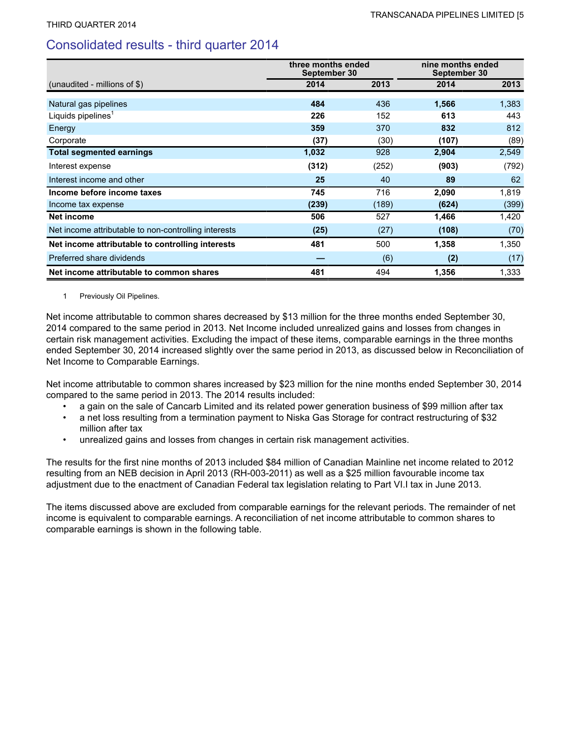## Consolidated results - third quarter 2014

| (unaudited - millions of $) | three months ended September 30 | | nine months ended September 30 | |
|---|---|---|---|---|
| | **2014** | 2013 | **2014** | 2013 |
| Natural gas pipelines | **484** | 436 | **1,566** | 1,383 |
| Liquids pipelines[1] | **226** | 152 | **613** | 443 |
| Energy | **359** | 370 | **832** | 812 |
| Corporate | **(37)** | (30) | **(107)** | (89) |
| **Total segmented earnings** | **1,032** | 928 | **2,904** | 2,549 |
| Interest expense | **(312)** | (252) | **(903)** | (792) |
| Interest income and other | **25** | 40 | **89** | 62 |
| **Income before income taxes** | **745** | 716 | **2,090** | 1,819 |
| Income tax expense | **(239)** | (189) | **(624)** | (399) |
| **Net income** | **506** | 527 | **1,466** | 1,420 |
| Net income attributable to non-controlling interests | **(25)** | (27) | **(108)** | (70) |
| **Net income attributable to controlling interests** | **481** | 500 | **1,358** | 1,350 |
| Preferred share dividends | **—** | (6) | **(2)** | (17) |
| **Net income attributable to common shares** | **481** | 494 | **1,356** | 1,333 |

1 Previously Oil Pipelines.

Net income attributable to common shares decreased by $13 million for the three months ended September 30, 2014 compared to the same period in 2013. Net Income included unrealized gains and losses from changes in certain risk management activities. Excluding the impact of these items, comparable earnings in the three months ended September 30, 2014 increased slightly over the same period in 2013, as discussed below in Reconciliation of Net Income to Comparable Earnings.

Net income attributable to common shares increased by $23 million for the nine months ended September 30, 2014 compared to the same period in 2013. The 2014 results included:

- a gain on the sale of Cancarb Limited and its related power generation business of $99 million after tax
- a net loss resulting from a termination payment to Niska Gas Storage for contract restructuring of $32 million after tax
- unrealized gains and losses from changes in certain risk management activities.

The results for the first nine months of 2013 included $84 million of Canadian Mainline net income related to 2012 resulting from an NEB decision in April 2013 (RH-003-2011) as well as a $25 million favourable income tax adjustment due to the enactment of Canadian Federal tax legislation relating to Part VI.I tax in June 2013.

The items discussed above are excluded from comparable earnings for the relevant periods. The remainder of net income is equivalent to comparable earnings. A reconciliation of net income attributable to common shares to comparable earnings is shown in the following table.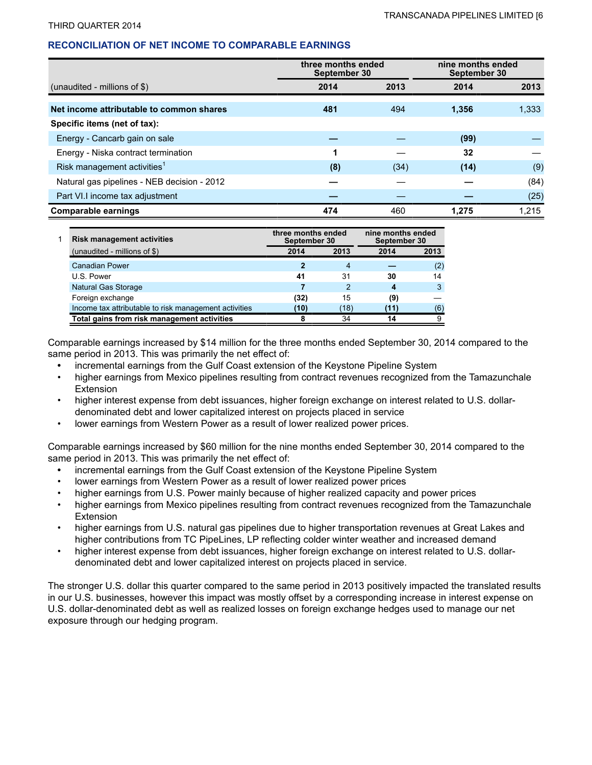## RECONCILIATION OF NET INCOME TO COMPARABLE EARNINGS

| (unaudited - millions of $) | three months ended September 30 2014 | 2013 | nine months ended September 30 2014 | 2013 |
|---|---|---|---|---|
| **Net income attributable to common shares** | **481** | 494 | **1,356** | 1,333 |
| **Specific items (net of tax):** | | | | |
| Energy - Cancarb gain on sale | **—** | — | **(99)** | — |
| Energy - Niska contract termination | **1** | — | **32** | — |
| Risk management activities[1] | **(8)** | (34) | **(14)** | (9) |
| Natural gas pipelines - NEB decision - 2012 | **—** | — | **—** | (84) |
| Part VI.I income tax adjustment | **—** | — | **—** | (25) |
| **Comparable earnings** | **474** | 460 | **1,275** | 1,215 |

1 Risk management activities

| (unaudited - millions of $) | three months ended September 30 2014 | 2013 | nine months ended September 30 2014 | 2013 |
|---|---|---|---|---|
| Canadian Power | **2** | 4 | **—** | (2) |
| U.S. Power | **41** | 31 | **30** | 14 |
| Natural Gas Storage | **7** | 2 | **4** | 3 |
| Foreign exchange | **(32)** | 15 | **(9)** | — |
| Income tax attributable to risk management activities | **(10)** | (18) | **(11)** | (6) |
| **Total gains from risk management activities** | **8** | 34 | **14** | 9 |

Comparable earnings increased by $14 million for the three months ended September 30, 2014 compared to the same period in 2013. This was primarily the net effect of:

- incremental earnings from the Gulf Coast extension of the Keystone Pipeline System
- higher earnings from Mexico pipelines resulting from contract revenues recognized from the Tamazunchale Extension
- higher interest expense from debt issuances, higher foreign exchange on interest related to U.S. dollar-denominated debt and lower capitalized interest on projects placed in service
- lower earnings from Western Power as a result of lower realized power prices.

Comparable earnings increased by $60 million for the nine months ended September 30, 2014 compared to the same period in 2013. This was primarily the net effect of:

- incremental earnings from the Gulf Coast extension of the Keystone Pipeline System
- lower earnings from Western Power as a result of lower realized power prices
- higher earnings from U.S. Power mainly because of higher realized capacity and power prices
- higher earnings from Mexico pipelines resulting from contract revenues recognized from the Tamazunchale Extension
- higher earnings from U.S. natural gas pipelines due to higher transportation revenues at Great Lakes and higher contributions from TC PipeLines, LP reflecting colder winter weather and increased demand
- higher interest expense from debt issuances, higher foreign exchange on interest related to U.S. dollar-denominated debt and lower capitalized interest on projects placed in service.

The stronger U.S. dollar this quarter compared to the same period in 2013 positively impacted the translated results in our U.S. businesses, however this impact was mostly offset by a corresponding increase in interest expense on U.S. dollar-denominated debt as well as realized losses on foreign exchange hedges used to manage our net exposure through our hedging program.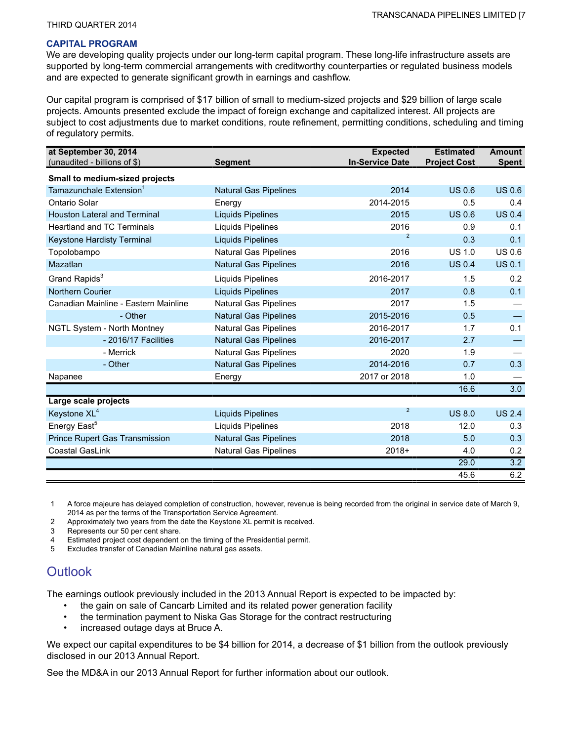## CAPITAL PROGRAM

We are developing quality projects under our long-term capital program. These long-life infrastructure assets are supported by long-term commercial arrangements with creditworthy counterparties or regulated business models and are expected to generate significant growth in earnings and cashflow.

Our capital program is comprised of $17 billion of small to medium-sized projects and $29 billion of large scale projects. Amounts presented exclude the impact of foreign exchange and capitalized interest. All projects are subject to cost adjustments due to market conditions, route refinement, permitting conditions, scheduling and timing of regulatory permits.

| at September 30, 2014<br>(unaudited - billions of $) | Segment | Expected In-Service Date | Estimated Project Cost | Amount Spent |
|---|---|---|---|---|
| **Small to medium-sized projects** | | | | |
| Tamazunchale Extension[1] | Natural Gas Pipelines | 2014 | US 0.6 | US 0.6 |
| Ontario Solar | Energy | 2014-2015 | 0.5 | 0.4 |
| Houston Lateral and Terminal | Liquids Pipelines | 2015 | US 0.6 | US 0.4 |
| Heartland and TC Terminals | Liquids Pipelines | 2016 | 0.9 | 0.1 |
| Keystone Hardisty Terminal | Liquids Pipelines | [2] | 0.3 | 0.1 |
| Topolobampo | Natural Gas Pipelines | 2016 | US 1.0 | US 0.6 |
| Mazatlan | Natural Gas Pipelines | 2016 | US 0.4 | US 0.1 |
| Grand Rapids[3] | Liquids Pipelines | 2016-2017 | 1.5 | 0.2 |
| Northern Courier | Liquids Pipelines | 2017 | 0.8 | 0.1 |
| Canadian Mainline - Eastern Mainline | Natural Gas Pipelines | 2017 | 1.5 | — |
| - Other | Natural Gas Pipelines | 2015-2016 | 0.5 | — |
| NGTL System - North Montney | Natural Gas Pipelines | 2016-2017 | 1.7 | 0.1 |
| - 2016/17 Facilities | Natural Gas Pipelines | 2016-2017 | 2.7 | — |
| - Merrick | Natural Gas Pipelines | 2020 | 1.9 | — |
| - Other | Natural Gas Pipelines | 2014-2016 | 0.7 | 0.3 |
| Napanee | Energy | 2017 or 2018 | 1.0 | — |
| | | | 16.6 | 3.0 |
| **Large scale projects** | | | | |
| Keystone XL[4] | Liquids Pipelines | [2] | US 8.0 | US 2.4 |
| Energy East[5] | Liquids Pipelines | 2018 | 12.0 | 0.3 |
| Prince Rupert Gas Transmission | Natural Gas Pipelines | 2018 | 5.0 | 0.3 |
| Coastal GasLink | Natural Gas Pipelines | 2018+ | 4.0 | 0.2 |
| | | | 29.0 | 3.2 |
| | | | 45.6 | 6.2 |

1. A force majeure has delayed completion of construction, however, revenue is being recorded from the original in service date of March 9, 2014 as per the terms of the Transportation Service Agreement.
2. Approximately two years from the date the Keystone XL permit is received.
3. Represents our 50 per cent share.
4. Estimated project cost dependent on the timing of the Presidential permit.
5. Excludes transfer of Canadian Mainline natural gas assets.

# Outlook

The earnings outlook previously included in the 2013 Annual Report is expected to be impacted by:

- the gain on sale of Cancarb Limited and its related power generation facility
- the termination payment to Niska Gas Storage for the contract restructuring
- increased outage days at Bruce A.

We expect our capital expenditures to be $4 billion for 2014, a decrease of $1 billion from the outlook previously disclosed in our 2013 Annual Report.

See the MD&A in our 2013 Annual Report for further information about our outlook.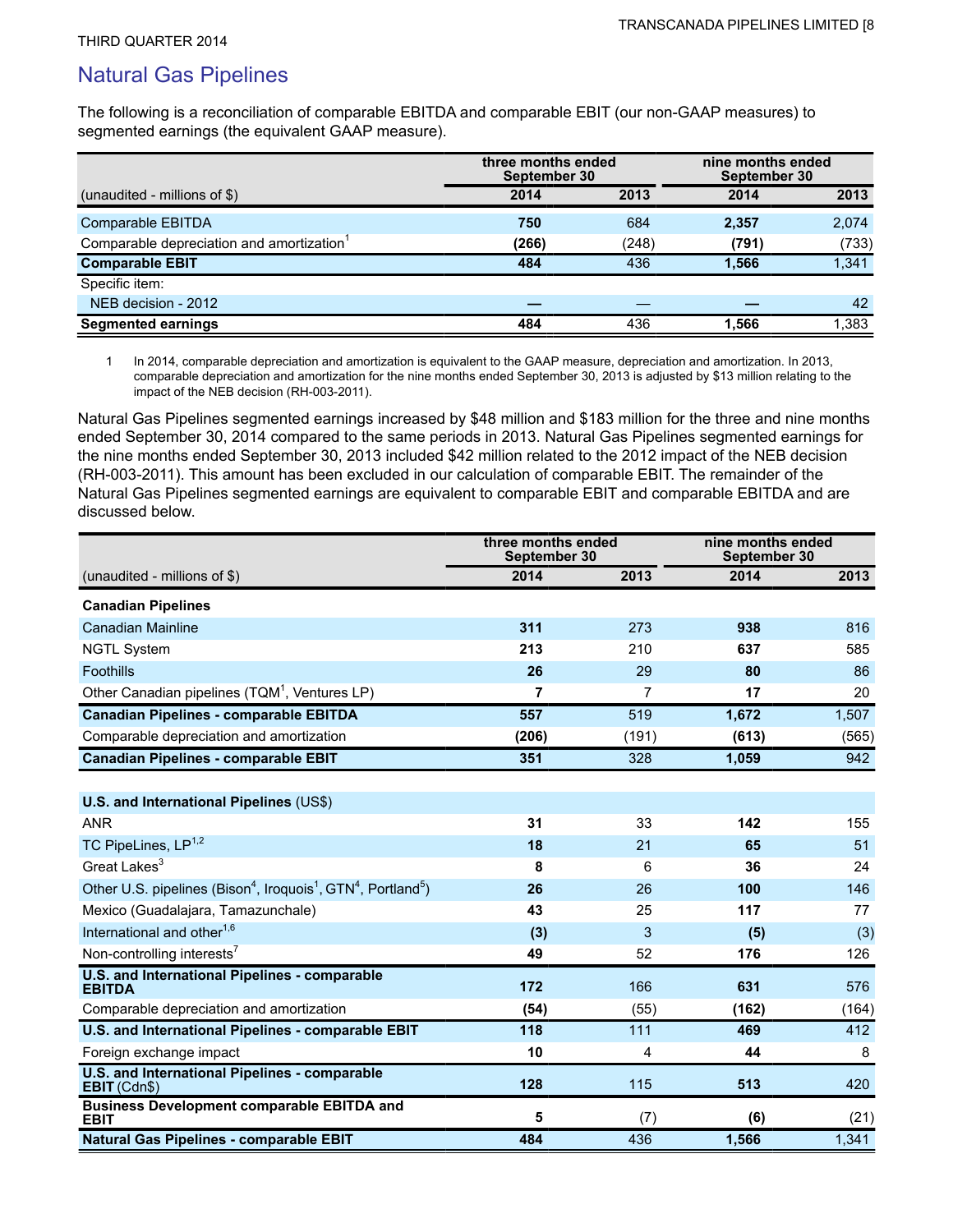# Natural Gas Pipelines

The following is a reconciliation of comparable EBITDA and comparable EBIT (our non-GAAP measures) to segmented earnings (the equivalent GAAP measure).

| (unaudited - millions of $) | three months ended September 30 2014 | 2013 | nine months ended September 30 2014 | 2013 |
|---|---|---|---|---|
| Comparable EBITDA | **750** | 684 | **2,357** | 2,074 |
| Comparable depreciation and amortization[1] | **(266)** | (248) | **(791)** | (733) |
| **Comparable EBIT** | **484** | 436 | **1,566** | 1,341 |
| Specific item: | | | | |
| NEB decision - 2012 | **—** | — | **—** | 42 |
| **Segmented earnings** | **484** | 436 | **1,566** | 1,383 |

1 In 2014, comparable depreciation and amortization is equivalent to the GAAP measure, depreciation and amortization. In 2013, comparable depreciation and amortization for the nine months ended September 30, 2013 is adjusted by $13 million relating to the impact of the NEB decision (RH-003-2011).

Natural Gas Pipelines segmented earnings increased by $48 million and $183 million for the three and nine months ended September 30, 2014 compared to the same periods in 2013. Natural Gas Pipelines segmented earnings for the nine months ended September 30, 2013 included $42 million related to the 2012 impact of the NEB decision (RH-003-2011). This amount has been excluded in our calculation of comparable EBIT. The remainder of the Natural Gas Pipelines segmented earnings are equivalent to comparable EBIT and comparable EBITDA and are discussed below.

| (unaudited - millions of $) | three months ended September 30 2014 | 2013 | nine months ended September 30 2014 | 2013 |
|---|---|---|---|---|
| **Canadian Pipelines** | | | | |
| Canadian Mainline | **311** | 273 | **938** | 816 |
| NGTL System | **213** | 210 | **637** | 585 |
| Foothills | **26** | 29 | **80** | 86 |
| Other Canadian pipelines (TQM[1], Ventures LP) | **7** | 7 | **17** | 20 |
| **Canadian Pipelines - comparable EBITDA** | **557** | 519 | **1,672** | 1,507 |
| Comparable depreciation and amortization | **(206)** | (191) | **(613)** | (565) |
| **Canadian Pipelines - comparable EBIT** | **351** | 328 | **1,059** | 942 |
| | | | | |
| **U.S. and International Pipelines** (US$) | | | | |
| ANR | **31** | 33 | **142** | 155 |
| TC PipeLines, LP[1,2] | **18** | 21 | **65** | 51 |
| Great Lakes[3] | **8** | 6 | **36** | 24 |
| Other U.S. pipelines (Bison[4], Iroquois[1], GTN[4], Portland[5]) | **26** | 26 | **100** | 146 |
| Mexico (Guadalajara, Tamazunchale) | **43** | 25 | **117** | 77 |
| International and other[1,6] | **(3)** | 3 | **(5)** | (3) |
| Non-controlling interests[7] | **49** | 52 | **176** | 126 |
| **U.S. and International Pipelines - comparable EBITDA** | **172** | 166 | **631** | 576 |
| Comparable depreciation and amortization | **(54)** | (55) | **(162)** | (164) |
| **U.S. and International Pipelines - comparable EBIT** | **118** | 111 | **469** | 412 |
| Foreign exchange impact | **10** | 4 | **44** | 8 |
| **U.S. and International Pipelines - comparable EBIT** (Cdn$) | **128** | 115 | **513** | 420 |
| **Business Development comparable EBITDA and EBIT** | **5** | (7) | **(6)** | (21) |
| **Natural Gas Pipelines - comparable EBIT** | **484** | 436 | **1,566** | 1,341 |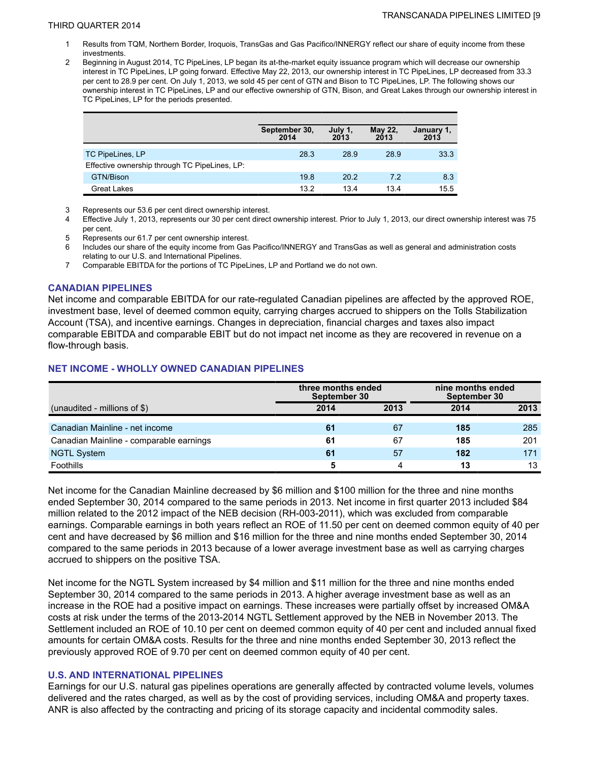1. Results from TQM, Northern Border, Iroquois, TransGas and Gas Pacifico/INNERGY reflect our share of equity income from these investments.
2. Beginning in August 2014, TC PipeLines, LP began its at-the-market equity issuance program which will decrease our ownership interest in TC PipeLines, LP going forward. Effective May 22, 2013, our ownership interest in TC PipeLines, LP decreased from 33.3 per cent to 28.9 per cent. On July 1, 2013, we sold 45 per cent of GTN and Bison to TC PipeLines, LP. The following shows our ownership interest in TC PipeLines, LP and our effective ownership of GTN, Bison, and Great Lakes through our ownership interest in TC PipeLines, LP for the periods presented.

| | September 30, 2014 | July 1, 2013 | May 22, 2013 | January 1, 2013 |
|---|---|---|---|---|
| TC PipeLines, LP | 28.3 | 28.9 | 28.9 | 33.3 |
| Effective ownership through TC PipeLines, LP: | | | | |
| GTN/Bison | 19.8 | 20.2 | 7.2 | 8.3 |
| Great Lakes | 13.2 | 13.4 | 13.4 | 15.5 |

3. Represents our 53.6 per cent direct ownership interest.
4. Effective July 1, 2013, represents our 30 per cent direct ownership interest. Prior to July 1, 2013, our direct ownership interest was 75 per cent.
5. Represents our 61.7 per cent ownership interest.
6. Includes our share of the equity income from Gas Pacifico/INNERGY and TransGas as well as general and administration costs relating to our U.S. and International Pipelines.
7. Comparable EBITDA for the portions of TC PipeLines, LP and Portland we do not own.

## CANADIAN PIPELINES

Net income and comparable EBITDA for our rate-regulated Canadian pipelines are affected by the approved ROE, investment base, level of deemed common equity, carrying charges accrued to shippers on the Tolls Stabilization Account (TSA), and incentive earnings. Changes in depreciation, financial charges and taxes also impact comparable EBITDA and comparable EBIT but do not impact net income as they are recovered in revenue on a flow-through basis.

## NET INCOME - WHOLLY OWNED CANADIAN PIPELINES

| | three months ended September 30 | | nine months ended September 30 | |
|---|---|---|---|---|
| (unaudited - millions of $) | 2014 | 2013 | 2014 | 2013 |
| Canadian Mainline - net income | **61** | 67 | **185** | 285 |
| Canadian Mainline - comparable earnings | **61** | 67 | **185** | 201 |
| NGTL System | **61** | 57 | **182** | 171 |
| Foothills | **5** | 4 | **13** | 13 |

Net income for the Canadian Mainline decreased by $6 million and $100 million for the three and nine months ended September 30, 2014 compared to the same periods in 2013. Net income in first quarter 2013 included $84 million related to the 2012 impact of the NEB decision (RH-003-2011), which was excluded from comparable earnings. Comparable earnings in both years reflect an ROE of 11.50 per cent on deemed common equity of 40 per cent and have decreased by $6 million and $16 million for the three and nine months ended September 30, 2014 compared to the same periods in 2013 because of a lower average investment base as well as carrying charges accrued to shippers on the positive TSA.

Net income for the NGTL System increased by $4 million and $11 million for the three and nine months ended September 30, 2014 compared to the same periods in 2013. A higher average investment base as well as an increase in the ROE had a positive impact on earnings. These increases were partially offset by increased OM&A costs at risk under the terms of the 2013-2014 NGTL Settlement approved by the NEB in November 2013. The Settlement included an ROE of 10.10 per cent on deemed common equity of 40 per cent and included annual fixed amounts for certain OM&A costs. Results for the three and nine months ended September 30, 2013 reflect the previously approved ROE of 9.70 per cent on deemed common equity of 40 per cent.

## U.S. AND INTERNATIONAL PIPELINES

Earnings for our U.S. natural gas pipelines operations are generally affected by contracted volume levels, volumes delivered and the rates charged, as well as by the cost of providing services, including OM&A and property taxes. ANR is also affected by the contracting and pricing of its storage capacity and incidental commodity sales.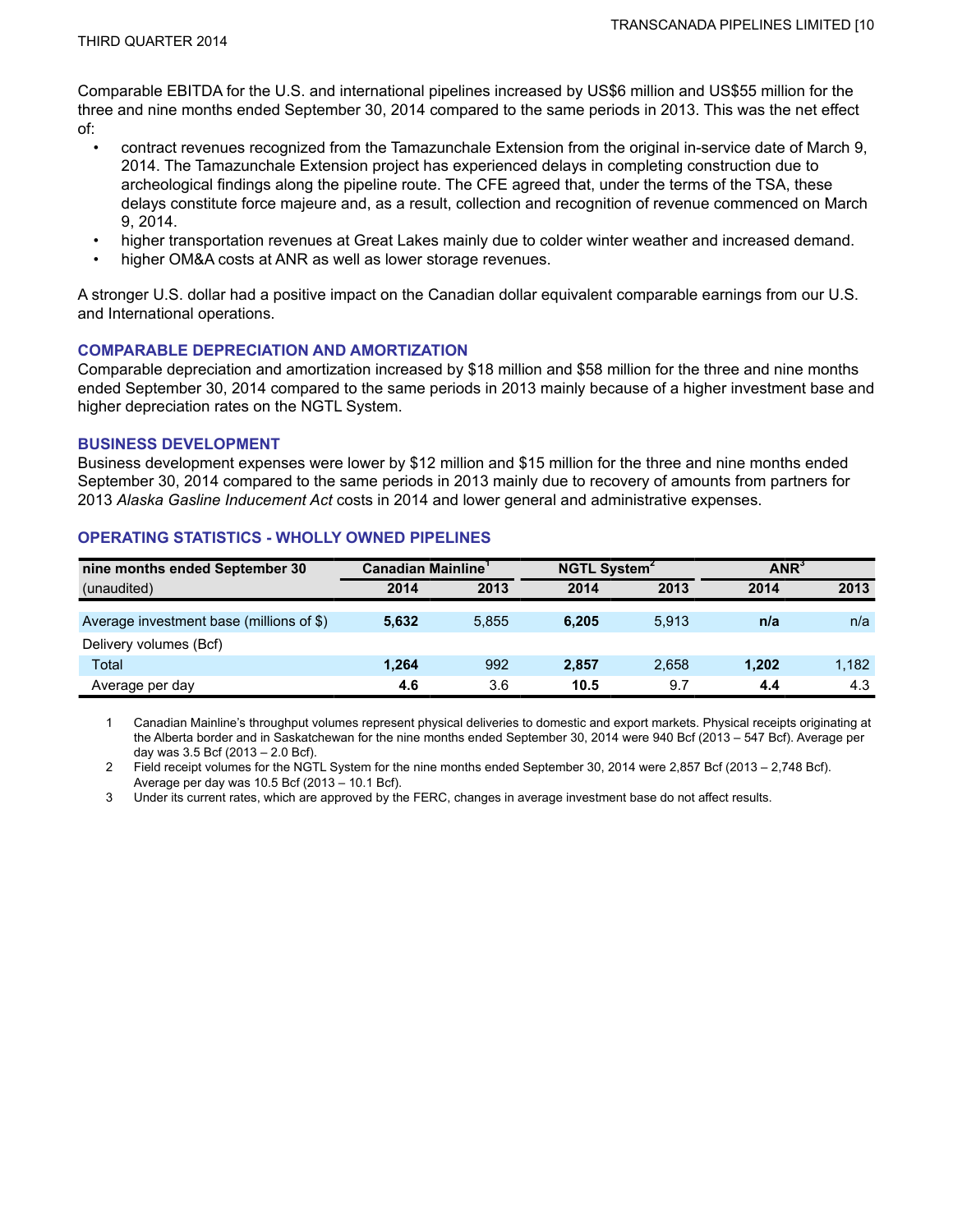Comparable EBITDA for the U.S. and international pipelines increased by US$6 million and US$55 million for the three and nine months ended September 30, 2014 compared to the same periods in 2013. This was the net effect of:

- contract revenues recognized from the Tamazunchale Extension from the original in-service date of March 9, 2014. The Tamazunchale Extension project has experienced delays in completing construction due to archeological findings along the pipeline route. The CFE agreed that, under the terms of the TSA, these delays constitute force majeure and, as a result, collection and recognition of revenue commenced on March 9, 2014.
- higher transportation revenues at Great Lakes mainly due to colder winter weather and increased demand.
- higher OM&A costs at ANR as well as lower storage revenues.

A stronger U.S. dollar had a positive impact on the Canadian dollar equivalent comparable earnings from our U.S. and International operations.

### COMPARABLE DEPRECIATION AND AMORTIZATION

Comparable depreciation and amortization increased by $18 million and $58 million for the three and nine months ended September 30, 2014 compared to the same periods in 2013 mainly because of a higher investment base and higher depreciation rates on the NGTL System.

### BUSINESS DEVELOPMENT

Business development expenses were lower by $12 million and $15 million for the three and nine months ended September 30, 2014 compared to the same periods in 2013 mainly due to recovery of amounts from partners for 2013 *Alaska Gasline Inducement Act* costs in 2014 and lower general and administrative expenses.

### OPERATING STATISTICS - WHOLLY OWNED PIPELINES

| **nine months ended September 30** | **Canadian Mainline[1]** | | **NGTL System[2]** | | **ANR[3]** | |
|---|---|---|---|---|---|---|
| (unaudited) | **2014** | **2013** | **2014** | **2013** | **2014** | **2013** |
| Average investment base (millions of $) | **5,632** | 5,855 | **6,205** | 5,913 | **n/a** | n/a |
| Delivery volumes (Bcf) | | | | | | |
| Total | **1,264** | 992 | **2,857** | 2,658 | **1,202** | 1,182 |
| Average per day | **4.6** | 3.6 | **10.5** | 9.7 | **4.4** | 4.3 |

1. Canadian Mainline's throughput volumes represent physical deliveries to domestic and export markets. Physical receipts originating at the Alberta border and in Saskatchewan for the nine months ended September 30, 2014 were 940 Bcf (2013 – 547 Bcf). Average per day was 3.5 Bcf (2013 – 2.0 Bcf).
2. Field receipt volumes for the NGTL System for the nine months ended September 30, 2014 were 2,857 Bcf (2013 – 2,748 Bcf). Average per day was 10.5 Bcf (2013 – 10.1 Bcf).
3. Under its current rates, which are approved by the FERC, changes in average investment base do not affect results.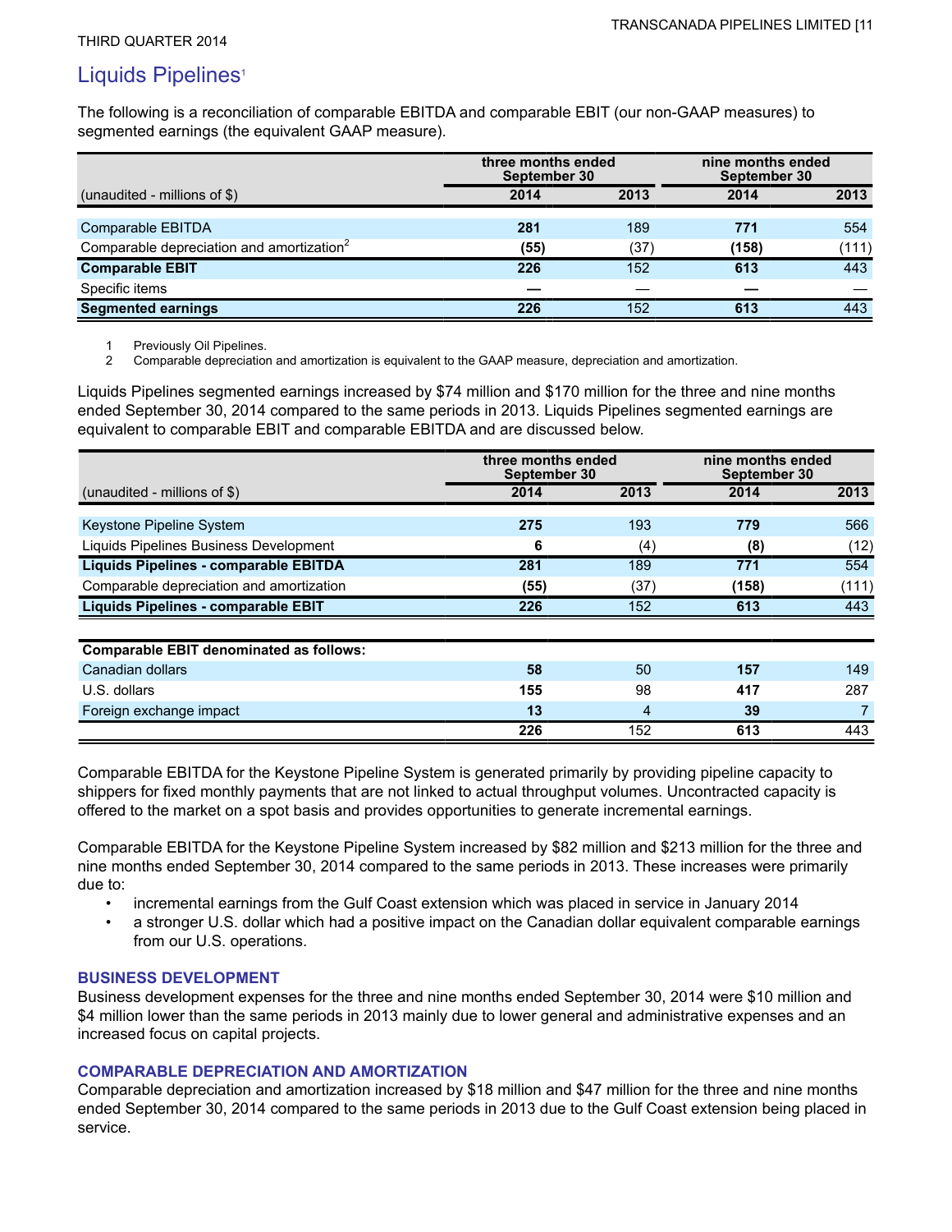## Liquids Pipelines[1]

The following is a reconciliation of comparable EBITDA and comparable EBIT (our non-GAAP measures) to segmented earnings (the equivalent GAAP measure).

| (unaudited - millions of $) | three months ended September 30 | | nine months ended September 30 | |
|---|---|---|---|---|
| | **2014** | **2013** | **2014** | **2013** |
| Comparable EBITDA | **281** | 189 | **771** | 554 |
| Comparable depreciation and amortization[2] | **(55)** | (37) | **(158)** | (111) |
| **Comparable EBIT** | **226** | 152 | **613** | 443 |
| Specific items | **—** | — | **—** | — |
| **Segmented earnings** | **226** | 152 | **613** | 443 |

1 Previously Oil Pipelines.
2 Comparable depreciation and amortization is equivalent to the GAAP measure, depreciation and amortization.

Liquids Pipelines segmented earnings increased by $74 million and $170 million for the three and nine months ended September 30, 2014 compared to the same periods in 2013. Liquids Pipelines segmented earnings are equivalent to comparable EBIT and comparable EBITDA and are discussed below.

| (unaudited - millions of $) | three months ended September 30 | | nine months ended September 30 | |
|---|---|---|---|---|
| | **2014** | **2013** | **2014** | **2013** |
| Keystone Pipeline System | **275** | 193 | **779** | 566 |
| Liquids Pipelines Business Development | **6** | (4) | **(8)** | (12) |
| **Liquids Pipelines - comparable EBITDA** | **281** | 189 | **771** | 554 |
| Comparable depreciation and amortization | **(55)** | (37) | **(158)** | (111) |
| **Liquids Pipelines - comparable EBIT** | **226** | 152 | **613** | 443 |
| | | | | |
| **Comparable EBIT denominated as follows:** | | | | |
| Canadian dollars | **58** | 50 | **157** | 149 |
| U.S. dollars | **155** | 98 | **417** | 287 |
| Foreign exchange impact | **13** | 4 | **39** | 7 |
| | **226** | 152 | **613** | 443 |

Comparable EBITDA for the Keystone Pipeline System is generated primarily by providing pipeline capacity to shippers for fixed monthly payments that are not linked to actual throughput volumes. Uncontracted capacity is offered to the market on a spot basis and provides opportunities to generate incremental earnings.

Comparable EBITDA for the Keystone Pipeline System increased by $82 million and $213 million for the three and nine months ended September 30, 2014 compared to the same periods in 2013. These increases were primarily due to:

- incremental earnings from the Gulf Coast extension which was placed in service in January 2014
- a stronger U.S. dollar which had a positive impact on the Canadian dollar equivalent comparable earnings from our U.S. operations.

### BUSINESS DEVELOPMENT

Business development expenses for the three and nine months ended September 30, 2014 were $10 million and $4 million lower than the same periods in 2013 mainly due to lower general and administrative expenses and an increased focus on capital projects.

### COMPARABLE DEPRECIATION AND AMORTIZATION

Comparable depreciation and amortization increased by $18 million and $47 million for the three and nine months ended September 30, 2014 compared to the same periods in 2013 due to the Gulf Coast extension being placed in service.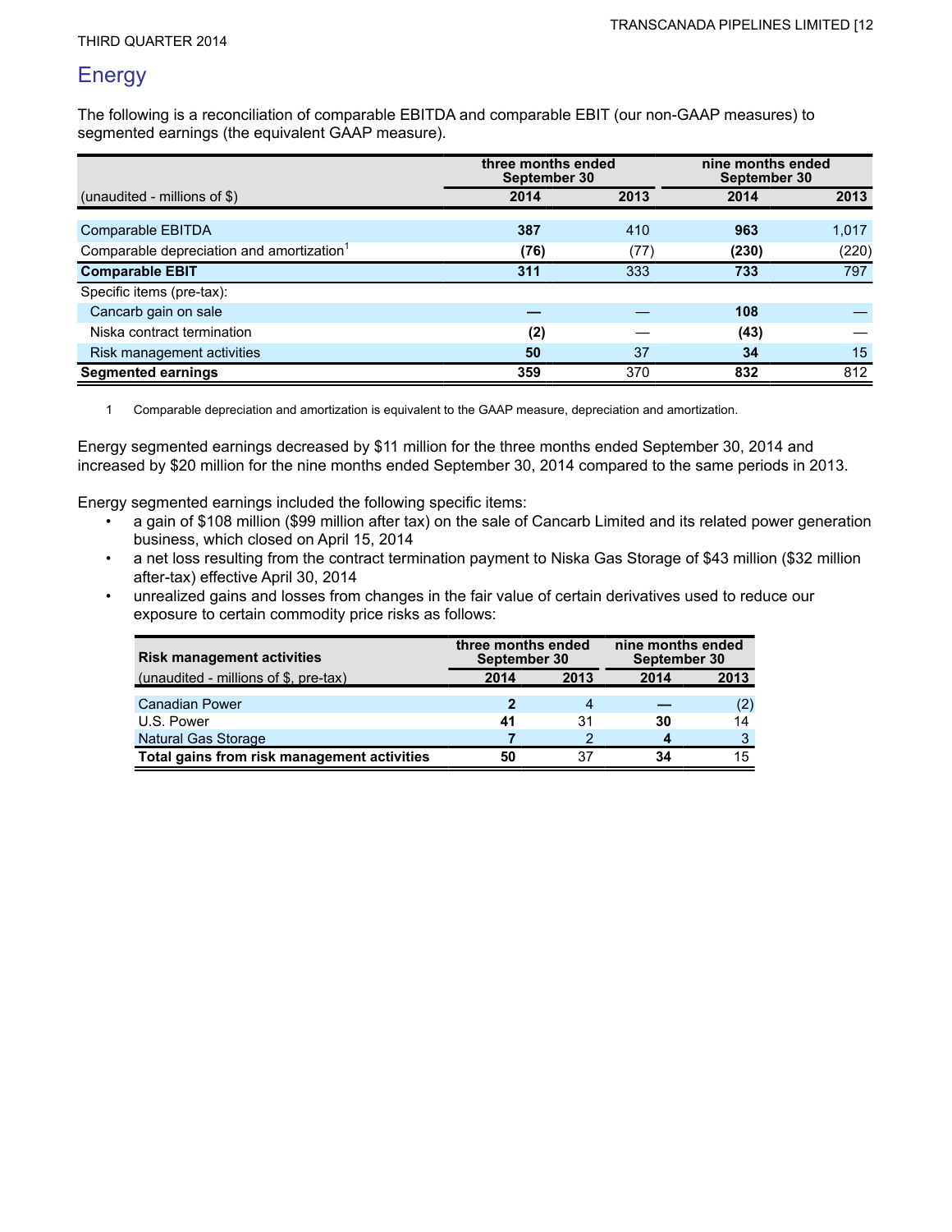## Energy

The following is a reconciliation of comparable EBITDA and comparable EBIT (our non-GAAP measures) to segmented earnings (the equivalent GAAP measure).

| | three months ended September 30 | | nine months ended September 30 | |
|---|---|---|---|---|
| (unaudited - millions of $) | **2014** | 2013 | **2014** | 2013 |
| Comparable EBITDA | **387** | 410 | **963** | 1,017 |
| Comparable depreciation and amortization[1] | **(76)** | (77) | **(230)** | (220) |
| **Comparable EBIT** | **311** | 333 | **733** | 797 |
| Specific items (pre-tax): | | | | |
| Cancarb gain on sale | **—** | — | **108** | — |
| Niska contract termination | **(2)** | — | **(43)** | — |
| Risk management activities | **50** | 37 | **34** | 15 |
| **Segmented earnings** | **359** | 370 | **832** | 812 |

1 Comparable depreciation and amortization is equivalent to the GAAP measure, depreciation and amortization.

Energy segmented earnings decreased by $11 million for the three months ended September 30, 2014 and increased by $20 million for the nine months ended September 30, 2014 compared to the same periods in 2013.

Energy segmented earnings included the following specific items:

- a gain of $108 million ($99 million after tax) on the sale of Cancarb Limited and its related power generation business, which closed on April 15, 2014
- a net loss resulting from the contract termination payment to Niska Gas Storage of $43 million ($32 million after-tax) effective April 30, 2014
- unrealized gains and losses from changes in the fair value of certain derivatives used to reduce our exposure to certain commodity price risks as follows:

| **Risk management activities** | three months ended September 30 | | nine months ended September 30 | |
|---|---|---|---|---|
| (unaudited - millions of $, pre-tax) | **2014** | 2013 | **2014** | 2013 |
| Canadian Power | **2** | 4 | **—** | (2) |
| U.S. Power | **41** | 31 | **30** | 14 |
| Natural Gas Storage | **7** | 2 | **4** | 3 |
| **Total gains from risk management activities** | **50** | 37 | **34** | 15 |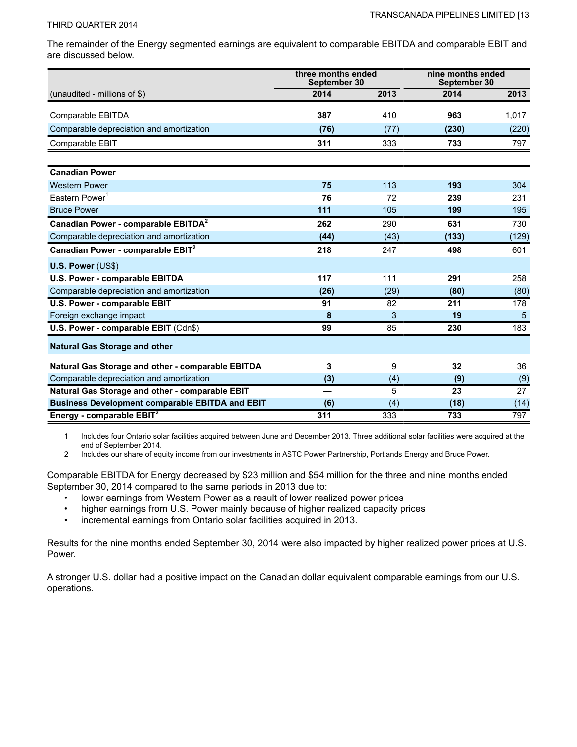The remainder of the Energy segmented earnings are equivalent to comparable EBITDA and comparable EBIT and are discussed below.

| | three months ended September 30 | | nine months ended September 30 | |
|---|---|---|---|---|
| (unaudited - millions of $) | **2014** | 2013 | **2014** | 2013 |
| Comparable EBITDA | **387** | 410 | **963** | 1,017 |
| Comparable depreciation and amortization | **(76)** | (77) | **(230)** | (220) |
| Comparable EBIT | **311** | 333 | **733** | 797 |
| | | | | |
| **Canadian Power** | | | | |
| Western Power | **75** | 113 | **193** | 304 |
| Eastern Power[1] | **76** | 72 | **239** | 231 |
| Bruce Power | **111** | 105 | **199** | 195 |
| **Canadian Power - comparable EBITDA[2]** | **262** | 290 | **631** | 730 |
| Comparable depreciation and amortization | **(44)** | (43) | **(133)** | (129) |
| **Canadian Power - comparable EBIT[2]** | **218** | 247 | **498** | 601 |
| **U.S. Power** (US$) | | | | |
| **U.S. Power - comparable EBITDA** | **117** | 111 | **291** | 258 |
| Comparable depreciation and amortization | **(26)** | (29) | **(80)** | (80) |
| **U.S. Power - comparable EBIT** | **91** | 82 | **211** | 178 |
| Foreign exchange impact | **8** | 3 | **19** | 5 |
| **U.S. Power - comparable EBIT** (Cdn$) | **99** | 85 | **230** | 183 |
| **Natural Gas Storage and other** | | | | |
| **Natural Gas Storage and other - comparable EBITDA** | **3** | 9 | **32** | 36 |
| Comparable depreciation and amortization | **(3)** | (4) | **(9)** | (9) |
| **Natural Gas Storage and other - comparable EBIT** | **—** | 5 | **23** | 27 |
| **Business Development comparable EBITDA and EBIT** | **(6)** | (4) | **(18)** | (14) |
| **Energy - comparable EBIT[2]** | **311** | 333 | **733** | 797 |

1 Includes four Ontario solar facilities acquired between June and December 2013. Three additional solar facilities were acquired at the end of September 2014.

2 Includes our share of equity income from our investments in ASTC Power Partnership, Portlands Energy and Bruce Power.

Comparable EBITDA for Energy decreased by $23 million and $54 million for the three and nine months ended September 30, 2014 compared to the same periods in 2013 due to:

- lower earnings from Western Power as a result of lower realized power prices
- higher earnings from U.S. Power mainly because of higher realized capacity prices
- incremental earnings from Ontario solar facilities acquired in 2013.

Results for the nine months ended September 30, 2014 were also impacted by higher realized power prices at U.S. Power.

A stronger U.S. dollar had a positive impact on the Canadian dollar equivalent comparable earnings from our U.S. operations.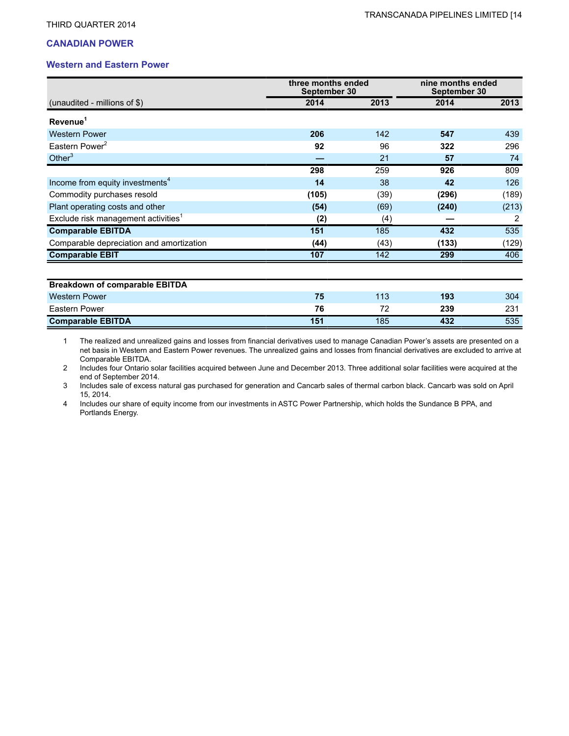THIRD QUARTER 2014

## CANADIAN POWER

### Western and Eastern Power

| (unaudited - millions of $) | three months ended September 30 2014 | three months ended September 30 2013 | nine months ended September 30 2014 | nine months ended September 30 2013 |
|---|---|---|---|---|
| **Revenue**[1] | | | | |
| Western Power | **206** | 142 | **547** | 439 |
| Eastern Power[2] | **92** | 96 | **322** | 296 |
| Other[3] | **—** | 21 | **57** | 74 |
| | **298** | 259 | **926** | 809 |
| Income from equity investments[4] | **14** | 38 | **42** | 126 |
| Commodity purchases resold | **(105)** | (39) | **(296)** | (189) |
| Plant operating costs and other | **(54)** | (69) | **(240)** | (213) |
| Exclude risk management activities[1] | **(2)** | (4) | **—** | 2 |
| **Comparable EBITDA** | **151** | 185 | **432** | 535 |
| Comparable depreciation and amortization | **(44)** | (43) | **(133)** | (129) |
| **Comparable EBIT** | **107** | 142 | **299** | 406 |

| **Breakdown of comparable EBITDA** | three months ended September 30 2014 | three months ended September 30 2013 | nine months ended September 30 2014 | nine months ended September 30 2013 |
|---|---|---|---|---|
| Western Power | **75** | 113 | **193** | 304 |
| Eastern Power | **76** | 72 | **239** | 231 |
| **Comparable EBITDA** | **151** | 185 | **432** | 535 |

1. The realized and unrealized gains and losses from financial derivatives used to manage Canadian Power's assets are presented on a net basis in Western and Eastern Power revenues. The unrealized gains and losses from financial derivatives are excluded to arrive at Comparable EBITDA.
2. Includes four Ontario solar facilities acquired between June and December 2013. Three additional solar facilities were acquired at the end of September 2014.
3. Includes sale of excess natural gas purchased for generation and Cancarb sales of thermal carbon black. Cancarb was sold on April 15, 2014.
4. Includes our share of equity income from our investments in ASTC Power Partnership, which holds the Sundance B PPA, and Portlands Energy.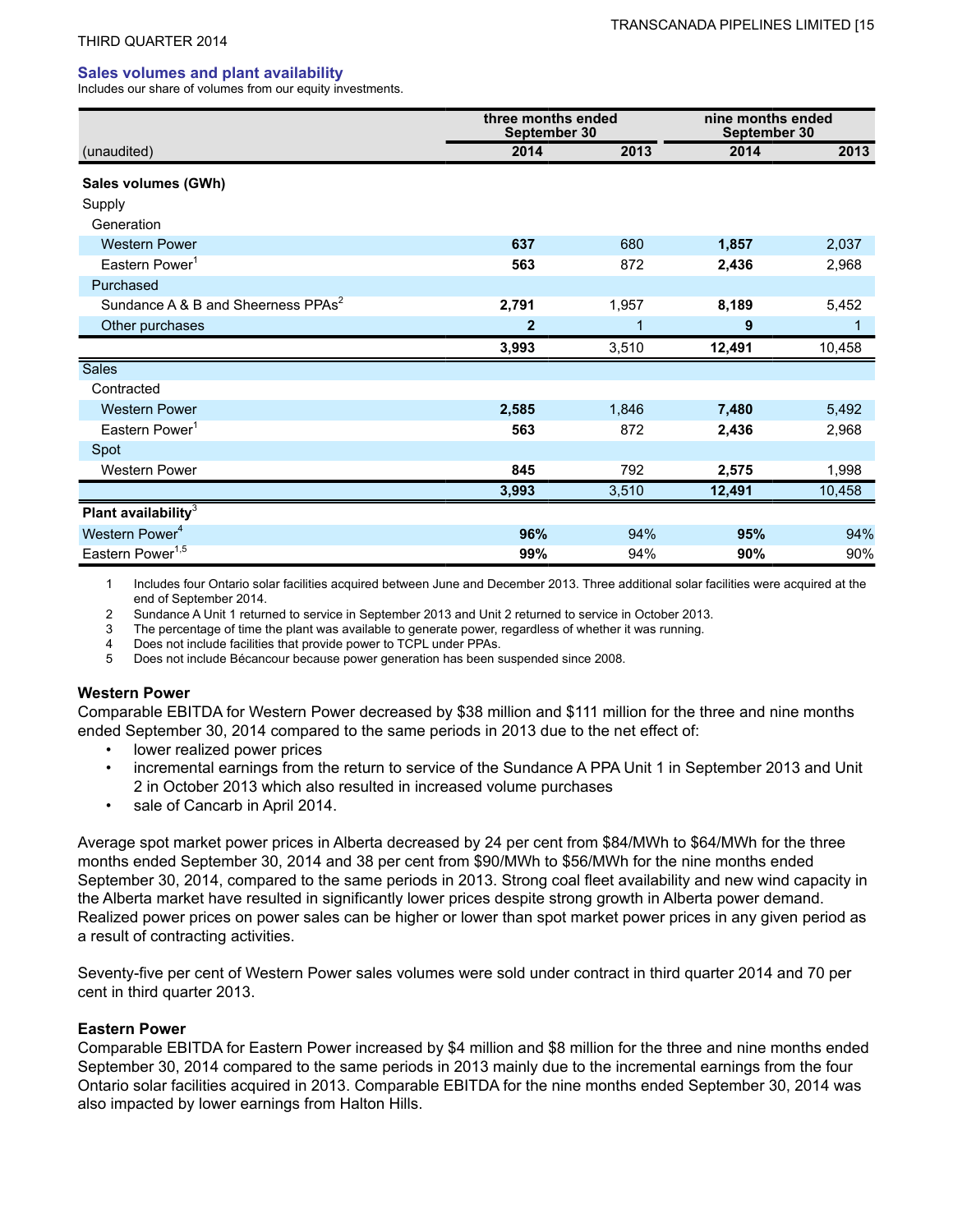THIRD QUARTER 2014

### Sales volumes and plant availability

Includes our share of volumes from our equity investments.

| (unaudited) | three months ended September 30 | | nine months ended September 30 | |
|---|---|---|---|---|
| | **2014** | **2013** | **2014** | **2013** |
| **Sales volumes (GWh)** | | | | |
| Supply | | | | |
| Generation | | | | |
| Western Power | **637** | 680 | **1,857** | 2,037 |
| Eastern Power[1] | **563** | 872 | **2,436** | 2,968 |
| Purchased | | | | |
| Sundance A & B and Sheerness PPAs[2] | **2,791** | 1,957 | **8,189** | 5,452 |
| Other purchases | **2** | 1 | **9** | 1 |
| | **3,993** | 3,510 | **12,491** | 10,458 |
| Sales | | | | |
| Contracted | | | | |
| Western Power | **2,585** | 1,846 | **7,480** | 5,492 |
| Eastern Power[1] | **563** | 872 | **2,436** | 2,968 |
| Spot | | | | |
| Western Power | **845** | 792 | **2,575** | 1,998 |
| | **3,993** | 3,510 | **12,491** | 10,458 |
| **Plant availability**[3] | | | | |
| Western Power[4] | **96%** | 94% | **95%** | 94% |
| Eastern Power[1,5] | **99%** | 94% | **90%** | 90% |

1 Includes four Ontario solar facilities acquired between June and December 2013. Three additional solar facilities were acquired at the end of September 2014.

2 Sundance A Unit 1 returned to service in September 2013 and Unit 2 returned to service in October 2013.

3 The percentage of time the plant was available to generate power, regardless of whether it was running.

4 Does not include facilities that provide power to TCPL under PPAs.

5 Does not include Bécancour because power generation has been suspended since 2008.

### Western Power

Comparable EBITDA for Western Power decreased by $38 million and $111 million for the three and nine months ended September 30, 2014 compared to the same periods in 2013 due to the net effect of:

- lower realized power prices
- incremental earnings from the return to service of the Sundance A PPA Unit 1 in September 2013 and Unit 2 in October 2013 which also resulted in increased volume purchases
- sale of Cancarb in April 2014.

Average spot market power prices in Alberta decreased by 24 per cent from $84/MWh to $64/MWh for the three months ended September 30, 2014 and 38 per cent from $90/MWh to $56/MWh for the nine months ended September 30, 2014, compared to the same periods in 2013. Strong coal fleet availability and new wind capacity in the Alberta market have resulted in significantly lower prices despite strong growth in Alberta power demand. Realized power prices on power sales can be higher or lower than spot market power prices in any given period as a result of contracting activities.

Seventy-five per cent of Western Power sales volumes were sold under contract in third quarter 2014 and 70 per cent in third quarter 2013.

### Eastern Power

Comparable EBITDA for Eastern Power increased by $4 million and $8 million for the three and nine months ended September 30, 2014 compared to the same periods in 2013 mainly due to the incremental earnings from the four Ontario solar facilities acquired in 2013. Comparable EBITDA for the nine months ended September 30, 2014 was also impacted by lower earnings from Halton Hills.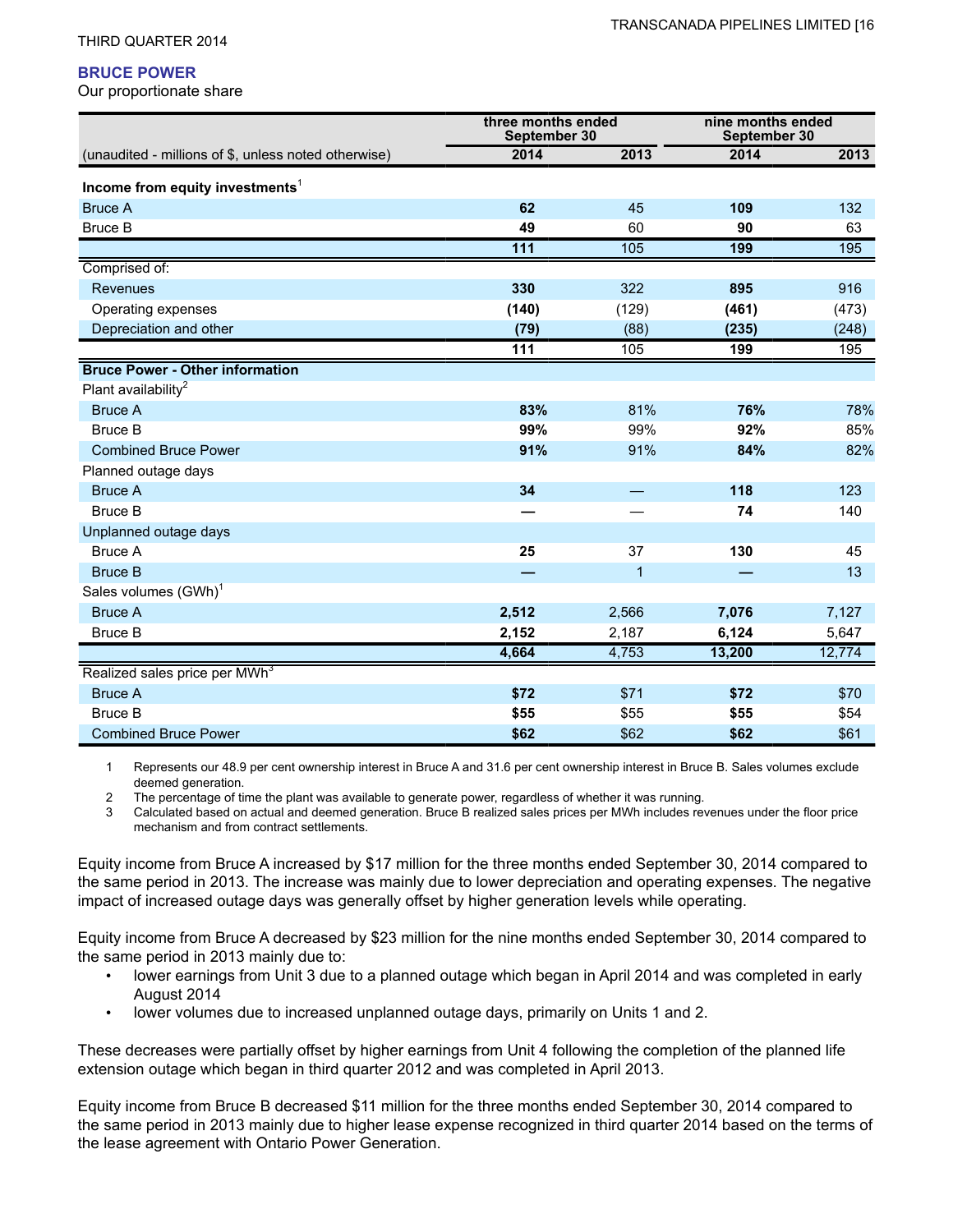## BRUCE POWER

Our proportionate share

| (unaudited - millions of $, unless noted otherwise) | three months ended September 30 | | nine months ended September 30 | |
|---|---|---|---|---|
| | **2014** | **2013** | **2014** | **2013** |
| **Income from equity investments**[1] | | | | |
| Bruce A | **62** | 45 | **109** | 132 |
| Bruce B | **49** | 60 | **90** | 63 |
| | **111** | 105 | **199** | 195 |
| Comprised of: | | | | |
| Revenues | **330** | 322 | **895** | 916 |
| Operating expenses | **(140)** | (129) | **(461)** | (473) |
| Depreciation and other | **(79)** | (88) | **(235)** | (248) |
| | **111** | 105 | **199** | 195 |
| **Bruce Power - Other information** | | | | |
| Plant availability[2] | | | | |
| Bruce A | **83%** | 81% | **76%** | 78% |
| Bruce B | **99%** | 99% | **92%** | 85% |
| Combined Bruce Power | **91%** | 91% | **84%** | 82% |
| Planned outage days | | | | |
| Bruce A | **34** | — | **118** | 123 |
| Bruce B | **—** | — | **74** | 140 |
| Unplanned outage days | | | | |
| Bruce A | **25** | 37 | **130** | 45 |
| Bruce B | **—** | 1 | **—** | 13 |
| Sales volumes (GWh)[1] | | | | |
| Bruce A | **2,512** | 2,566 | **7,076** | 7,127 |
| Bruce B | **2,152** | 2,187 | **6,124** | 5,647 |
| | **4,664** | 4,753 | **13,200** | 12,774 |
| Realized sales price per MWh[3] | | | | |
| Bruce A | **$72** | $71 | **$72** | $70 |
| Bruce B | **$55** | $55 | **$55** | $54 |
| Combined Bruce Power | **$62** | $62 | **$62** | $61 |

1 Represents our 48.9 per cent ownership interest in Bruce A and 31.6 per cent ownership interest in Bruce B. Sales volumes exclude deemed generation.

2 The percentage of time the plant was available to generate power, regardless of whether it was running.

3 Calculated based on actual and deemed generation. Bruce B realized sales prices per MWh includes revenues under the floor price mechanism and from contract settlements.

Equity income from Bruce A increased by $17 million for the three months ended September 30, 2014 compared to the same period in 2013. The increase was mainly due to lower depreciation and operating expenses. The negative impact of increased outage days was generally offset by higher generation levels while operating.

Equity income from Bruce A decreased by $23 million for the nine months ended September 30, 2014 compared to the same period in 2013 mainly due to:

- lower earnings from Unit 3 due to a planned outage which began in April 2014 and was completed in early August 2014
- lower volumes due to increased unplanned outage days, primarily on Units 1 and 2.

These decreases were partially offset by higher earnings from Unit 4 following the completion of the planned life extension outage which began in third quarter 2012 and was completed in April 2013.

Equity income from Bruce B decreased $11 million for the three months ended September 30, 2014 compared to the same period in 2013 mainly due to higher lease expense recognized in third quarter 2014 based on the terms of the lease agreement with Ontario Power Generation.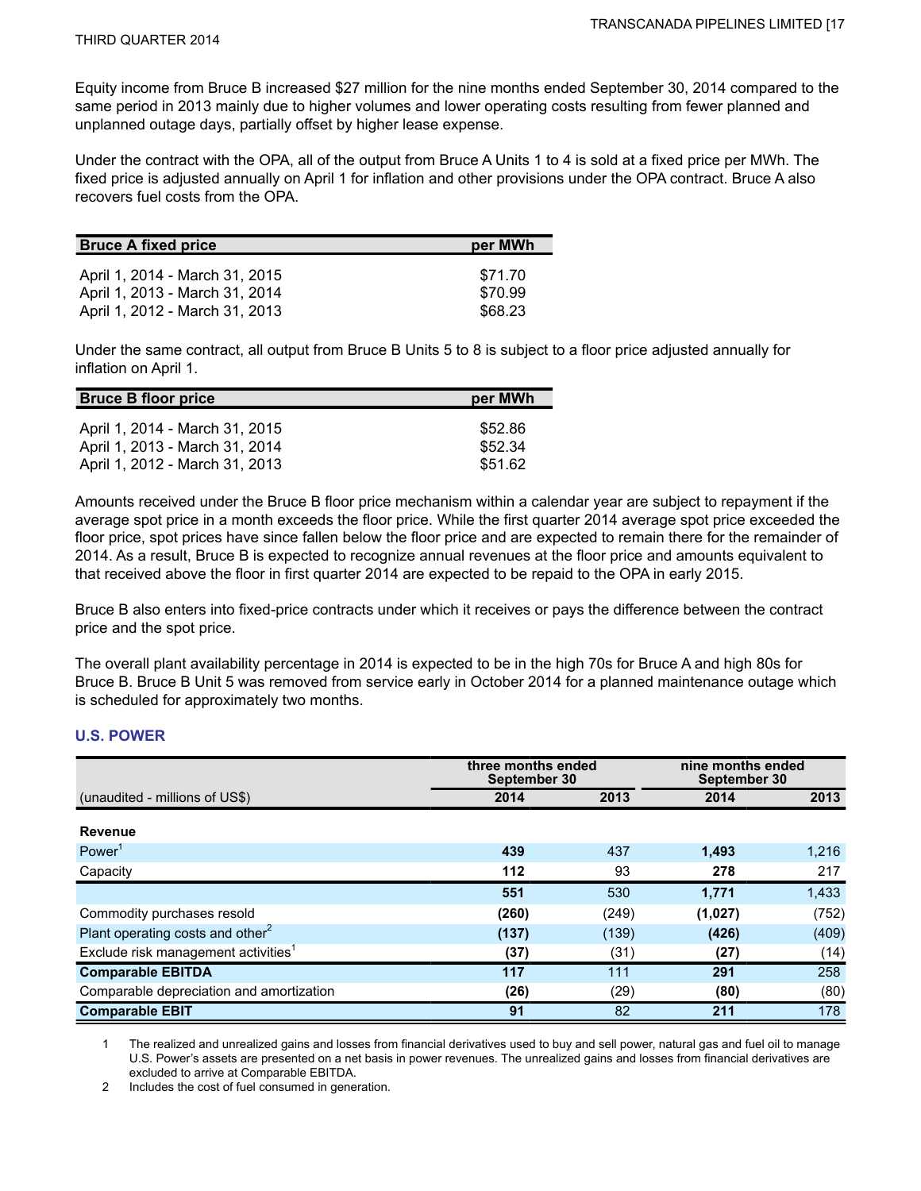Equity income from Bruce B increased $27 million for the nine months ended September 30, 2014 compared to the same period in 2013 mainly due to higher volumes and lower operating costs resulting from fewer planned and unplanned outage days, partially offset by higher lease expense.

Under the contract with the OPA, all of the output from Bruce A Units 1 to 4 is sold at a fixed price per MWh. The fixed price is adjusted annually on April 1 for inflation and other provisions under the OPA contract. Bruce A also recovers fuel costs from the OPA.

| Bruce A fixed price | per MWh |
|---|---|
| April 1, 2014 - March 31, 2015 | $71.70 |
| April 1, 2013 - March 31, 2014 | $70.99 |
| April 1, 2012 - March 31, 2013 | $68.23 |

Under the same contract, all output from Bruce B Units 5 to 8 is subject to a floor price adjusted annually for inflation on April 1.

| Bruce B floor price | per MWh |
|---|---|
| April 1, 2014 - March 31, 2015 | $52.86 |
| April 1, 2013 - March 31, 2014 | $52.34 |
| April 1, 2012 - March 31, 2013 | $51.62 |

Amounts received under the Bruce B floor price mechanism within a calendar year are subject to repayment if the average spot price in a month exceeds the floor price. While the first quarter 2014 average spot price exceeded the floor price, spot prices have since fallen below the floor price and are expected to remain there for the remainder of 2014. As a result, Bruce B is expected to recognize annual revenues at the floor price and amounts equivalent to that received above the floor in first quarter 2014 are expected to be repaid to the OPA in early 2015.

Bruce B also enters into fixed-price contracts under which it receives or pays the difference between the contract price and the spot price.

The overall plant availability percentage in 2014 is expected to be in the high 70s for Bruce A and high 80s for Bruce B. Bruce B Unit 5 was removed from service early in October 2014 for a planned maintenance outage which is scheduled for approximately two months.

## U.S. POWER

| | three months ended September 30 | | nine months ended September 30 | |
|---|---|---|---|---|
| (unaudited - millions of US$) | 2014 | 2013 | 2014 | 2013 |
| **Revenue** | | | | |
| Power[1] | **439** | 437 | **1,493** | 1,216 |
| Capacity | **112** | 93 | **278** | 217 |
| | **551** | 530 | **1,771** | 1,433 |
| Commodity purchases resold | **(260)** | (249) | **(1,027)** | (752) |
| Plant operating costs and other[2] | **(137)** | (139) | **(426)** | (409) |
| Exclude risk management activities[1] | **(37)** | (31) | **(27)** | (14) |
| **Comparable EBITDA** | **117** | 111 | **291** | 258 |
| Comparable depreciation and amortization | **(26)** | (29) | **(80)** | (80) |
| **Comparable EBIT** | **91** | 82 | **211** | 178 |

1 The realized and unrealized gains and losses from financial derivatives used to buy and sell power, natural gas and fuel oil to manage U.S. Power's assets are presented on a net basis in power revenues. The unrealized gains and losses from financial derivatives are excluded to arrive at Comparable EBITDA.

2 Includes the cost of fuel consumed in generation.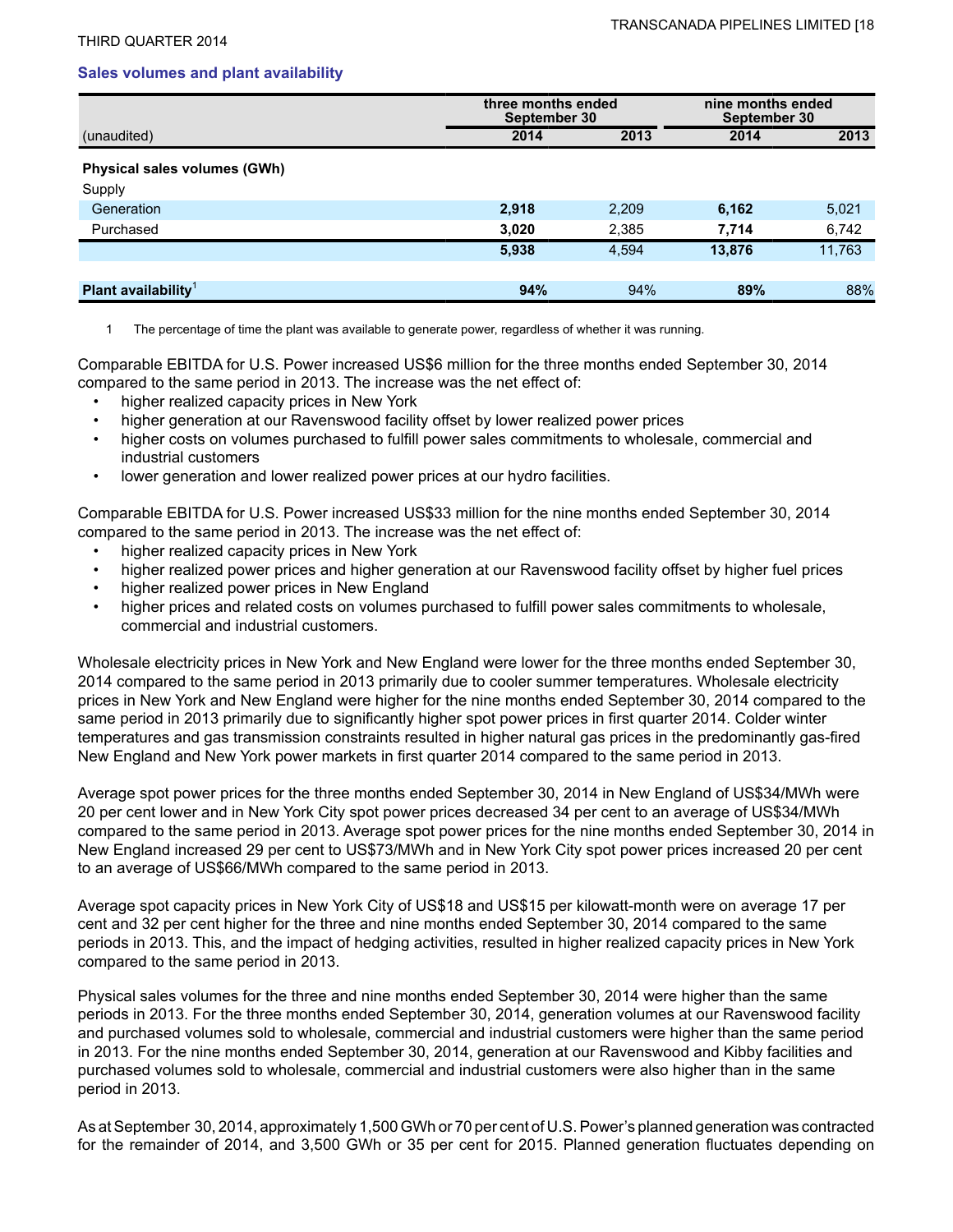### Sales volumes and plant availability

| (unaudited) | three months ended September 30 2014 | 2013 | nine months ended September 30 2014 | 2013 |
|---|---|---|---|---|
| **Physical sales volumes (GWh)** | | | | |
| Supply | | | | |
| Generation | **2,918** | 2,209 | **6,162** | 5,021 |
| Purchased | **3,020** | 2,385 | **7,714** | 6,742 |
| | **5,938** | 4,594 | **13,876** | 11,763 |
| **Plant availability**[1] | **94%** | 94% | **89%** | 88% |

1 The percentage of time the plant was available to generate power, regardless of whether it was running.

Comparable EBITDA for U.S. Power increased US$6 million for the three months ended September 30, 2014 compared to the same period in 2013. The increase was the net effect of:

- higher realized capacity prices in New York
- higher generation at our Ravenswood facility offset by lower realized power prices
- higher costs on volumes purchased to fulfill power sales commitments to wholesale, commercial and industrial customers
- lower generation and lower realized power prices at our hydro facilities.

Comparable EBITDA for U.S. Power increased US$33 million for the nine months ended September 30, 2014 compared to the same period in 2013. The increase was the net effect of:

- higher realized capacity prices in New York
- higher realized power prices and higher generation at our Ravenswood facility offset by higher fuel prices
- higher realized power prices in New England
- higher prices and related costs on volumes purchased to fulfill power sales commitments to wholesale, commercial and industrial customers.

Wholesale electricity prices in New York and New England were lower for the three months ended September 30, 2014 compared to the same period in 2013 primarily due to cooler summer temperatures. Wholesale electricity prices in New York and New England were higher for the nine months ended September 30, 2014 compared to the same period in 2013 primarily due to significantly higher spot power prices in first quarter 2014. Colder winter temperatures and gas transmission constraints resulted in higher natural gas prices in the predominantly gas-fired New England and New York power markets in first quarter 2014 compared to the same period in 2013.

Average spot power prices for the three months ended September 30, 2014 in New England of US$34/MWh were 20 per cent lower and in New York City spot power prices decreased 34 per cent to an average of US$34/MWh compared to the same period in 2013. Average spot power prices for the nine months ended September 30, 2014 in New England increased 29 per cent to US$73/MWh and in New York City spot power prices increased 20 per cent to an average of US$66/MWh compared to the same period in 2013.

Average spot capacity prices in New York City of US$18 and US$15 per kilowatt-month were on average 17 per cent and 32 per cent higher for the three and nine months ended September 30, 2014 compared to the same periods in 2013. This, and the impact of hedging activities, resulted in higher realized capacity prices in New York compared to the same period in 2013.

Physical sales volumes for the three and nine months ended September 30, 2014 were higher than the same periods in 2013. For the three months ended September 30, 2014, generation volumes at our Ravenswood facility and purchased volumes sold to wholesale, commercial and industrial customers were higher than the same period in 2013. For the nine months ended September 30, 2014, generation at our Ravenswood and Kibby facilities and purchased volumes sold to wholesale, commercial and industrial customers were also higher than in the same period in 2013.

As at September 30, 2014, approximately 1,500 GWh or 70 per cent of U.S. Power's planned generation was contracted for the remainder of 2014, and 3,500 GWh or 35 per cent for 2015. Planned generation fluctuates depending on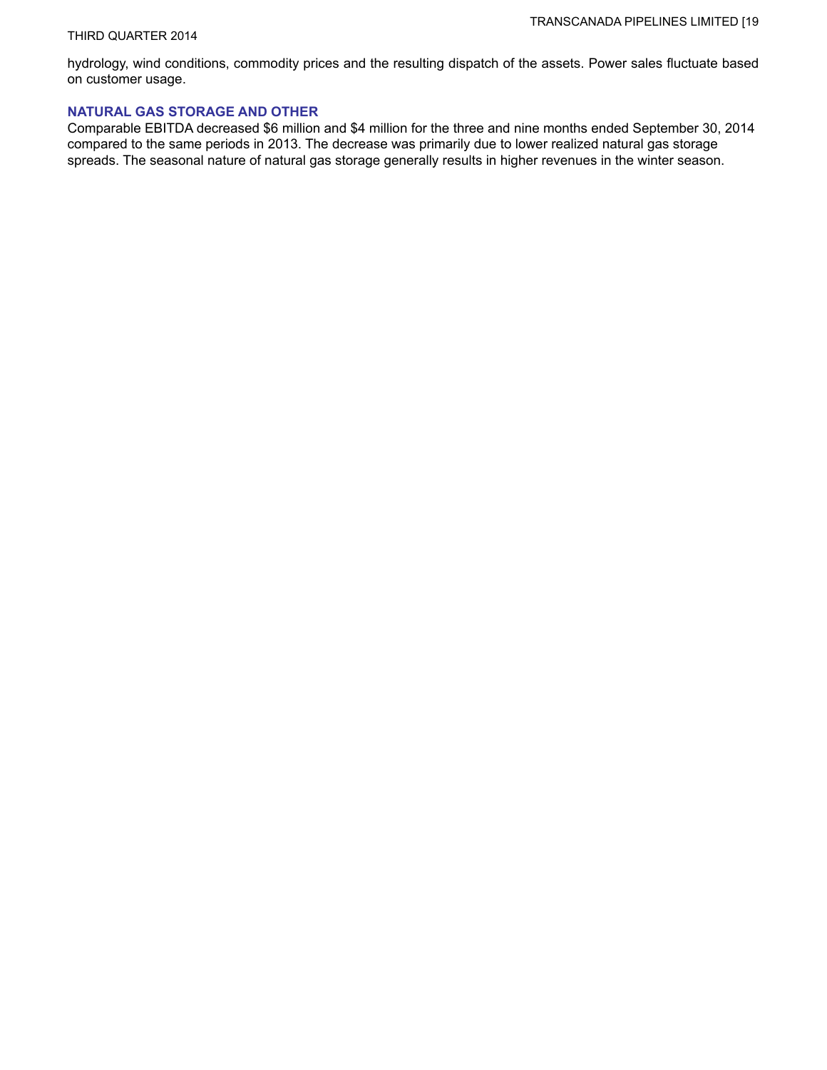hydrology, wind conditions, commodity prices and the resulting dispatch of the assets. Power sales fluctuate based on customer usage.

### NATURAL GAS STORAGE AND OTHER

Comparable EBITDA decreased $6 million and $4 million for the three and nine months ended September 30, 2014 compared to the same periods in 2013. The decrease was primarily due to lower realized natural gas storage spreads. The seasonal nature of natural gas storage generally results in higher revenues in the winter season.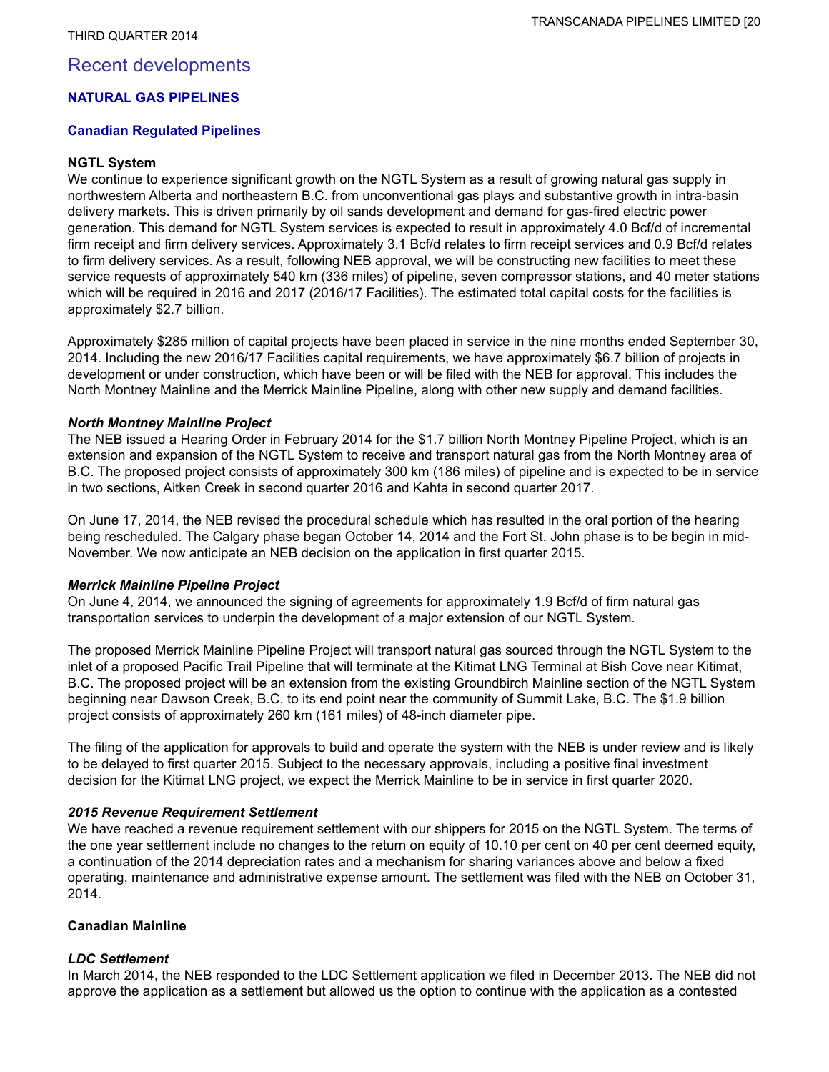# Recent developments

## NATURAL GAS PIPELINES

### Canadian Regulated Pipelines

**NGTL System**

We continue to experience significant growth on the NGTL System as a result of growing natural gas supply in northwestern Alberta and northeastern B.C. from unconventional gas plays and substantive growth in intra-basin delivery markets. This is driven primarily by oil sands development and demand for gas-fired electric power generation. This demand for NGTL System services is expected to result in approximately 4.0 Bcf/d of incremental firm receipt and firm delivery services. Approximately 3.1 Bcf/d relates to firm receipt services and 0.9 Bcf/d relates to firm delivery services. As a result, following NEB approval, we will be constructing new facilities to meet these service requests of approximately 540 km (336 miles) of pipeline, seven compressor stations, and 40 meter stations which will be required in 2016 and 2017 (2016/17 Facilities). The estimated total capital costs for the facilities is approximately $2.7 billion.

Approximately $285 million of capital projects have been placed in service in the nine months ended September 30, 2014. Including the new 2016/17 Facilities capital requirements, we have approximately $6.7 billion of projects in development or under construction, which have been or will be filed with the NEB for approval. This includes the North Montney Mainline and the Merrick Mainline Pipeline, along with other new supply and demand facilities.

***North Montney Mainline Project***

The NEB issued a Hearing Order in February 2014 for the $1.7 billion North Montney Pipeline Project, which is an extension and expansion of the NGTL System to receive and transport natural gas from the North Montney area of B.C. The proposed project consists of approximately 300 km (186 miles) of pipeline and is expected to be in service in two sections, Aitken Creek in second quarter 2016 and Kahta in second quarter 2017.

On June 17, 2014, the NEB revised the procedural schedule which has resulted in the oral portion of the hearing being rescheduled. The Calgary phase began October 14, 2014 and the Fort St. John phase is to be begin in mid-November. We now anticipate an NEB decision on the application in first quarter 2015.

***Merrick Mainline Pipeline Project***

On June 4, 2014, we announced the signing of agreements for approximately 1.9 Bcf/d of firm natural gas transportation services to underpin the development of a major extension of our NGTL System.

The proposed Merrick Mainline Pipeline Project will transport natural gas sourced through the NGTL System to the inlet of a proposed Pacific Trail Pipeline that will terminate at the Kitimat LNG Terminal at Bish Cove near Kitimat, B.C. The proposed project will be an extension from the existing Groundbirch Mainline section of the NGTL System beginning near Dawson Creek, B.C. to its end point near the community of Summit Lake, B.C. The $1.9 billion project consists of approximately 260 km (161 miles) of 48-inch diameter pipe.

The filing of the application for approvals to build and operate the system with the NEB is under review and is likely to be delayed to first quarter 2015. Subject to the necessary approvals, including a positive final investment decision for the Kitimat LNG project, we expect the Merrick Mainline to be in service in first quarter 2020.

***2015 Revenue Requirement Settlement***

We have reached a revenue requirement settlement with our shippers for 2015 on the NGTL System. The terms of the one year settlement include no changes to the return on equity of 10.10 per cent on 40 per cent deemed equity, a continuation of the 2014 depreciation rates and a mechanism for sharing variances above and below a fixed operating, maintenance and administrative expense amount. The settlement was filed with the NEB on October 31, 2014.

**Canadian Mainline**

***LDC Settlement***

In March 2014, the NEB responded to the LDC Settlement application we filed in December 2013. The NEB did not approve the application as a settlement but allowed us the option to continue with the application as a contested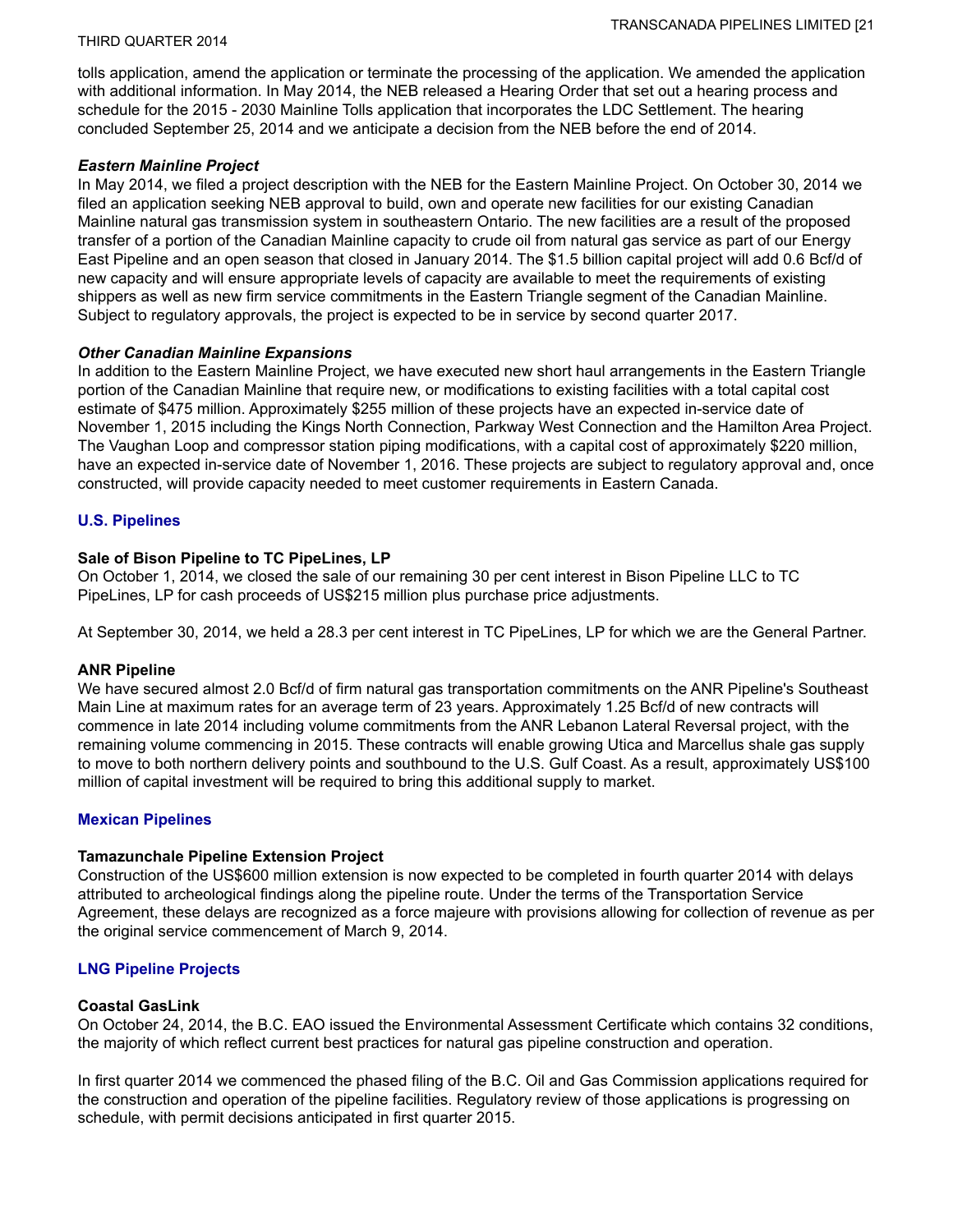tolls application, amend the application or terminate the processing of the application. We amended the application with additional information. In May 2014, the NEB released a Hearing Order that set out a hearing process and schedule for the 2015 - 2030 Mainline Tolls application that incorporates the LDC Settlement. The hearing concluded September 25, 2014 and we anticipate a decision from the NEB before the end of 2014.

***Eastern Mainline Project***

In May 2014, we filed a project description with the NEB for the Eastern Mainline Project. On October 30, 2014 we filed an application seeking NEB approval to build, own and operate new facilities for our existing Canadian Mainline natural gas transmission system in southeastern Ontario. The new facilities are a result of the proposed transfer of a portion of the Canadian Mainline capacity to crude oil from natural gas service as part of our Energy East Pipeline and an open season that closed in January 2014. The $1.5 billion capital project will add 0.6 Bcf/d of new capacity and will ensure appropriate levels of capacity are available to meet the requirements of existing shippers as well as new firm service commitments in the Eastern Triangle segment of the Canadian Mainline. Subject to regulatory approvals, the project is expected to be in service by second quarter 2017.

***Other Canadian Mainline Expansions***

In addition to the Eastern Mainline Project, we have executed new short haul arrangements in the Eastern Triangle portion of the Canadian Mainline that require new, or modifications to existing facilities with a total capital cost estimate of $475 million. Approximately $255 million of these projects have an expected in-service date of November 1, 2015 including the Kings North Connection, Parkway West Connection and the Hamilton Area Project. The Vaughan Loop and compressor station piping modifications, with a capital cost of approximately $220 million, have an expected in-service date of November 1, 2016. These projects are subject to regulatory approval and, once constructed, will provide capacity needed to meet customer requirements in Eastern Canada.

## U.S. Pipelines

**Sale of Bison Pipeline to TC PipeLines, LP**

On October 1, 2014, we closed the sale of our remaining 30 per cent interest in Bison Pipeline LLC to TC PipeLines, LP for cash proceeds of US$215 million plus purchase price adjustments.

At September 30, 2014, we held a 28.3 per cent interest in TC PipeLines, LP for which we are the General Partner.

**ANR Pipeline**

We have secured almost 2.0 Bcf/d of firm natural gas transportation commitments on the ANR Pipeline's Southeast Main Line at maximum rates for an average term of 23 years. Approximately 1.25 Bcf/d of new contracts will commence in late 2014 including volume commitments from the ANR Lebanon Lateral Reversal project, with the remaining volume commencing in 2015. These contracts will enable growing Utica and Marcellus shale gas supply to move to both northern delivery points and southbound to the U.S. Gulf Coast. As a result, approximately US$100 million of capital investment will be required to bring this additional supply to market.

## Mexican Pipelines

**Tamazunchale Pipeline Extension Project**

Construction of the US$600 million extension is now expected to be completed in fourth quarter 2014 with delays attributed to archeological findings along the pipeline route. Under the terms of the Transportation Service Agreement, these delays are recognized as a force majeure with provisions allowing for collection of revenue as per the original service commencement of March 9, 2014.

## LNG Pipeline Projects

**Coastal GasLink**

On October 24, 2014, the B.C. EAO issued the Environmental Assessment Certificate which contains 32 conditions, the majority of which reflect current best practices for natural gas pipeline construction and operation.

In first quarter 2014 we commenced the phased filing of the B.C. Oil and Gas Commission applications required for the construction and operation of the pipeline facilities. Regulatory review of those applications is progressing on schedule, with permit decisions anticipated in first quarter 2015.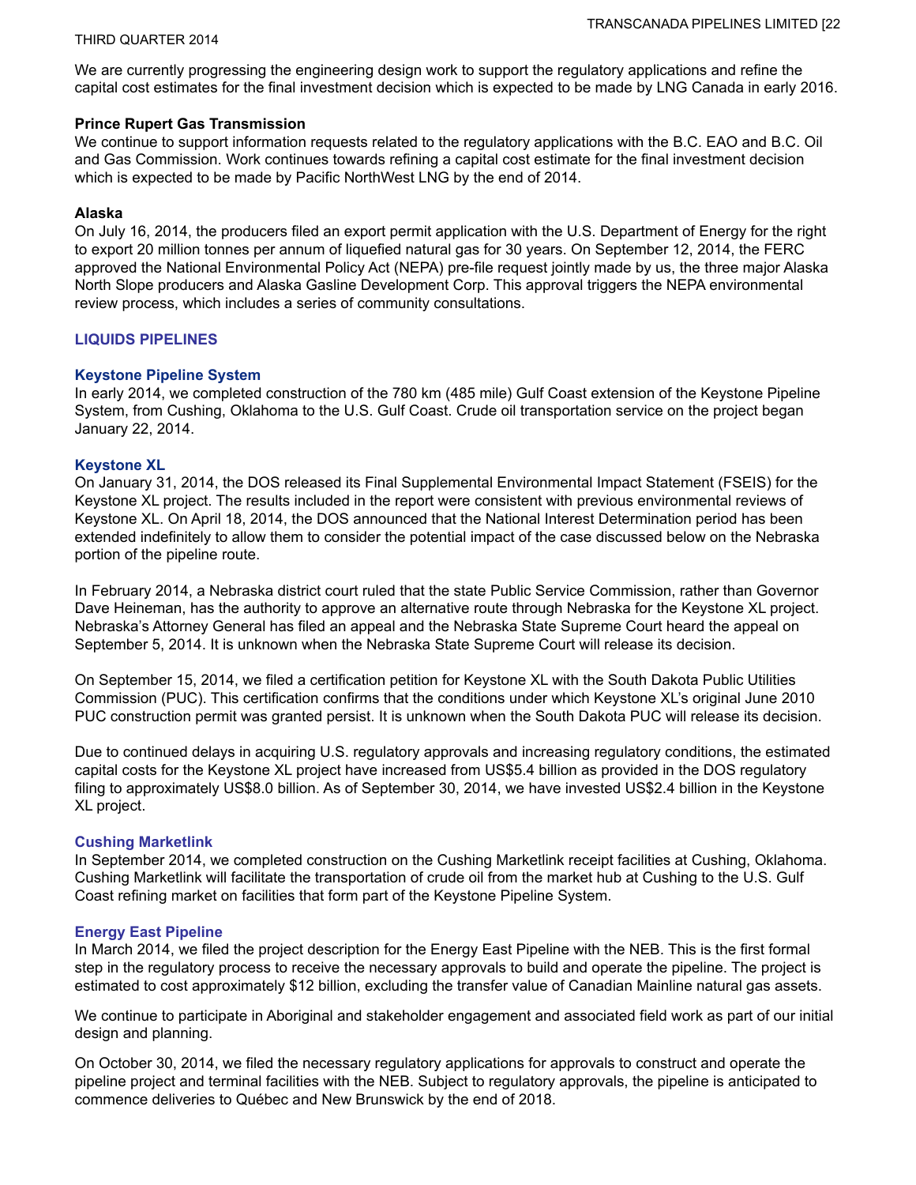We are currently progressing the engineering design work to support the regulatory applications and refine the capital cost estimates for the final investment decision which is expected to be made by LNG Canada in early 2016.

**Prince Rupert Gas Transmission**

We continue to support information requests related to the regulatory applications with the B.C. EAO and B.C. Oil and Gas Commission. Work continues towards refining a capital cost estimate for the final investment decision which is expected to be made by Pacific NorthWest LNG by the end of 2014.

**Alaska**

On July 16, 2014, the producers filed an export permit application with the U.S. Department of Energy for the right to export 20 million tonnes per annum of liquefied natural gas for 30 years. On September 12, 2014, the FERC approved the National Environmental Policy Act (NEPA) pre-file request jointly made by us, the three major Alaska North Slope producers and Alaska Gasline Development Corp. This approval triggers the NEPA environmental review process, which includes a series of community consultations.

## LIQUIDS PIPELINES

### Keystone Pipeline System

In early 2014, we completed construction of the 780 km (485 mile) Gulf Coast extension of the Keystone Pipeline System, from Cushing, Oklahoma to the U.S. Gulf Coast. Crude oil transportation service on the project began January 22, 2014.

### Keystone XL

On January 31, 2014, the DOS released its Final Supplemental Environmental Impact Statement (FSEIS) for the Keystone XL project. The results included in the report were consistent with previous environmental reviews of Keystone XL. On April 18, 2014, the DOS announced that the National Interest Determination period has been extended indefinitely to allow them to consider the potential impact of the case discussed below on the Nebraska portion of the pipeline route.

In February 2014, a Nebraska district court ruled that the state Public Service Commission, rather than Governor Dave Heineman, has the authority to approve an alternative route through Nebraska for the Keystone XL project. Nebraska's Attorney General has filed an appeal and the Nebraska State Supreme Court heard the appeal on September 5, 2014. It is unknown when the Nebraska State Supreme Court will release its decision.

On September 15, 2014, we filed a certification petition for Keystone XL with the South Dakota Public Utilities Commission (PUC). This certification confirms that the conditions under which Keystone XL's original June 2010 PUC construction permit was granted persist. It is unknown when the South Dakota PUC will release its decision.

Due to continued delays in acquiring U.S. regulatory approvals and increasing regulatory conditions, the estimated capital costs for the Keystone XL project have increased from US$5.4 billion as provided in the DOS regulatory filing to approximately US$8.0 billion. As of September 30, 2014, we have invested US$2.4 billion in the Keystone XL project.

### Cushing Marketlink

In September 2014, we completed construction on the Cushing Marketlink receipt facilities at Cushing, Oklahoma. Cushing Marketlink will facilitate the transportation of crude oil from the market hub at Cushing to the U.S. Gulf Coast refining market on facilities that form part of the Keystone Pipeline System.

### Energy East Pipeline

In March 2014, we filed the project description for the Energy East Pipeline with the NEB. This is the first formal step in the regulatory process to receive the necessary approvals to build and operate the pipeline. The project is estimated to cost approximately $12 billion, excluding the transfer value of Canadian Mainline natural gas assets.

We continue to participate in Aboriginal and stakeholder engagement and associated field work as part of our initial design and planning.

On October 30, 2014, we filed the necessary regulatory applications for approvals to construct and operate the pipeline project and terminal facilities with the NEB. Subject to regulatory approvals, the pipeline is anticipated to commence deliveries to Québec and New Brunswick by the end of 2018.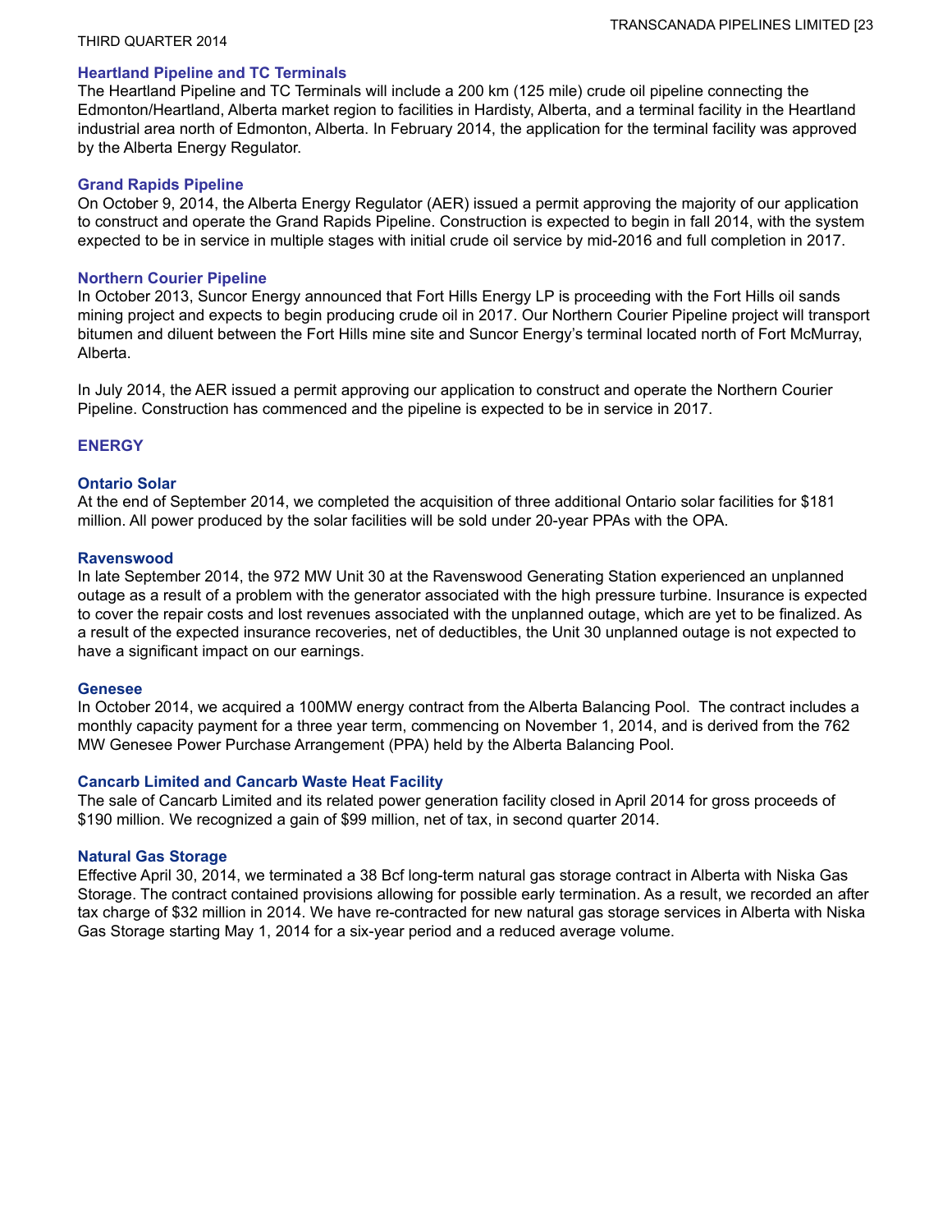### Heartland Pipeline and TC Terminals

The Heartland Pipeline and TC Terminals will include a 200 km (125 mile) crude oil pipeline connecting the Edmonton/Heartland, Alberta market region to facilities in Hardisty, Alberta, and a terminal facility in the Heartland industrial area north of Edmonton, Alberta. In February 2014, the application for the terminal facility was approved by the Alberta Energy Regulator.

### Grand Rapids Pipeline

On October 9, 2014, the Alberta Energy Regulator (AER) issued a permit approving the majority of our application to construct and operate the Grand Rapids Pipeline. Construction is expected to begin in fall 2014, with the system expected to be in service in multiple stages with initial crude oil service by mid-2016 and full completion in 2017.

### Northern Courier Pipeline

In October 2013, Suncor Energy announced that Fort Hills Energy LP is proceeding with the Fort Hills oil sands mining project and expects to begin producing crude oil in 2017. Our Northern Courier Pipeline project will transport bitumen and diluent between the Fort Hills mine site and Suncor Energy's terminal located north of Fort McMurray, Alberta.

In July 2014, the AER issued a permit approving our application to construct and operate the Northern Courier Pipeline. Construction has commenced and the pipeline is expected to be in service in 2017.

## ENERGY

### Ontario Solar

At the end of September 2014, we completed the acquisition of three additional Ontario solar facilities for $181 million. All power produced by the solar facilities will be sold under 20-year PPAs with the OPA.

### Ravenswood

In late September 2014, the 972 MW Unit 30 at the Ravenswood Generating Station experienced an unplanned outage as a result of a problem with the generator associated with the high pressure turbine. Insurance is expected to cover the repair costs and lost revenues associated with the unplanned outage, which are yet to be finalized. As a result of the expected insurance recoveries, net of deductibles, the Unit 30 unplanned outage is not expected to have a significant impact on our earnings.

### Genesee

In October 2014, we acquired a 100MW energy contract from the Alberta Balancing Pool. The contract includes a monthly capacity payment for a three year term, commencing on November 1, 2014, and is derived from the 762 MW Genesee Power Purchase Arrangement (PPA) held by the Alberta Balancing Pool.

### Cancarb Limited and Cancarb Waste Heat Facility

The sale of Cancarb Limited and its related power generation facility closed in April 2014 for gross proceeds of $190 million. We recognized a gain of $99 million, net of tax, in second quarter 2014.

### Natural Gas Storage

Effective April 30, 2014, we terminated a 38 Bcf long-term natural gas storage contract in Alberta with Niska Gas Storage. The contract contained provisions allowing for possible early termination. As a result, we recorded an after tax charge of $32 million in 2014. We have re-contracted for new natural gas storage services in Alberta with Niska Gas Storage starting May 1, 2014 for a six-year period and a reduced average volume.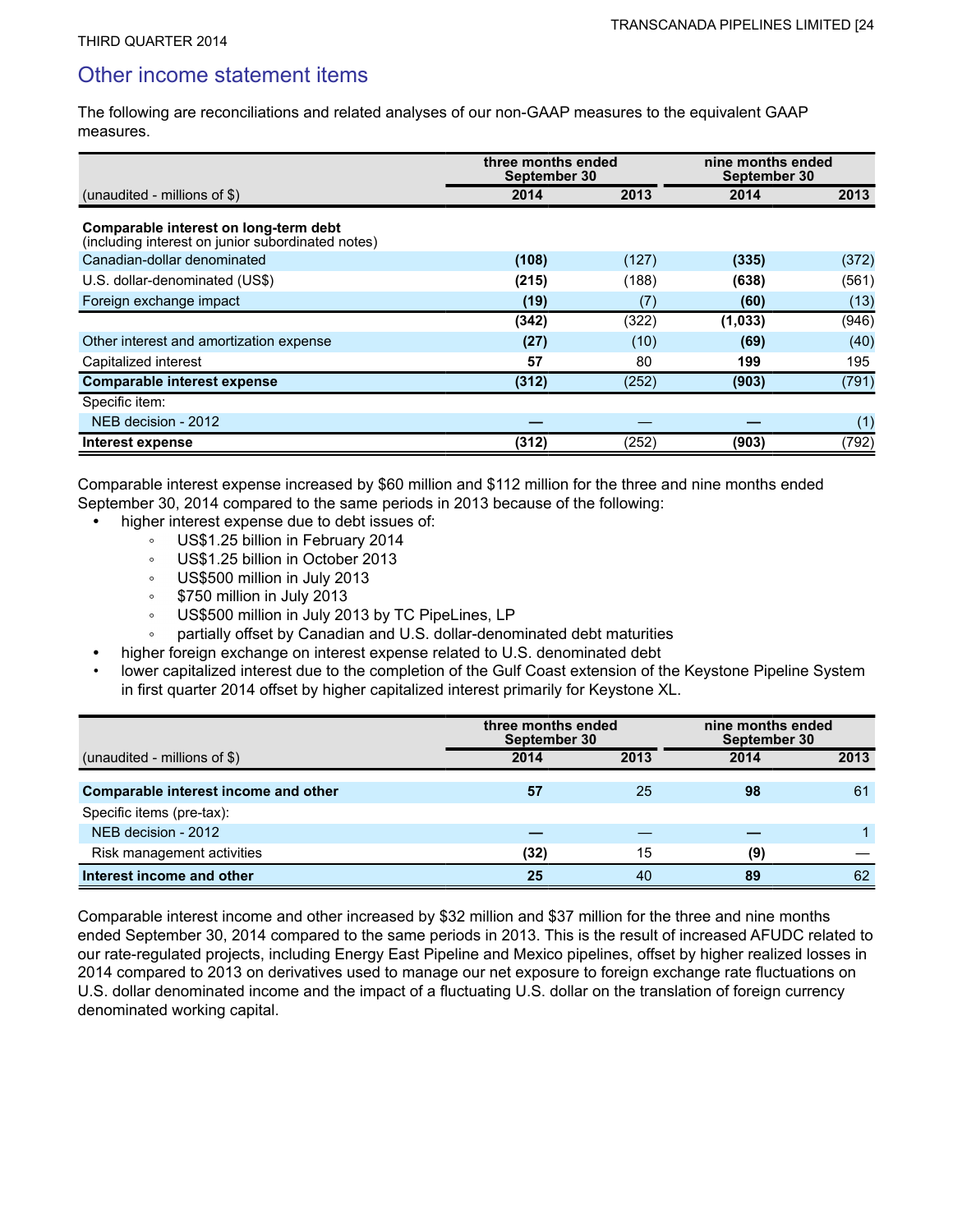## Other income statement items

The following are reconciliations and related analyses of our non-GAAP measures to the equivalent GAAP measures.

| (unaudited - millions of $) | three months ended September 30 2014 | three months ended September 30 2013 | nine months ended September 30 2014 | nine months ended September 30 2013 |
|---|---|---|---|---|
| **Comparable interest on long-term debt** (including interest on junior subordinated notes) | | | | |
| Canadian-dollar denominated | **(108)** | (127) | **(335)** | (372) |
| U.S. dollar-denominated (US$) | **(215)** | (188) | **(638)** | (561) |
| Foreign exchange impact | **(19)** | (7) | **(60)** | (13) |
| | **(342)** | (322) | **(1,033)** | (946) |
| Other interest and amortization expense | **(27)** | (10) | **(69)** | (40) |
| Capitalized interest | **57** | 80 | **199** | 195 |
| **Comparable interest expense** | **(312)** | (252) | **(903)** | (791) |
| Specific item: | | | | |
| NEB decision - 2012 | **—** | — | **—** | (1) |
| **Interest expense** | **(312)** | (252) | **(903)** | (792) |

Comparable interest expense increased by $60 million and $112 million for the three and nine months ended September 30, 2014 compared to the same periods in 2013 because of the following:

- higher interest expense due to debt issues of:
  - US$1.25 billion in February 2014
  - US$1.25 billion in October 2013
  - US$500 million in July 2013
  - $750 million in July 2013
  - US$500 million in July 2013 by TC PipeLines, LP
  - partially offset by Canadian and U.S. dollar-denominated debt maturities
- higher foreign exchange on interest expense related to U.S. denominated debt
- lower capitalized interest due to the completion of the Gulf Coast extension of the Keystone Pipeline System in first quarter 2014 offset by higher capitalized interest primarily for Keystone XL.

| (unaudited - millions of $) | three months ended September 30 2014 | three months ended September 30 2013 | nine months ended September 30 2014 | nine months ended September 30 2013 |
|---|---|---|---|---|
| **Comparable interest income and other** | **57** | 25 | **98** | 61 |
| Specific items (pre-tax): | | | | |
| NEB decision - 2012 | **—** | — | **—** | 1 |
| Risk management activities | **(32)** | 15 | **(9)** | — |
| **Interest income and other** | **25** | 40 | **89** | 62 |

Comparable interest income and other increased by $32 million and $37 million for the three and nine months ended September 30, 2014 compared to the same periods in 2013. This is the result of increased AFUDC related to our rate-regulated projects, including Energy East Pipeline and Mexico pipelines, offset by higher realized losses in 2014 compared to 2013 on derivatives used to manage our net exposure to foreign exchange rate fluctuations on U.S. dollar denominated income and the impact of a fluctuating U.S. dollar on the translation of foreign currency denominated working capital.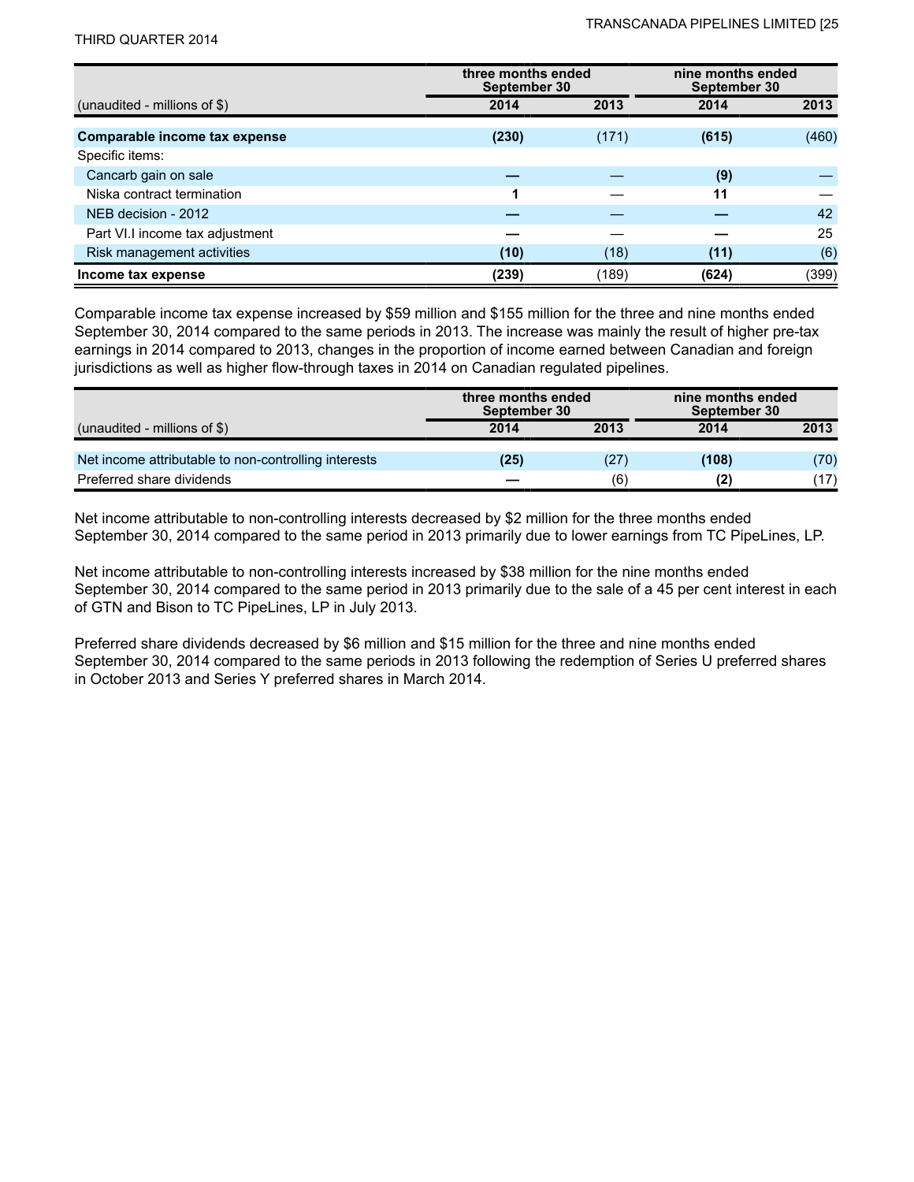| (unaudited - millions of $) | three months ended September 30 | | nine months ended September 30 | |
|---|---|---|---|---|
| | **2014** | 2013 | **2014** | 2013 |
| **Comparable income tax expense** | **(230)** | (171) | **(615)** | (460) |
| Specific items: | | | | |
| Cancarb gain on sale | **—** | — | **(9)** | — |
| Niska contract termination | **1** | — | **11** | — |
| NEB decision - 2012 | **—** | — | **—** | 42 |
| Part VI.I income tax adjustment | **—** | — | **—** | 25 |
| Risk management activities | **(10)** | (18) | **(11)** | (6) |
| **Income tax expense** | **(239)** | (189) | **(624)** | (399) |

Comparable income tax expense increased by $59 million and $155 million for the three and nine months ended September 30, 2014 compared to the same periods in 2013. The increase was mainly the result of higher pre-tax earnings in 2014 compared to 2013, changes in the proportion of income earned between Canadian and foreign jurisdictions as well as higher flow-through taxes in 2014 on Canadian regulated pipelines.

| (unaudited - millions of $) | three months ended September 30 | | nine months ended September 30 | |
|---|---|---|---|---|
| | **2014** | 2013 | **2014** | 2013 |
| Net income attributable to non-controlling interests | **(25)** | (27) | **(108)** | (70) |
| Preferred share dividends | **—** | (6) | **(2)** | (17) |

Net income attributable to non-controlling interests decreased by $2 million for the three months ended September 30, 2014 compared to the same period in 2013 primarily due to lower earnings from TC PipeLines, LP.

Net income attributable to non-controlling interests increased by $38 million for the nine months ended September 30, 2014 compared to the same period in 2013 primarily due to the sale of a 45 per cent interest in each of GTN and Bison to TC PipeLines, LP in July 2013.

Preferred share dividends decreased by $6 million and $15 million for the three and nine months ended September 30, 2014 compared to the same periods in 2013 following the redemption of Series U preferred shares in October 2013 and Series Y preferred shares in March 2014.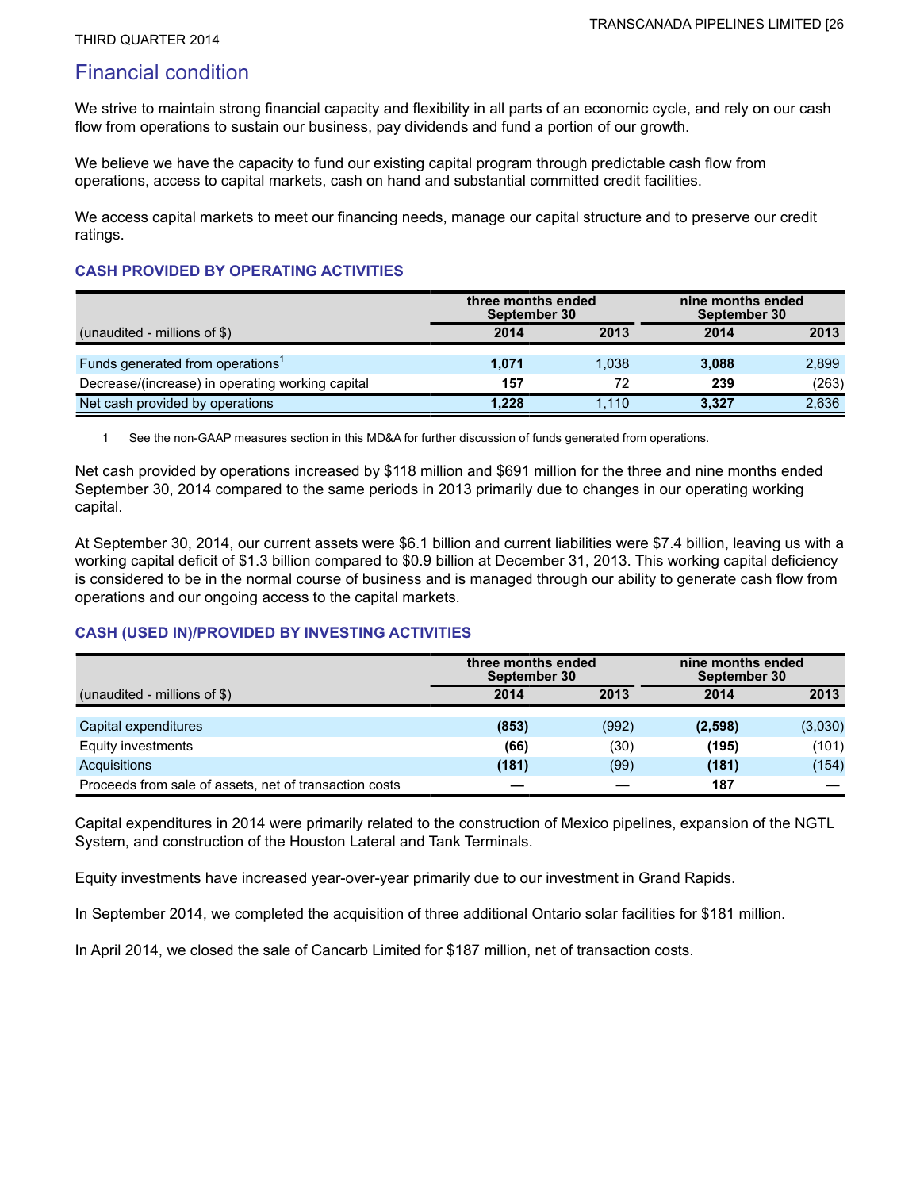# Financial condition

We strive to maintain strong financial capacity and flexibility in all parts of an economic cycle, and rely on our cash flow from operations to sustain our business, pay dividends and fund a portion of our growth.

We believe we have the capacity to fund our existing capital program through predictable cash flow from operations, access to capital markets, cash on hand and substantial committed credit facilities.

We access capital markets to meet our financing needs, manage our capital structure and to preserve our credit ratings.

### CASH PROVIDED BY OPERATING ACTIVITIES

| | three months ended September 30 | | nine months ended September 30 | |
|---|---|---|---|---|
| (unaudited - millions of $) | 2014 | 2013 | 2014 | 2013 |
| Funds generated from operations[1] | **1,071** | 1,038 | **3,088** | 2,899 |
| Decrease/(increase) in operating working capital | **157** | 72 | **239** | (263) |
| Net cash provided by operations | **1,228** | 1,110 | **3,327** | 2,636 |

1 See the non-GAAP measures section in this MD&A for further discussion of funds generated from operations.

Net cash provided by operations increased by $118 million and $691 million for the three and nine months ended September 30, 2014 compared to the same periods in 2013 primarily due to changes in our operating working capital.

At September 30, 2014, our current assets were $6.1 billion and current liabilities were $7.4 billion, leaving us with a working capital deficit of $1.3 billion compared to $0.9 billion at December 31, 2013. This working capital deficiency is considered to be in the normal course of business and is managed through our ability to generate cash flow from operations and our ongoing access to the capital markets.

### CASH (USED IN)/PROVIDED BY INVESTING ACTIVITIES

| | three months ended September 30 | | nine months ended September 30 | |
|---|---|---|---|---|
| (unaudited - millions of $) | 2014 | 2013 | 2014 | 2013 |
| Capital expenditures | **(853)** | (992) | **(2,598)** | (3,030) |
| Equity investments | **(66)** | (30) | **(195)** | (101) |
| Acquisitions | **(181)** | (99) | **(181)** | (154) |
| Proceeds from sale of assets, net of transaction costs | **—** | — | **187** | — |

Capital expenditures in 2014 were primarily related to the construction of Mexico pipelines, expansion of the NGTL System, and construction of the Houston Lateral and Tank Terminals.

Equity investments have increased year-over-year primarily due to our investment in Grand Rapids.

In September 2014, we completed the acquisition of three additional Ontario solar facilities for $181 million.

In April 2014, we closed the sale of Cancarb Limited for $187 million, net of transaction costs.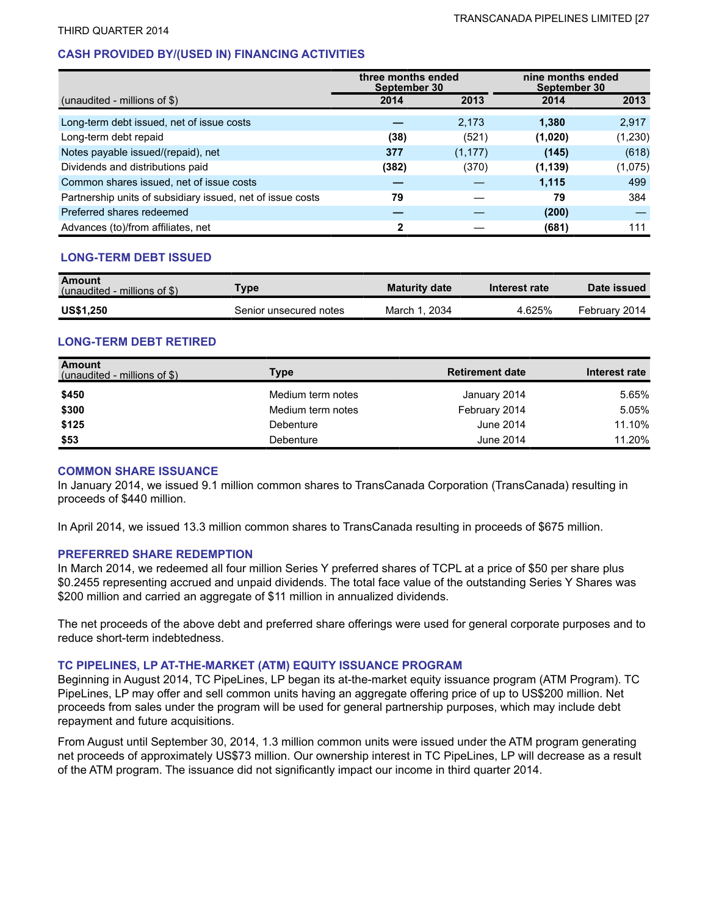THIRD QUARTER 2014

## CASH PROVIDED BY/(USED IN) FINANCING ACTIVITIES

| | three months ended September 30 | | nine months ended September 30 | |
|---|---|---|---|---|
| (unaudited - millions of $) | **2014** | 2013 | **2014** | 2013 |
| Long-term debt issued, net of issue costs | **—** | 2,173 | **1,380** | 2,917 |
| Long-term debt repaid | **(38)** | (521) | **(1,020)** | (1,230) |
| Notes payable issued/(repaid), net | **377** | (1,177) | **(145)** | (618) |
| Dividends and distributions paid | **(382)** | (370) | **(1,139)** | (1,075) |
| Common shares issued, net of issue costs | **—** | — | **1,115** | 499 |
| Partnership units of subsidiary issued, net of issue costs | **79** | — | **79** | 384 |
| Preferred shares redeemed | **—** | — | **(200)** | — |
| Advances (to)/from affiliates, net | **2** | — | **(681)** | 111 |

## LONG-TERM DEBT ISSUED

| Amount (unaudited - millions of $) | Type | Maturity date | Interest rate | Date issued |
|---|---|---|---|---|
| **US$1,250** | Senior unsecured notes | March 1, 2034 | 4.625% | February 2014 |

## LONG-TERM DEBT RETIRED

| Amount (unaudited - millions of $) | Type | Retirement date | Interest rate |
|---|---|---|---|
| **$450** | Medium term notes | January 2014 | 5.65% |
| **$300** | Medium term notes | February 2014 | 5.05% |
| **$125** | Debenture | June 2014 | 11.10% |
| **$53** | Debenture | June 2014 | 11.20% |

### COMMON SHARE ISSUANCE

In January 2014, we issued 9.1 million common shares to TransCanada Corporation (TransCanada) resulting in proceeds of $440 million.

In April 2014, we issued 13.3 million common shares to TransCanada resulting in proceeds of $675 million.

### PREFERRED SHARE REDEMPTION

In March 2014, we redeemed all four million Series Y preferred shares of TCPL at a price of $50 per share plus $0.2455 representing accrued and unpaid dividends. The total face value of the outstanding Series Y Shares was $200 million and carried an aggregate of $11 million in annualized dividends.

The net proceeds of the above debt and preferred share offerings were used for general corporate purposes and to reduce short-term indebtedness.

### TC PIPELINES, LP AT-THE-MARKET (ATM) EQUITY ISSUANCE PROGRAM

Beginning in August 2014, TC PipeLines, LP began its at-the-market equity issuance program (ATM Program). TC PipeLines, LP may offer and sell common units having an aggregate offering price of up to US$200 million. Net proceeds from sales under the program will be used for general partnership purposes, which may include debt repayment and future acquisitions.

From August until September 30, 2014, 1.3 million common units were issued under the ATM program generating net proceeds of approximately US$73 million. Our ownership interest in TC PipeLines, LP will decrease as a result of the ATM program. The issuance did not significantly impact our income in third quarter 2014.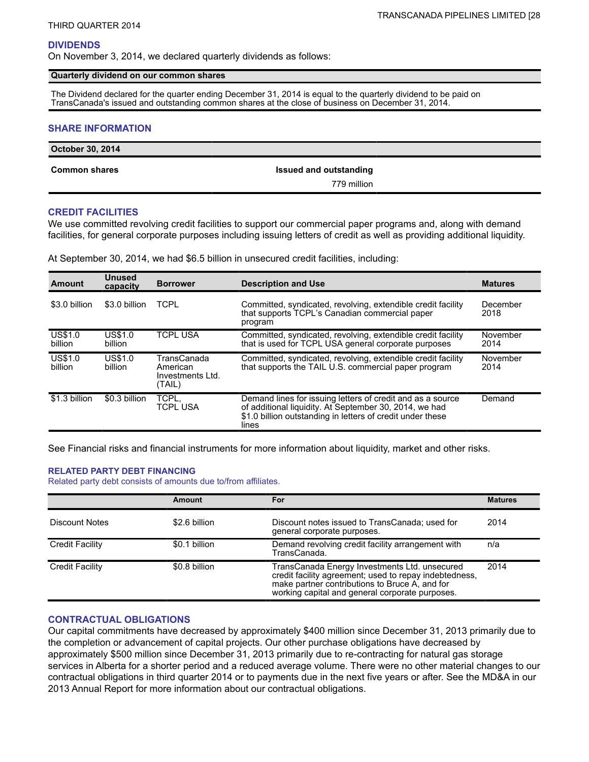## DIVIDENDS

On November 3, 2014, we declared quarterly dividends as follows:

| Quarterly dividend on our common shares |
|---|
| The Dividend declared for the quarter ending December 31, 2014 is equal to the quarterly dividend to be paid on TransCanada's issued and outstanding common shares at the close of business on December 31, 2014. |

## SHARE INFORMATION

| October 30, 2014 | |
|---|---|
| **Common shares** | **Issued and outstanding** |
| | 779 million |

## CREDIT FACILITIES

We use committed revolving credit facilities to support our commercial paper programs and, along with demand facilities, for general corporate purposes including issuing letters of credit as well as providing additional liquidity.

At September 30, 2014, we had $6.5 billion in unsecured credit facilities, including:

| Amount | Unused capacity | Borrower | Description and Use | Matures |
|---|---|---|---|---|
| $3.0 billion | $3.0 billion | TCPL | Committed, syndicated, revolving, extendible credit facility that supports TCPL's Canadian commercial paper program | December 2018 |
| US$1.0 billion | US$1.0 billion | TCPL USA | Committed, syndicated, revolving, extendible credit facility that is used for TCPL USA general corporate purposes | November 2014 |
| US$1.0 billion | US$1.0 billion | TransCanada American Investments Ltd. (TAIL) | Committed, syndicated, revolving, extendible credit facility that supports the TAIL U.S. commercial paper program | November 2014 |
| $1.3 billion | $0.3 billion | TCPL, TCPL USA | Demand lines for issuing letters of credit and as a source of additional liquidity. At September 30, 2014, we had $1.0 billion outstanding in letters of credit under these lines | Demand |

See Financial risks and financial instruments for more information about liquidity, market and other risks.

### RELATED PARTY DEBT FINANCING

Related party debt consists of amounts due to/from affiliates.

| | Amount | For | Matures |
|---|---|---|---|
| Discount Notes | $2.6 billion | Discount notes issued to TransCanada; used for general corporate purposes. | 2014 |
| Credit Facility | $0.1 billion | Demand revolving credit facility arrangement with TransCanada. | n/a |
| Credit Facility | $0.8 billion | TransCanada Energy Investments Ltd. unsecured credit facility agreement; used to repay indebtedness, make partner contributions to Bruce A, and for working capital and general corporate purposes. | 2014 |

## CONTRACTUAL OBLIGATIONS

Our capital commitments have decreased by approximately $400 million since December 31, 2013 primarily due to the completion or advancement of capital projects. Our other purchase obligations have decreased by approximately $500 million since December 31, 2013 primarily due to re-contracting for natural gas storage services in Alberta for a shorter period and a reduced average volume. There were no other material changes to our contractual obligations in third quarter 2014 or to payments due in the next five years or after. See the MD&A in our 2013 Annual Report for more information about our contractual obligations.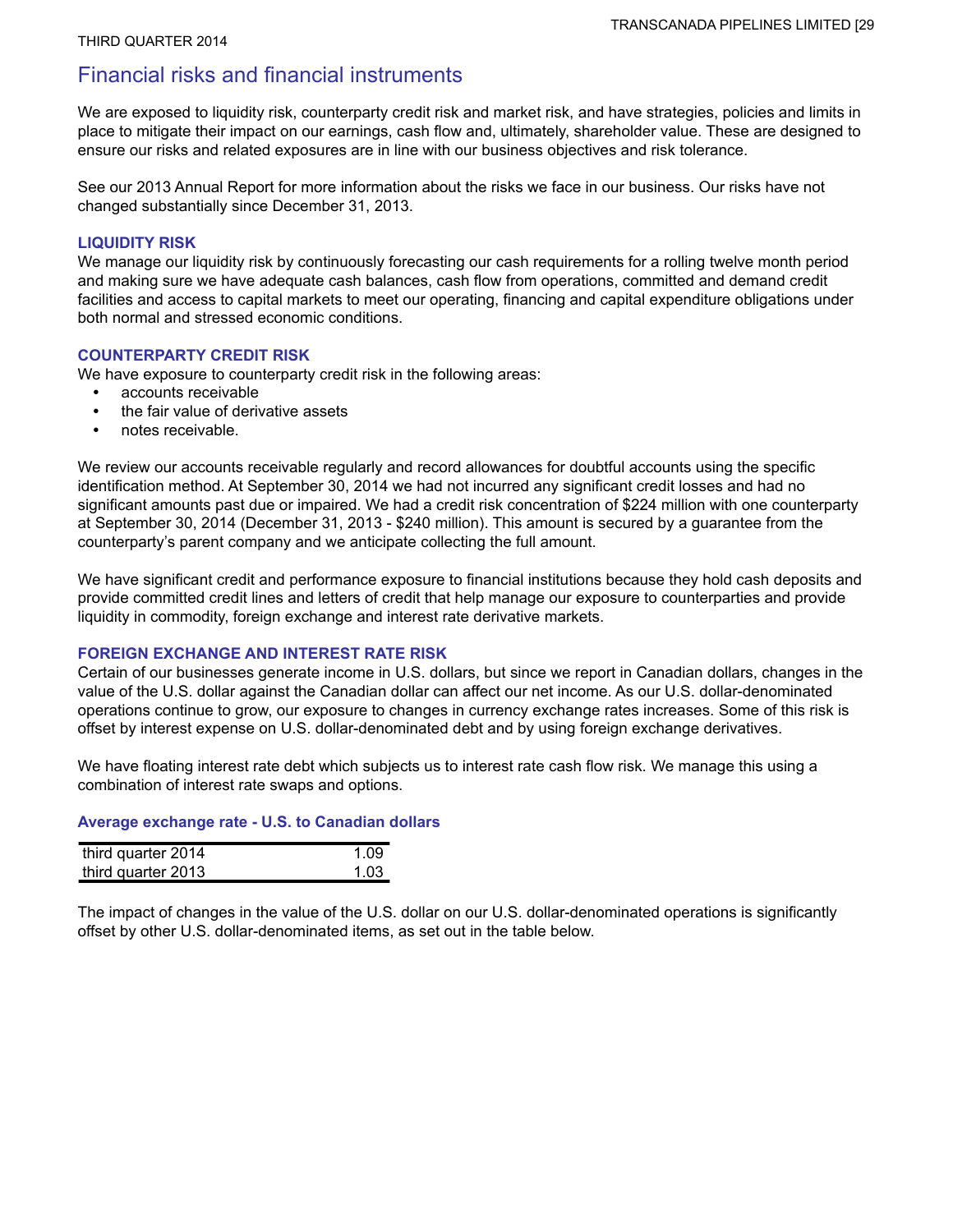# Financial risks and financial instruments

We are exposed to liquidity risk, counterparty credit risk and market risk, and have strategies, policies and limits in place to mitigate their impact on our earnings, cash flow and, ultimately, shareholder value. These are designed to ensure our risks and related exposures are in line with our business objectives and risk tolerance.

See our 2013 Annual Report for more information about the risks we face in our business. Our risks have not changed substantially since December 31, 2013.

### LIQUIDITY RISK

We manage our liquidity risk by continuously forecasting our cash requirements for a rolling twelve month period and making sure we have adequate cash balances, cash flow from operations, committed and demand credit facilities and access to capital markets to meet our operating, financing and capital expenditure obligations under both normal and stressed economic conditions.

### COUNTERPARTY CREDIT RISK

We have exposure to counterparty credit risk in the following areas:

- accounts receivable
- the fair value of derivative assets
- notes receivable.

We review our accounts receivable regularly and record allowances for doubtful accounts using the specific identification method. At September 30, 2014 we had not incurred any significant credit losses and had no significant amounts past due or impaired. We had a credit risk concentration of $224 million with one counterparty at September 30, 2014 (December 31, 2013 - $240 million). This amount is secured by a guarantee from the counterparty's parent company and we anticipate collecting the full amount.

We have significant credit and performance exposure to financial institutions because they hold cash deposits and provide committed credit lines and letters of credit that help manage our exposure to counterparties and provide liquidity in commodity, foreign exchange and interest rate derivative markets.

### FOREIGN EXCHANGE AND INTEREST RATE RISK

Certain of our businesses generate income in U.S. dollars, but since we report in Canadian dollars, changes in the value of the U.S. dollar against the Canadian dollar can affect our net income. As our U.S. dollar-denominated operations continue to grow, our exposure to changes in currency exchange rates increases. Some of this risk is offset by interest expense on U.S. dollar-denominated debt and by using foreign exchange derivatives.

We have floating interest rate debt which subjects us to interest rate cash flow risk. We manage this using a combination of interest rate swaps and options.

#### Average exchange rate - U.S. to Canadian dollars

| | |
|---|---|
| third quarter 2014 | 1.09 |
| third quarter 2013 | 1.03 |

The impact of changes in the value of the U.S. dollar on our U.S. dollar-denominated operations is significantly offset by other U.S. dollar-denominated items, as set out in the table below.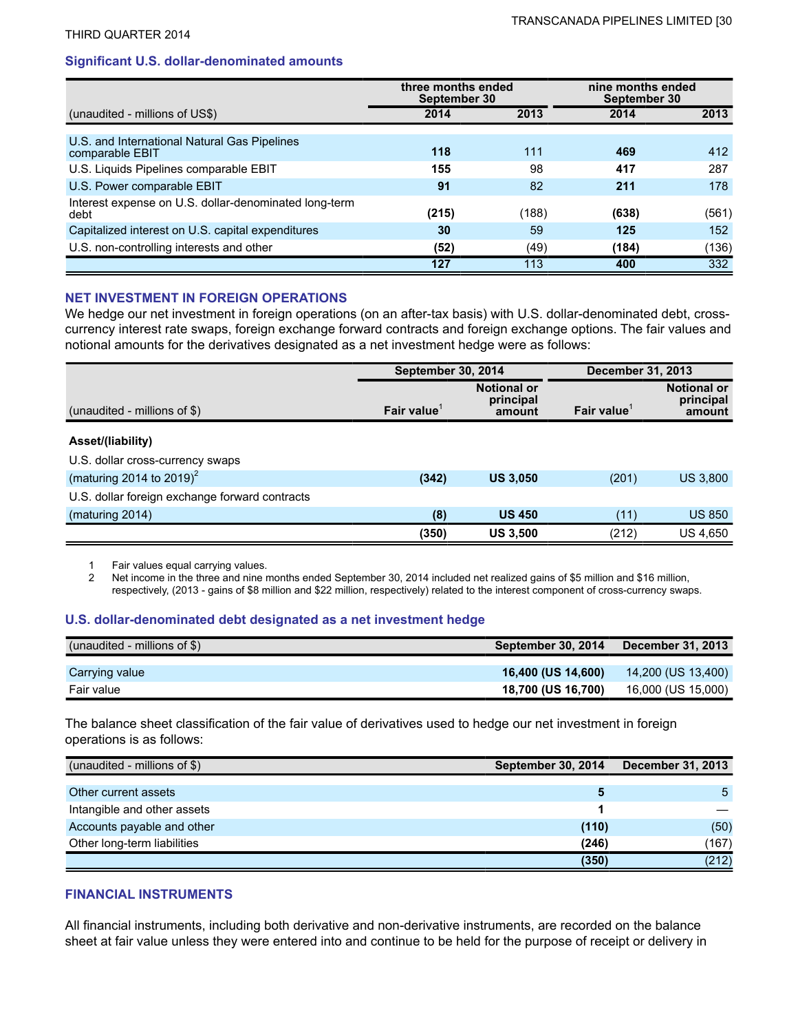### Significant U.S. dollar-denominated amounts

| (unaudited - millions of US$) | three months ended September 30 | | nine months ended September 30 | |
|---|---|---|---|---|
| | **2014** | 2013 | **2014** | 2013 |
| U.S. and International Natural Gas Pipelines comparable EBIT | **118** | 111 | **469** | 412 |
| U.S. Liquids Pipelines comparable EBIT | **155** | 98 | **417** | 287 |
| U.S. Power comparable EBIT | **91** | 82 | **211** | 178 |
| Interest expense on U.S. dollar-denominated long-term debt | **(215)** | (188) | **(638)** | (561) |
| Capitalized interest on U.S. capital expenditures | **30** | 59 | **125** | 152 |
| U.S. non-controlling interests and other | **(52)** | (49) | **(184)** | (136) |
| | **127** | 113 | **400** | 332 |

## NET INVESTMENT IN FOREIGN OPERATIONS

We hedge our net investment in foreign operations (on an after-tax basis) with U.S. dollar-denominated debt, cross-currency interest rate swaps, foreign exchange forward contracts and foreign exchange options. The fair values and notional amounts for the derivatives designated as a net investment hedge were as follows:

| (unaudited - millions of $) | September 30, 2014 | | December 31, 2013 | |
|---|---|---|---|---|
| | Fair value[1] | Notional or principal amount | Fair value[1] | Notional or principal amount |
| **Asset/(liability)** | | | | |
| U.S. dollar cross-currency swaps | | | | |
| (maturing 2014 to 2019)[2] | **(342)** | **US 3,050** | (201) | US 3,800 |
| U.S. dollar foreign exchange forward contracts | | | | |
| (maturing 2014) | **(8)** | **US 450** | (11) | US 850 |
| | **(350)** | **US 3,500** | (212) | US 4,650 |

1 Fair values equal carrying values.
2 Net income in the three and nine months ended September 30, 2014 included net realized gains of $5 million and $16 million, respectively, (2013 - gains of $8 million and $22 million, respectively) related to the interest component of cross-currency swaps.

### U.S. dollar-denominated debt designated as a net investment hedge

| (unaudited - millions of $) | September 30, 2014 | December 31, 2013 |
|---|---|---|
| Carrying value | **16,400 (US 14,600)** | 14,200 (US 13,400) |
| Fair value | **18,700 (US 16,700)** | 16,000 (US 15,000) |

The balance sheet classification of the fair value of derivatives used to hedge our net investment in foreign operations is as follows:

| (unaudited - millions of $) | September 30, 2014 | December 31, 2013 |
|---|---|---|
| Other current assets | **5** | 5 |
| Intangible and other assets | **1** | — |
| Accounts payable and other | **(110)** | (50) |
| Other long-term liabilities | **(246)** | (167) |
| | **(350)** | (212) |

## FINANCIAL INSTRUMENTS

All financial instruments, including both derivative and non-derivative instruments, are recorded on the balance sheet at fair value unless they were entered into and continue to be held for the purpose of receipt or delivery in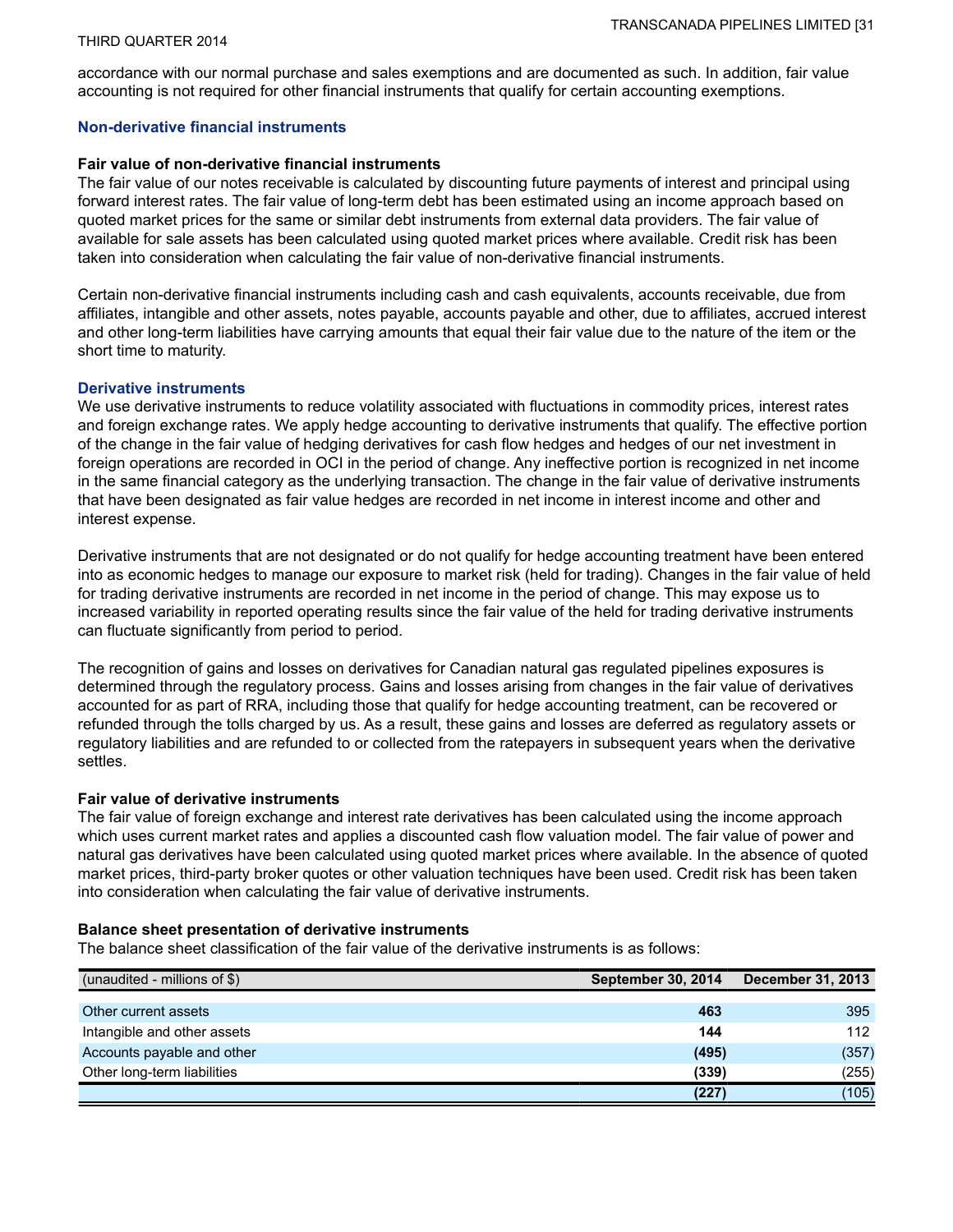accordance with our normal purchase and sales exemptions and are documented as such. In addition, fair value accounting is not required for other financial instruments that qualify for certain accounting exemptions.

## Non-derivative financial instruments

**Fair value of non-derivative financial instruments**

The fair value of our notes receivable is calculated by discounting future payments of interest and principal using forward interest rates. The fair value of long-term debt has been estimated using an income approach based on quoted market prices for the same or similar debt instruments from external data providers. The fair value of available for sale assets has been calculated using quoted market prices where available. Credit risk has been taken into consideration when calculating the fair value of non-derivative financial instruments.

Certain non-derivative financial instruments including cash and cash equivalents, accounts receivable, due from affiliates, intangible and other assets, notes payable, accounts payable and other, due to affiliates, accrued interest and other long-term liabilities have carrying amounts that equal their fair value due to the nature of the item or the short time to maturity.

## Derivative instruments

We use derivative instruments to reduce volatility associated with fluctuations in commodity prices, interest rates and foreign exchange rates. We apply hedge accounting to derivative instruments that qualify. The effective portion of the change in the fair value of hedging derivatives for cash flow hedges and hedges of our net investment in foreign operations are recorded in OCI in the period of change. Any ineffective portion is recognized in net income in the same financial category as the underlying transaction. The change in the fair value of derivative instruments that have been designated as fair value hedges are recorded in net income in interest income and other and interest expense.

Derivative instruments that are not designated or do not qualify for hedge accounting treatment have been entered into as economic hedges to manage our exposure to market risk (held for trading). Changes in the fair value of held for trading derivative instruments are recorded in net income in the period of change. This may expose us to increased variability in reported operating results since the fair value of the held for trading derivative instruments can fluctuate significantly from period to period.

The recognition of gains and losses on derivatives for Canadian natural gas regulated pipelines exposures is determined through the regulatory process. Gains and losses arising from changes in the fair value of derivatives accounted for as part of RRA, including those that qualify for hedge accounting treatment, can be recovered or refunded through the tolls charged by us. As a result, these gains and losses are deferred as regulatory assets or regulatory liabilities and are refunded to or collected from the ratepayers in subsequent years when the derivative settles.

**Fair value of derivative instruments**

The fair value of foreign exchange and interest rate derivatives has been calculated using the income approach which uses current market rates and applies a discounted cash flow valuation model. The fair value of power and natural gas derivatives have been calculated using quoted market prices where available. In the absence of quoted market prices, third-party broker quotes or other valuation techniques have been used. Credit risk has been taken into consideration when calculating the fair value of derivative instruments.

**Balance sheet presentation of derivative instruments**

The balance sheet classification of the fair value of the derivative instruments is as follows:

| (unaudited - millions of $) | September 30, 2014 | December 31, 2013 |
|---|---|---|
| Other current assets | **463** | 395 |
| Intangible and other assets | **144** | 112 |
| Accounts payable and other | **(495)** | (357) |
| Other long-term liabilities | **(339)** | (255) |
| | **(227)** | (105) |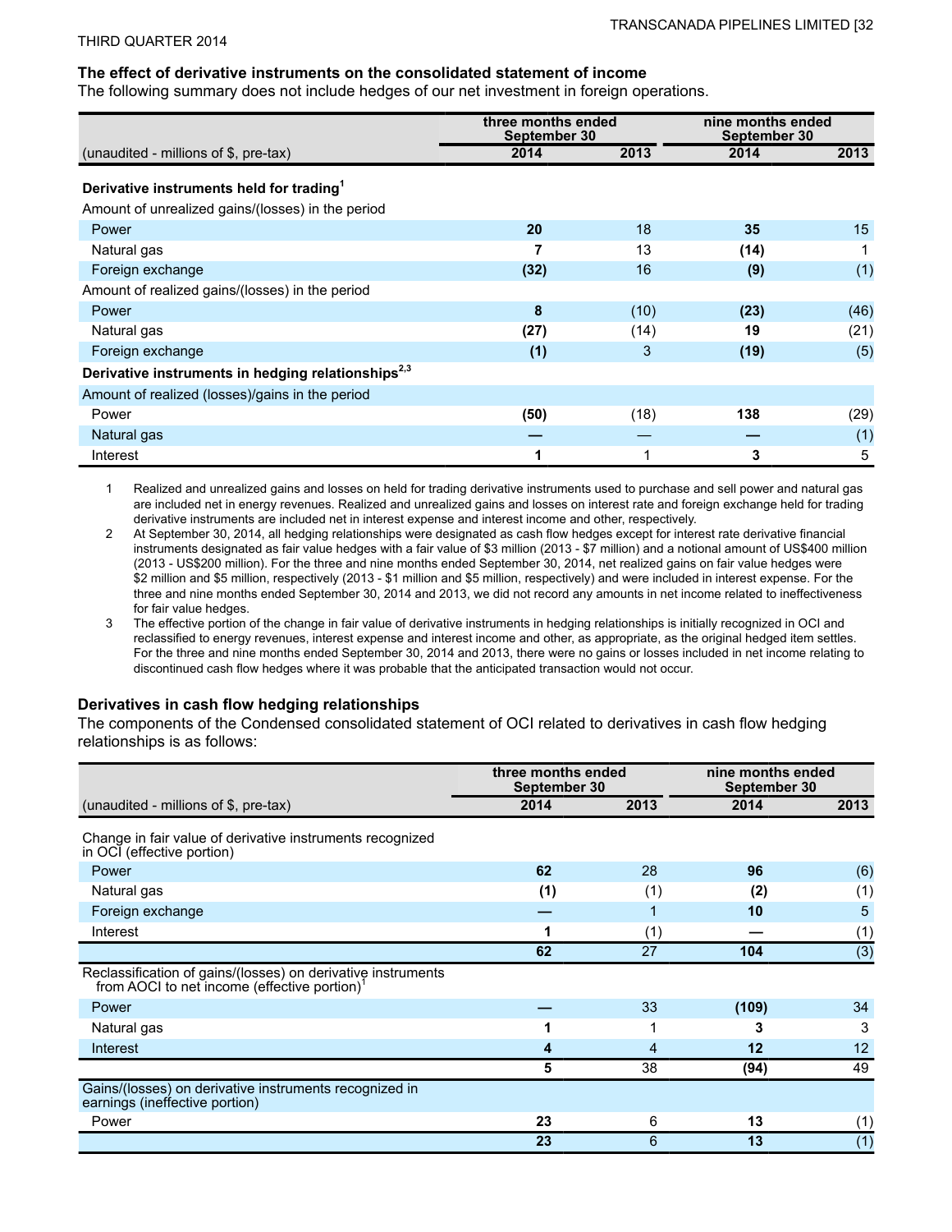## The effect of derivative instruments on the consolidated statement of income

The following summary does not include hedges of our net investment in foreign operations.

| (unaudited - millions of $, pre-tax) | three months ended September 30 | | nine months ended September 30 | |
|---|---|---|---|---|
| | **2014** | 2013 | **2014** | 2013 |
| **Derivative instruments held for trading[1]** | | | | |
| Amount of unrealized gains/(losses) in the period | | | | |
| Power | **20** | 18 | **35** | 15 |
| Natural gas | **7** | 13 | **(14)** | 1 |
| Foreign exchange | **(32)** | 16 | **(9)** | (1) |
| Amount of realized gains/(losses) in the period | | | | |
| Power | **8** | (10) | **(23)** | (46) |
| Natural gas | **(27)** | (14) | **19** | (21) |
| Foreign exchange | **(1)** | 3 | **(19)** | (5) |
| **Derivative instruments in hedging relationships[2,3]** | | | | |
| Amount of realized (losses)/gains in the period | | | | |
| Power | **(50)** | (18) | **138** | (29) |
| Natural gas | **—** | — | **—** | (1) |
| Interest | **1** | 1 | **3** | 5 |

1. Realized and unrealized gains and losses on held for trading derivative instruments used to purchase and sell power and natural gas are included net in energy revenues. Realized and unrealized gains and losses on interest rate and foreign exchange held for trading derivative instruments are included net in interest expense and interest income and other, respectively.
2. At September 30, 2014, all hedging relationships were designated as cash flow hedges except for interest rate derivative financial instruments designated as fair value hedges with a fair value of $3 million (2013 - $7 million) and a notional amount of US$400 million (2013 - US$200 million). For the three and nine months ended September 30, 2014, net realized gains on fair value hedges were $2 million and $5 million, respectively (2013 - $1 million and $5 million, respectively) and were included in interest expense. For the three and nine months ended September 30, 2014 and 2013, we did not record any amounts in net income related to ineffectiveness for fair value hedges.
3. The effective portion of the change in fair value of derivative instruments in hedging relationships is initially recognized in OCI and reclassified to energy revenues, interest expense and interest income and other, as appropriate, as the original hedged item settles. For the three and nine months ended September 30, 2014 and 2013, there were no gains or losses included in net income relating to discontinued cash flow hedges where it was probable that the anticipated transaction would not occur.

## Derivatives in cash flow hedging relationships

The components of the Condensed consolidated statement of OCI related to derivatives in cash flow hedging relationships is as follows:

| (unaudited - millions of $, pre-tax) | three months ended September 30 | | nine months ended September 30 | |
|---|---|---|---|---|
| | **2014** | 2013 | **2014** | 2013 |
| Change in fair value of derivative instruments recognized in OCI (effective portion) | | | | |
| Power | **62** | 28 | **96** | (6) |
| Natural gas | **(1)** | (1) | **(2)** | (1) |
| Foreign exchange | **—** | 1 | **10** | 5 |
| Interest | **1** | (1) | **—** | (1) |
| | **62** | 27 | **104** | (3) |
| Reclassification of gains/(losses) on derivative instruments from AOCI to net income (effective portion)[1] | | | | |
| Power | **—** | 33 | **(109)** | 34 |
| Natural gas | **1** | 1 | **3** | 3 |
| Interest | **4** | 4 | **12** | 12 |
| | **5** | 38 | **(94)** | 49 |
| Gains/(losses) on derivative instruments recognized in earnings (ineffective portion) | | | | |
| Power | **23** | 6 | **13** | (1) |
| | **23** | 6 | **13** | (1) |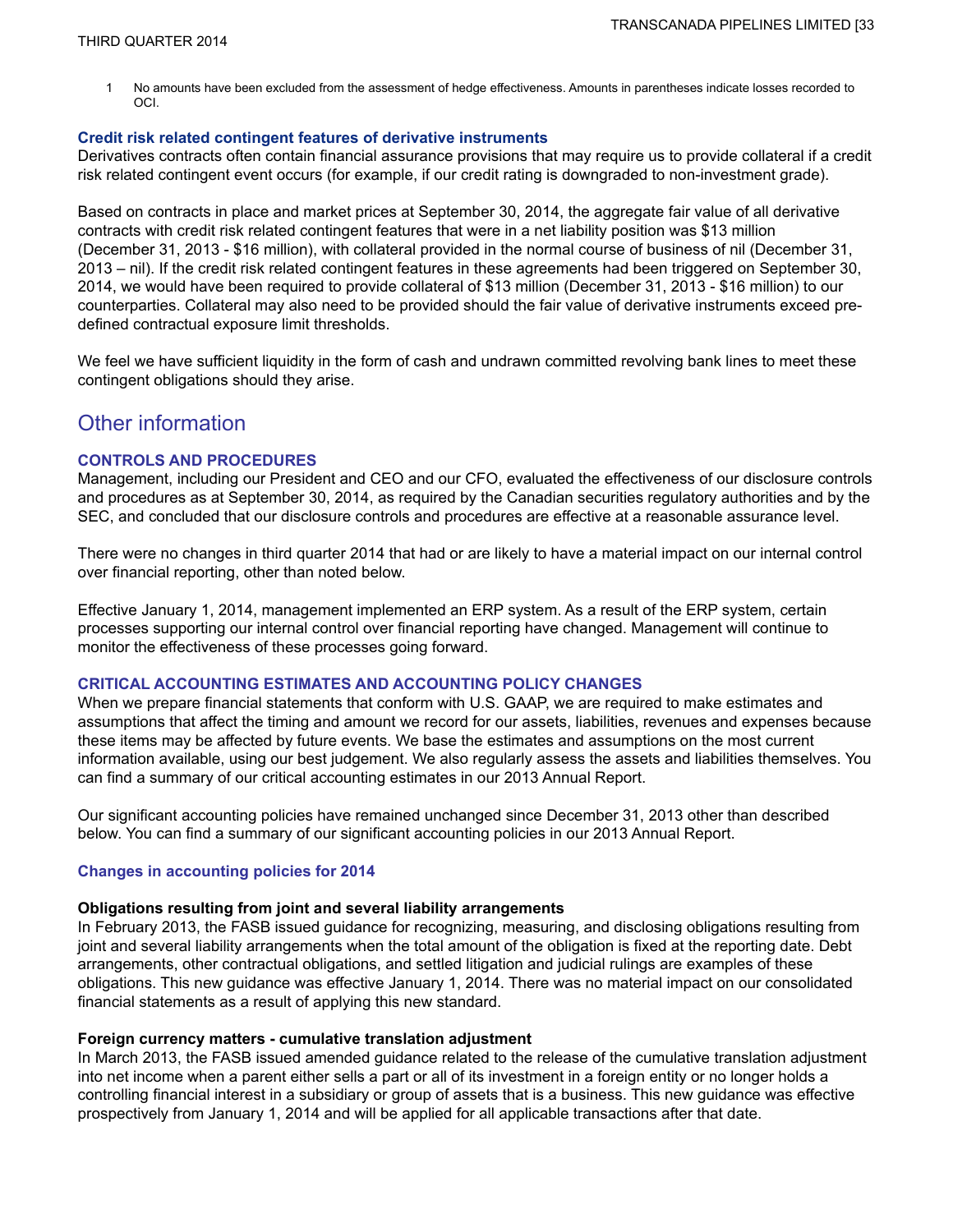1 No amounts have been excluded from the assessment of hedge effectiveness. Amounts in parentheses indicate losses recorded to OCI.

### Credit risk related contingent features of derivative instruments

Derivatives contracts often contain financial assurance provisions that may require us to provide collateral if a credit risk related contingent event occurs (for example, if our credit rating is downgraded to non-investment grade).

Based on contracts in place and market prices at September 30, 2014, the aggregate fair value of all derivative contracts with credit risk related contingent features that were in a net liability position was $13 million (December 31, 2013 - $16 million), with collateral provided in the normal course of business of nil (December 31, 2013 – nil). If the credit risk related contingent features in these agreements had been triggered on September 30, 2014, we would have been required to provide collateral of $13 million (December 31, 2013 - $16 million) to our counterparties. Collateral may also need to be provided should the fair value of derivative instruments exceed pre-defined contractual exposure limit thresholds.

We feel we have sufficient liquidity in the form of cash and undrawn committed revolving bank lines to meet these contingent obligations should they arise.

# Other information

## CONTROLS AND PROCEDURES

Management, including our President and CEO and our CFO, evaluated the effectiveness of our disclosure controls and procedures as at September 30, 2014, as required by the Canadian securities regulatory authorities and by the SEC, and concluded that our disclosure controls and procedures are effective at a reasonable assurance level.

There were no changes in third quarter 2014 that had or are likely to have a material impact on our internal control over financial reporting, other than noted below.

Effective January 1, 2014, management implemented an ERP system. As a result of the ERP system, certain processes supporting our internal control over financial reporting have changed. Management will continue to monitor the effectiveness of these processes going forward.

## CRITICAL ACCOUNTING ESTIMATES AND ACCOUNTING POLICY CHANGES

When we prepare financial statements that conform with U.S. GAAP, we are required to make estimates and assumptions that affect the timing and amount we record for our assets, liabilities, revenues and expenses because these items may be affected by future events. We base the estimates and assumptions on the most current information available, using our best judgement. We also regularly assess the assets and liabilities themselves. You can find a summary of our critical accounting estimates in our 2013 Annual Report.

Our significant accounting policies have remained unchanged since December 31, 2013 other than described below. You can find a summary of our significant accounting policies in our 2013 Annual Report.

### Changes in accounting policies for 2014

**Obligations resulting from joint and several liability arrangements**

In February 2013, the FASB issued guidance for recognizing, measuring, and disclosing obligations resulting from joint and several liability arrangements when the total amount of the obligation is fixed at the reporting date. Debt arrangements, other contractual obligations, and settled litigation and judicial rulings are examples of these obligations. This new guidance was effective January 1, 2014. There was no material impact on our consolidated financial statements as a result of applying this new standard.

**Foreign currency matters - cumulative translation adjustment**

In March 2013, the FASB issued amended guidance related to the release of the cumulative translation adjustment into net income when a parent either sells a part or all of its investment in a foreign entity or no longer holds a controlling financial interest in a subsidiary or group of assets that is a business. This new guidance was effective prospectively from January 1, 2014 and will be applied for all applicable transactions after that date.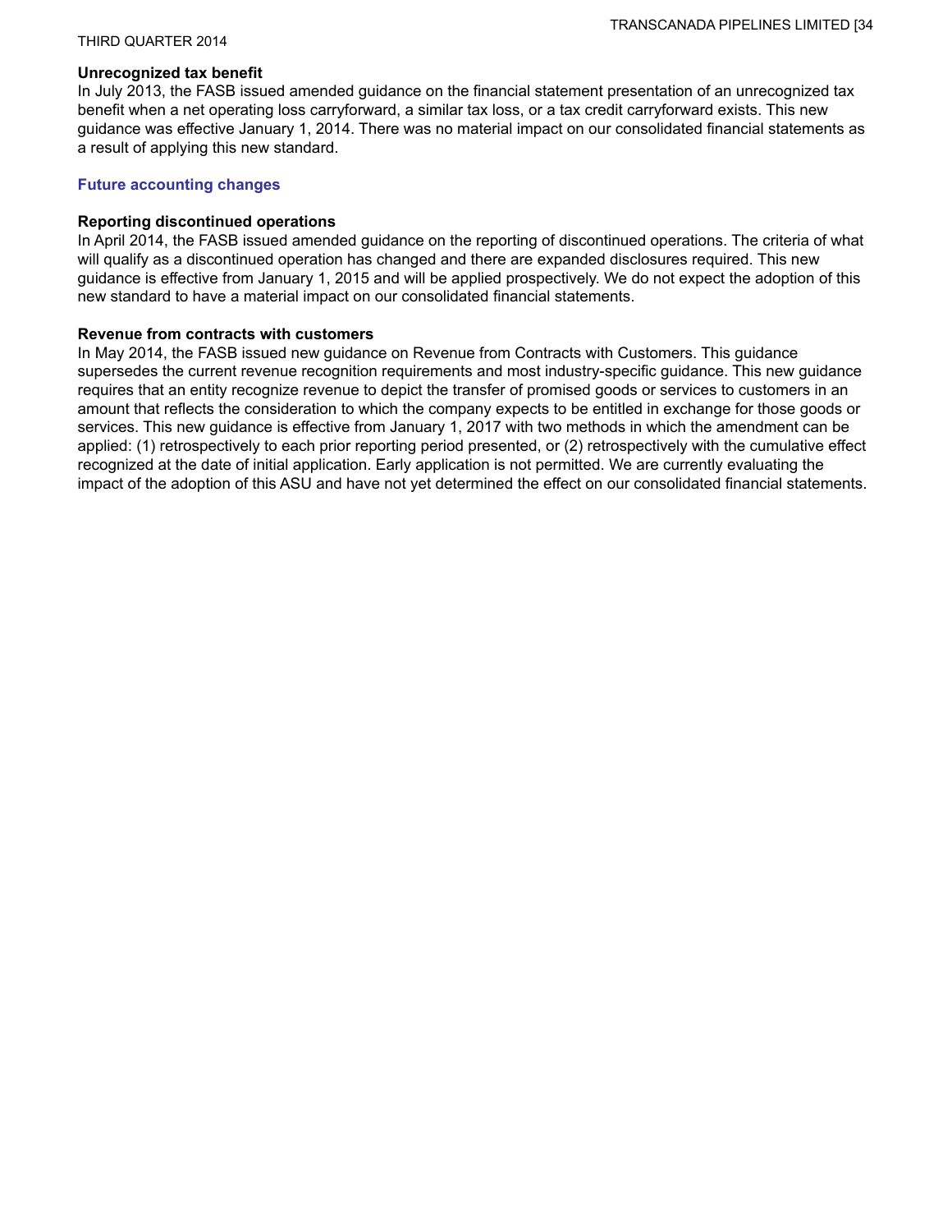#### Unrecognized tax benefit

In July 2013, the FASB issued amended guidance on the financial statement presentation of an unrecognized tax benefit when a net operating loss carryforward, a similar tax loss, or a tax credit carryforward exists. This new guidance was effective January 1, 2014. There was no material impact on our consolidated financial statements as a result of applying this new standard.

### Future accounting changes

#### Reporting discontinued operations

In April 2014, the FASB issued amended guidance on the reporting of discontinued operations. The criteria of what will qualify as a discontinued operation has changed and there are expanded disclosures required. This new guidance is effective from January 1, 2015 and will be applied prospectively. We do not expect the adoption of this new standard to have a material impact on our consolidated financial statements.

#### Revenue from contracts with customers

In May 2014, the FASB issued new guidance on Revenue from Contracts with Customers. This guidance supersedes the current revenue recognition requirements and most industry-specific guidance. This new guidance requires that an entity recognize revenue to depict the transfer of promised goods or services to customers in an amount that reflects the consideration to which the company expects to be entitled in exchange for those goods or services. This new guidance is effective from January 1, 2017 with two methods in which the amendment can be applied: (1) retrospectively to each prior reporting period presented, or (2) retrospectively with the cumulative effect recognized at the date of initial application. Early application is not permitted. We are currently evaluating the impact of the adoption of this ASU and have not yet determined the effect on our consolidated financial statements.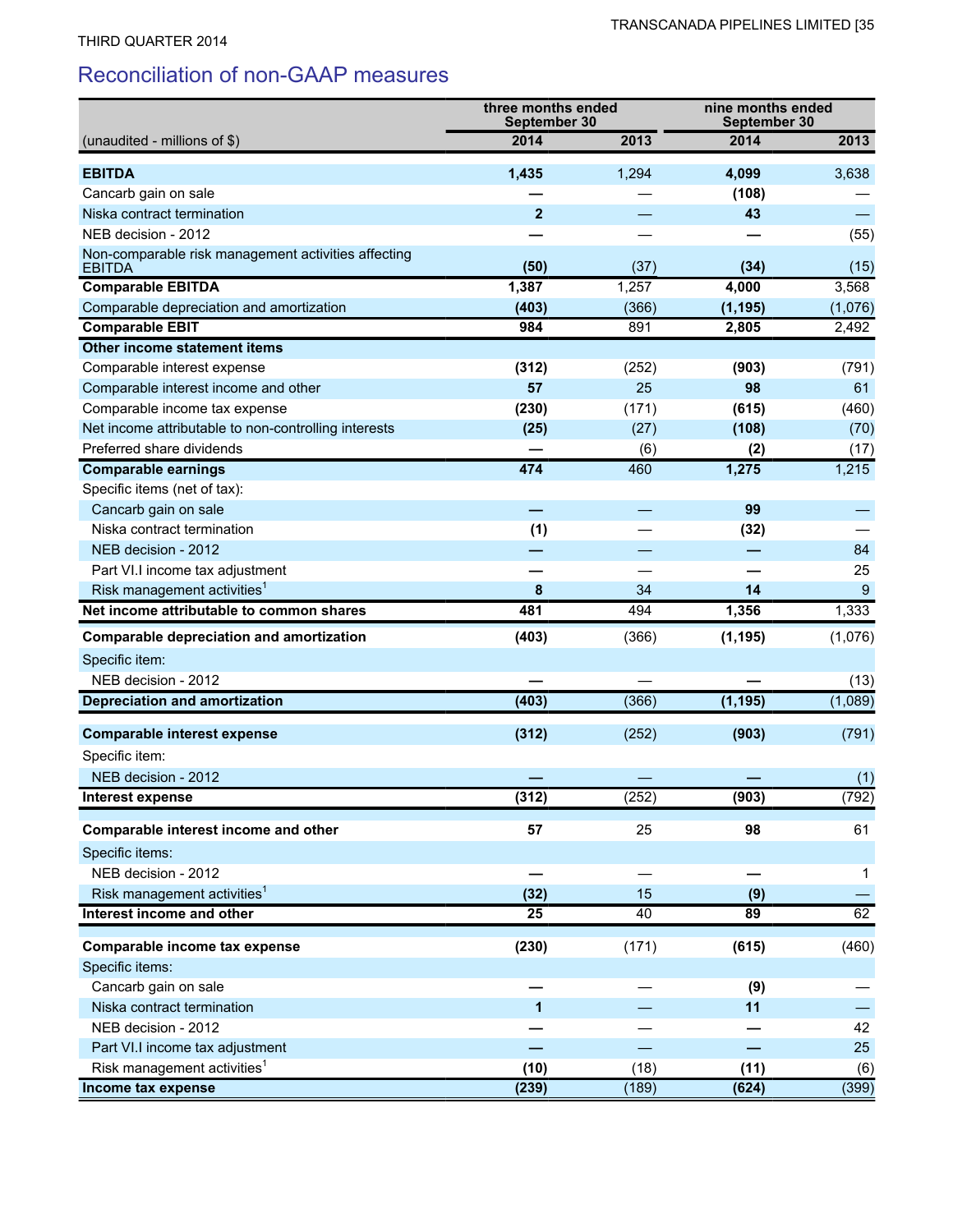THIRD QUARTER 2014

## Reconciliation of non-GAAP measures

| (unaudited - millions of $) | three months ended September 30 | | nine months ended September 30 | |
|---|---|---|---|---|
| | **2014** | **2013** | **2014** | **2013** |
| **EBITDA** | **1,435** | 1,294 | **4,099** | 3,638 |
| Cancarb gain on sale | **—** | — | **(108)** | — |
| Niska contract termination | **2** | — | **43** | — |
| NEB decision - 2012 | **—** | — | **—** | (55) |
| Non-comparable risk management activities affecting EBITDA | **(50)** | (37) | **(34)** | (15) |
| **Comparable EBITDA** | **1,387** | 1,257 | **4,000** | 3,568 |
| Comparable depreciation and amortization | **(403)** | (366) | **(1,195)** | (1,076) |
| **Comparable EBIT** | **984** | 891 | **2,805** | 2,492 |
| **Other income statement items** | | | | |
| Comparable interest expense | **(312)** | (252) | **(903)** | (791) |
| Comparable interest income and other | **57** | 25 | **98** | 61 |
| Comparable income tax expense | **(230)** | (171) | **(615)** | (460) |
| Net income attributable to non-controlling interests | **(25)** | (27) | **(108)** | (70) |
| Preferred share dividends | **—** | (6) | **(2)** | (17) |
| **Comparable earnings** | **474** | 460 | **1,275** | 1,215 |
| Specific items (net of tax): | | | | |
| Cancarb gain on sale | **—** | — | **99** | — |
| Niska contract termination | **(1)** | — | **(32)** | — |
| NEB decision - 2012 | **—** | — | **—** | 84 |
| Part VI.I income tax adjustment | **—** | — | **—** | 25 |
| Risk management activities[1] | **8** | 34 | **14** | 9 |
| **Net income attributable to common shares** | **481** | 494 | **1,356** | 1,333 |
| **Comparable depreciation and amortization** | **(403)** | (366) | **(1,195)** | (1,076) |
| Specific item: | | | | |
| NEB decision - 2012 | **—** | — | **—** | (13) |
| **Depreciation and amortization** | **(403)** | (366) | **(1,195)** | (1,089) |
| **Comparable interest expense** | **(312)** | (252) | **(903)** | (791) |
| Specific item: | | | | |
| NEB decision - 2012 | **—** | — | **—** | (1) |
| **Interest expense** | **(312)** | (252) | **(903)** | (792) |
| **Comparable interest income and other** | **57** | 25 | **98** | 61 |
| Specific items: | | | | |
| NEB decision - 2012 | **—** | — | **—** | 1 |
| Risk management activities[1] | **(32)** | 15 | **(9)** | — |
| **Interest income and other** | **25** | 40 | **89** | 62 |
| **Comparable income tax expense** | **(230)** | (171) | **(615)** | (460) |
| Specific items: | | | | |
| Cancarb gain on sale | **—** | — | **(9)** | — |
| Niska contract termination | **1** | — | **11** | — |
| NEB decision - 2012 | **—** | — | **—** | 42 |
| Part VI.I income tax adjustment | **—** | — | **—** | 25 |
| Risk management activities[1] | **(10)** | (18) | **(11)** | (6) |
| **Income tax expense** | **(239)** | (189) | **(624)** | (399) |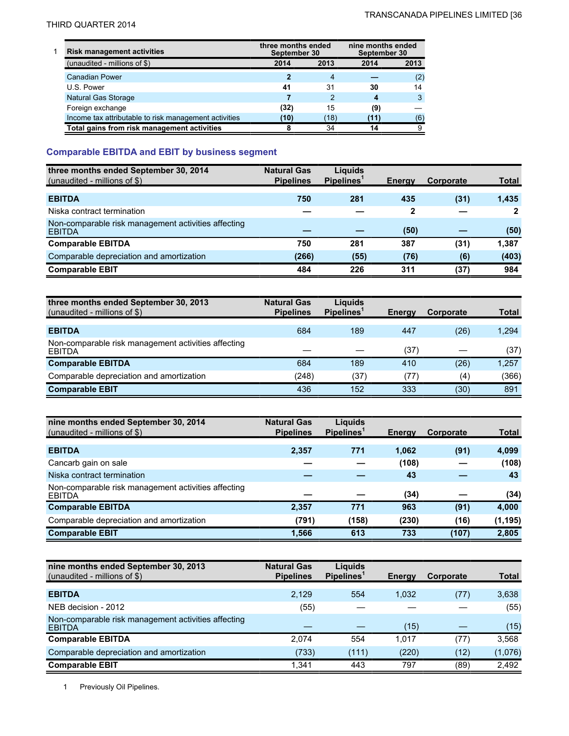| 1 Risk management activities | three months ended September 30 | | nine months ended September 30 | |
|---|---|---|---|---|
| (unaudited - millions of $) | 2014 | 2013 | 2014 | 2013 |
| Canadian Power | **2** | 4 | **—** | (2) |
| U.S. Power | **41** | 31 | **30** | 14 |
| Natural Gas Storage | **7** | 2 | **4** | 3 |
| Foreign exchange | **(32)** | 15 | **(9)** | — |
| Income tax attributable to risk management activities | **(10)** | (18) | **(11)** | (6) |
| **Total gains from risk management activities** | **8** | 34 | **14** | 9 |

## Comparable EBITDA and EBIT by business segment

| three months ended September 30, 2014 (unaudited - millions of $) | Natural Gas Pipelines | Liquids Pipelines[1] | Energy | Corporate | Total |
|---|---|---|---|---|---|
| **EBITDA** | **750** | **281** | **435** | **(31)** | **1,435** |
| Niska contract termination | **—** | **—** | **2** | **—** | **2** |
| Non-comparable risk management activities affecting EBITDA | **—** | **—** | **(50)** | **—** | **(50)** |
| **Comparable EBITDA** | **750** | **281** | **387** | **(31)** | **1,387** |
| Comparable depreciation and amortization | **(266)** | **(55)** | **(76)** | **(6)** | **(403)** |
| **Comparable EBIT** | **484** | **226** | **311** | **(37)** | **984** |

| three months ended September 30, 2013 (unaudited - millions of $) | Natural Gas Pipelines | Liquids Pipelines[1] | Energy | Corporate | Total |
|---|---|---|---|---|---|
| **EBITDA** | 684 | 189 | 447 | (26) | 1,294 |
| Non-comparable risk management activities affecting EBITDA | — | — | (37) | — | (37) |
| **Comparable EBITDA** | 684 | 189 | 410 | (26) | 1,257 |
| Comparable depreciation and amortization | (248) | (37) | (77) | (4) | (366) |
| **Comparable EBIT** | 436 | 152 | 333 | (30) | 891 |

| nine months ended September 30, 2014 (unaudited - millions of $) | Natural Gas Pipelines | Liquids Pipelines[1] | Energy | Corporate | Total |
|---|---|---|---|---|---|
| **EBITDA** | **2,357** | **771** | **1,062** | **(91)** | **4,099** |
| Cancarb gain on sale | **—** | **—** | **(108)** | **—** | **(108)** |
| Niska contract termination | **—** | **—** | **43** | **—** | **43** |
| Non-comparable risk management activities affecting EBITDA | **—** | **—** | **(34)** | **—** | **(34)** |
| **Comparable EBITDA** | **2,357** | **771** | **963** | **(91)** | **4,000** |
| Comparable depreciation and amortization | **(791)** | **(158)** | **(230)** | **(16)** | **(1,195)** |
| **Comparable EBIT** | **1,566** | **613** | **733** | **(107)** | **2,805** |

| nine months ended September 30, 2013 (unaudited - millions of $) | Natural Gas Pipelines | Liquids Pipelines[1] | Energy | Corporate | Total |
|---|---|---|---|---|---|
| **EBITDA** | 2,129 | 554 | 1,032 | (77) | 3,638 |
| NEB decision - 2012 | (55) | — | — | — | (55) |
| Non-comparable risk management activities affecting EBITDA | — | — | (15) | — | (15) |
| **Comparable EBITDA** | 2,074 | 554 | 1,017 | (77) | 3,568 |
| Comparable depreciation and amortization | (733) | (111) | (220) | (12) | (1,076) |
| **Comparable EBIT** | 1,341 | 443 | 797 | (89) | 2,492 |

1 Previously Oil Pipelines.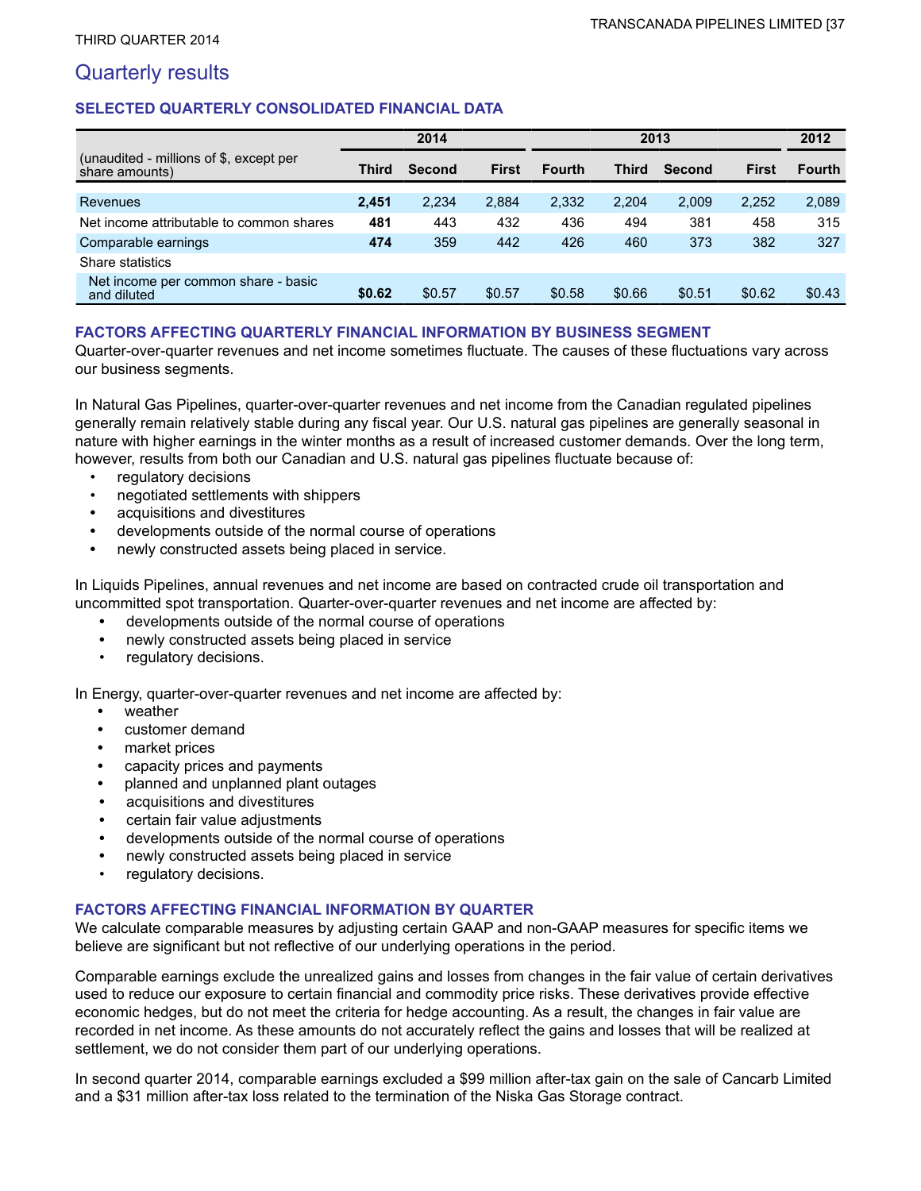# Quarterly results

## SELECTED QUARTERLY CONSOLIDATED FINANCIAL DATA

| (unaudited - millions of $, except per share amounts) | 2014 | | | 2013 | | | | 2012 |
|---|---|---|---|---|---|---|---|---|
| | **Third** | **Second** | **First** | **Fourth** | **Third** | **Second** | **First** | **Fourth** |
| Revenues | **2,451** | 2,234 | 2,884 | 2,332 | 2,204 | 2,009 | 2,252 | 2,089 |
| Net income attributable to common shares | **481** | 443 | 432 | 436 | 494 | 381 | 458 | 315 |
| Comparable earnings | **474** | 359 | 442 | 426 | 460 | 373 | 382 | 327 |
| Share statistics | | | | | | | | |
| Net income per common share - basic and diluted | **$0.62** | $0.57 | $0.57 | $0.58 | $0.66 | $0.51 | $0.62 | $0.43 |

### FACTORS AFFECTING QUARTERLY FINANCIAL INFORMATION BY BUSINESS SEGMENT

Quarter-over-quarter revenues and net income sometimes fluctuate. The causes of these fluctuations vary across our business segments.

In Natural Gas Pipelines, quarter-over-quarter revenues and net income from the Canadian regulated pipelines generally remain relatively stable during any fiscal year. Our U.S. natural gas pipelines are generally seasonal in nature with higher earnings in the winter months as a result of increased customer demands. Over the long term, however, results from both our Canadian and U.S. natural gas pipelines fluctuate because of:

- regulatory decisions
- negotiated settlements with shippers
- acquisitions and divestitures
- developments outside of the normal course of operations
- newly constructed assets being placed in service.

In Liquids Pipelines, annual revenues and net income are based on contracted crude oil transportation and uncommitted spot transportation. Quarter-over-quarter revenues and net income are affected by:

- developments outside of the normal course of operations
- newly constructed assets being placed in service
- regulatory decisions.

In Energy, quarter-over-quarter revenues and net income are affected by:

- weather
- customer demand
- market prices
- capacity prices and payments
- planned and unplanned plant outages
- acquisitions and divestitures
- certain fair value adjustments
- developments outside of the normal course of operations
- newly constructed assets being placed in service
- regulatory decisions.

### FACTORS AFFECTING FINANCIAL INFORMATION BY QUARTER

We calculate comparable measures by adjusting certain GAAP and non-GAAP measures for specific items we believe are significant but not reflective of our underlying operations in the period.

Comparable earnings exclude the unrealized gains and losses from changes in the fair value of certain derivatives used to reduce our exposure to certain financial and commodity price risks. These derivatives provide effective economic hedges, but do not meet the criteria for hedge accounting. As a result, the changes in fair value are recorded in net income. As these amounts do not accurately reflect the gains and losses that will be realized at settlement, we do not consider them part of our underlying operations.

In second quarter 2014, comparable earnings excluded a $99 million after-tax gain on the sale of Cancarb Limited and a $31 million after-tax loss related to the termination of the Niska Gas Storage contract.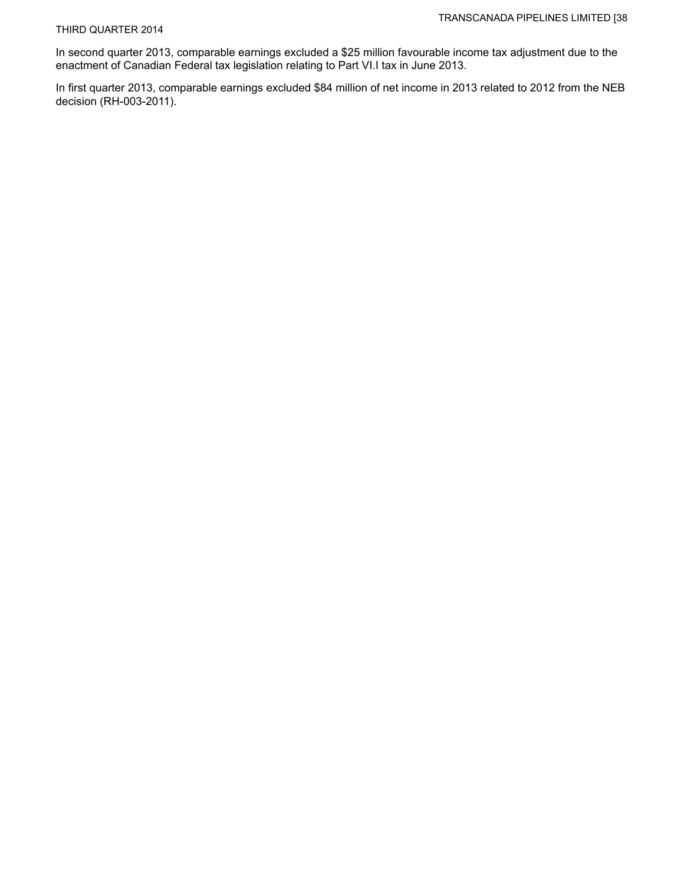In second quarter 2013, comparable earnings excluded a $25 million favourable income tax adjustment due to the enactment of Canadian Federal tax legislation relating to Part VI.I tax in June 2013.

In first quarter 2013, comparable earnings excluded $84 million of net income in 2013 related to 2012 from the NEB decision (RH-003-2011).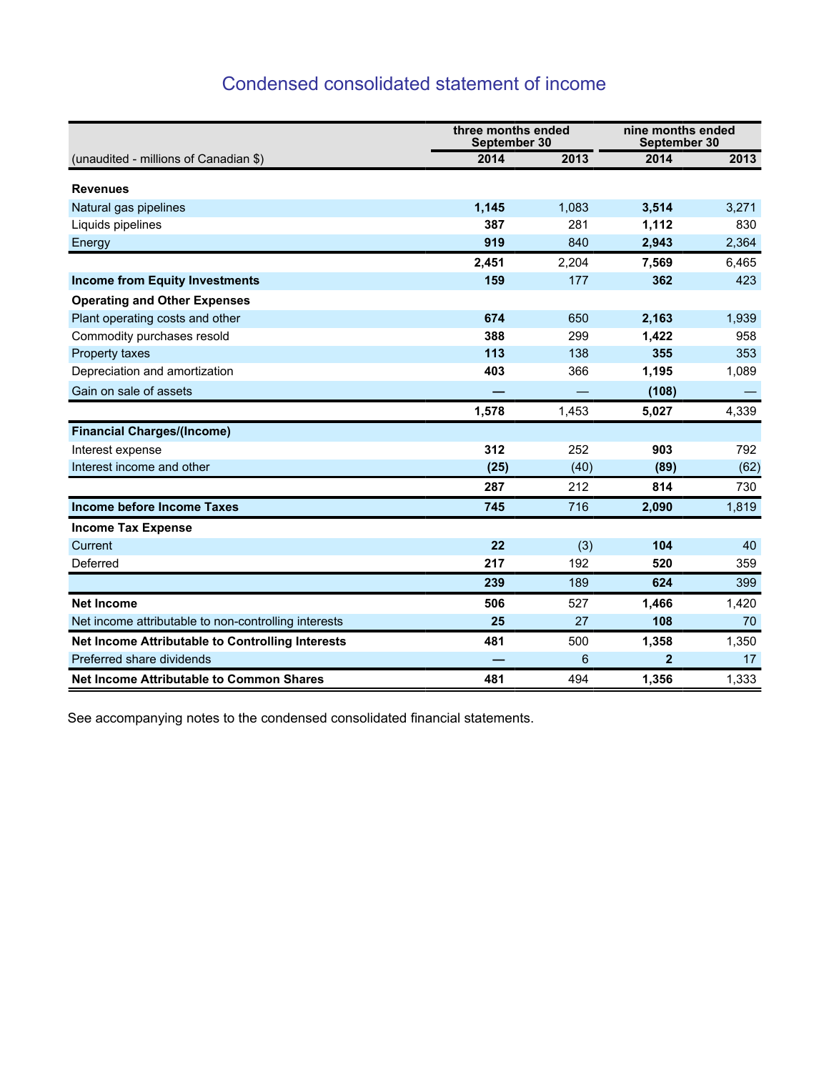# Condensed consolidated statement of income

| (unaudited - millions of Canadian $) | three months ended September 30 | | nine months ended September 30 | |
|---|---|---|---|---|
| | **2014** | 2013 | **2014** | 2013 |
| **Revenues** | | | | |
| Natural gas pipelines | **1,145** | 1,083 | **3,514** | 3,271 |
| Liquids pipelines | **387** | 281 | **1,112** | 830 |
| Energy | **919** | 840 | **2,943** | 2,364 |
| | **2,451** | 2,204 | **7,569** | 6,465 |
| **Income from Equity Investments** | **159** | 177 | **362** | 423 |
| **Operating and Other Expenses** | | | | |
| Plant operating costs and other | **674** | 650 | **2,163** | 1,939 |
| Commodity purchases resold | **388** | 299 | **1,422** | 958 |
| Property taxes | **113** | 138 | **355** | 353 |
| Depreciation and amortization | **403** | 366 | **1,195** | 1,089 |
| Gain on sale of assets | **—** | — | **(108)** | — |
| | **1,578** | 1,453 | **5,027** | 4,339 |
| **Financial Charges/(Income)** | | | | |
| Interest expense | **312** | 252 | **903** | 792 |
| Interest income and other | **(25)** | (40) | **(89)** | (62) |
| | **287** | 212 | **814** | 730 |
| **Income before Income Taxes** | **745** | 716 | **2,090** | 1,819 |
| **Income Tax Expense** | | | | |
| Current | **22** | (3) | **104** | 40 |
| Deferred | **217** | 192 | **520** | 359 |
| | **239** | 189 | **624** | 399 |
| **Net Income** | **506** | 527 | **1,466** | 1,420 |
| Net income attributable to non-controlling interests | **25** | 27 | **108** | 70 |
| **Net Income Attributable to Controlling Interests** | **481** | 500 | **1,358** | 1,350 |
| Preferred share dividends | **—** | 6 | **2** | 17 |
| **Net Income Attributable to Common Shares** | **481** | 494 | **1,356** | 1,333 |

See accompanying notes to the condensed consolidated financial statements.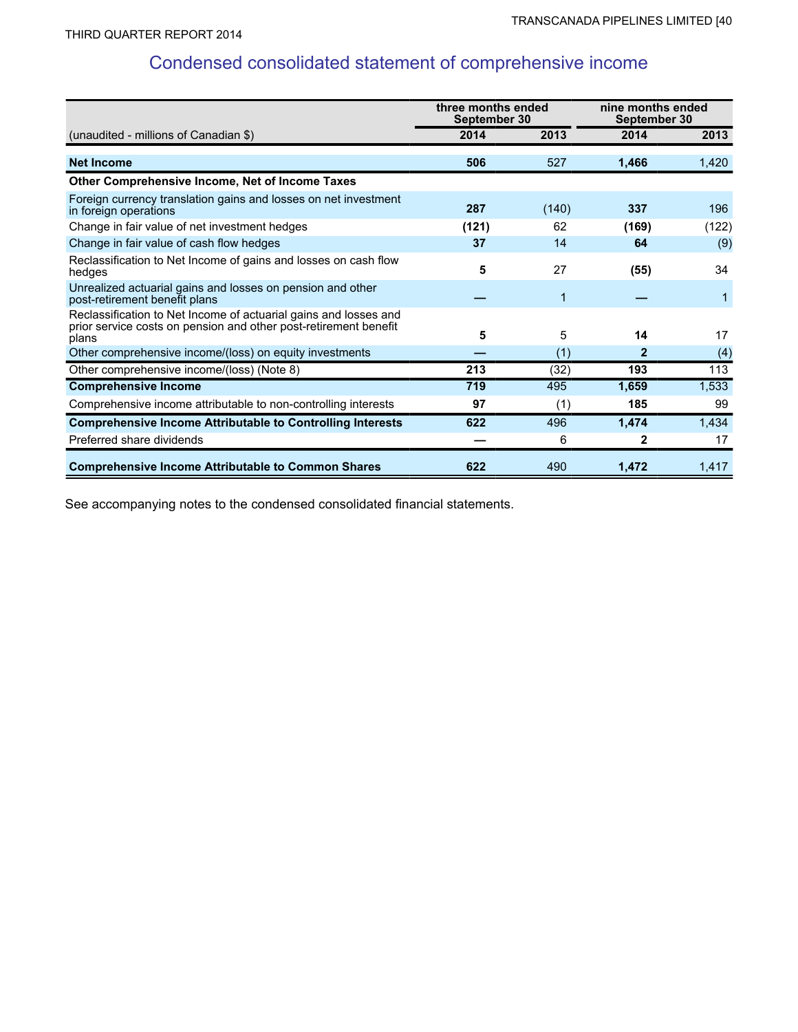# Condensed consolidated statement of comprehensive income

| (unaudited - millions of Canadian $) | three months ended September 30 | | nine months ended September 30 | |
|---|---|---|---|---|
| | **2014** | **2013** | **2014** | **2013** |
| **Net Income** | **506** | 527 | **1,466** | 1,420 |
| **Other Comprehensive Income, Net of Income Taxes** | | | | |
| Foreign currency translation gains and losses on net investment in foreign operations | **287** | (140) | **337** | 196 |
| Change in fair value of net investment hedges | **(121)** | 62 | **(169)** | (122) |
| Change in fair value of cash flow hedges | **37** | 14 | **64** | (9) |
| Reclassification to Net Income of gains and losses on cash flow hedges | **5** | 27 | **(55)** | 34 |
| Unrealized actuarial gains and losses on pension and other post-retirement benefit plans | **—** | 1 | **—** | 1 |
| Reclassification to Net Income of actuarial gains and losses and prior service costs on pension and other post-retirement benefit plans | **5** | 5 | **14** | 17 |
| Other comprehensive income/(loss) on equity investments | **—** | (1) | **2** | (4) |
| Other comprehensive income/(loss) (Note 8) | **213** | (32) | **193** | 113 |
| **Comprehensive Income** | **719** | 495 | **1,659** | 1,533 |
| Comprehensive income attributable to non-controlling interests | **97** | (1) | **185** | 99 |
| **Comprehensive Income Attributable to Controlling Interests** | **622** | 496 | **1,474** | 1,434 |
| Preferred share dividends | **—** | 6 | **2** | 17 |
| **Comprehensive Income Attributable to Common Shares** | **622** | 490 | **1,472** | 1,417 |

See accompanying notes to the condensed consolidated financial statements.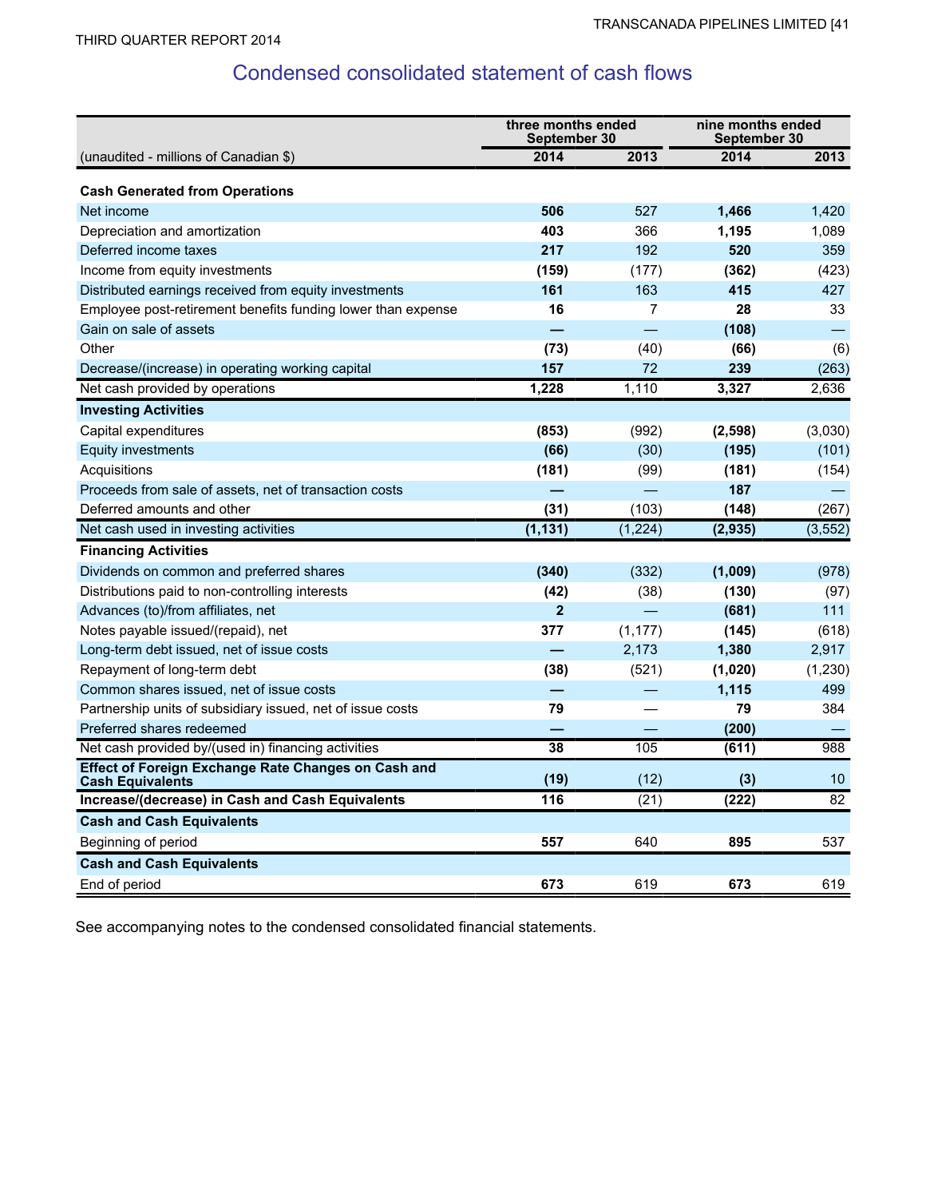## Condensed consolidated statement of cash flows

| (unaudited - millions of Canadian $) | three months ended September 30 | | nine months ended September 30 | |
|---|---|---|---|---|
| | **2014** | **2013** | **2014** | **2013** |
| **Cash Generated from Operations** | | | | |
| Net income | **506** | 527 | **1,466** | 1,420 |
| Depreciation and amortization | **403** | 366 | **1,195** | 1,089 |
| Deferred income taxes | **217** | 192 | **520** | 359 |
| Income from equity investments | **(159)** | (177) | **(362)** | (423) |
| Distributed earnings received from equity investments | **161** | 163 | **415** | 427 |
| Employee post-retirement benefits funding lower than expense | **16** | 7 | **28** | 33 |
| Gain on sale of assets | **—** | — | **(108)** | — |
| Other | **(73)** | (40) | **(66)** | (6) |
| Decrease/(increase) in operating working capital | **157** | 72 | **239** | (263) |
| Net cash provided by operations | **1,228** | 1,110 | **3,327** | 2,636 |
| **Investing Activities** | | | | |
| Capital expenditures | **(853)** | (992) | **(2,598)** | (3,030) |
| Equity investments | **(66)** | (30) | **(195)** | (101) |
| Acquisitions | **(181)** | (99) | **(181)** | (154) |
| Proceeds from sale of assets, net of transaction costs | **—** | — | **187** | — |
| Deferred amounts and other | **(31)** | (103) | **(148)** | (267) |
| Net cash used in investing activities | **(1,131)** | (1,224) | **(2,935)** | (3,552) |
| **Financing Activities** | | | | |
| Dividends on common and preferred shares | **(340)** | (332) | **(1,009)** | (978) |
| Distributions paid to non-controlling interests | **(42)** | (38) | **(130)** | (97) |
| Advances (to)/from affiliates, net | **2** | — | **(681)** | 111 |
| Notes payable issued/(repaid), net | **377** | (1,177) | **(145)** | (618) |
| Long-term debt issued, net of issue costs | **—** | 2,173 | **1,380** | 2,917 |
| Repayment of long-term debt | **(38)** | (521) | **(1,020)** | (1,230) |
| Common shares issued, net of issue costs | **—** | — | **1,115** | 499 |
| Partnership units of subsidiary issued, net of issue costs | **79** | — | **79** | 384 |
| Preferred shares redeemed | **—** | — | **(200)** | — |
| Net cash provided by/(used in) financing activities | **38** | 105 | **(611)** | 988 |
| **Effect of Foreign Exchange Rate Changes on Cash and Cash Equivalents** | **(19)** | (12) | **(3)** | 10 |
| **Increase/(decrease) in Cash and Cash Equivalents** | **116** | (21) | **(222)** | 82 |
| **Cash and Cash Equivalents** | | | | |
| Beginning of period | **557** | 640 | **895** | 537 |
| **Cash and Cash Equivalents** | | | | |
| End of period | **673** | 619 | **673** | 619 |

See accompanying notes to the condensed consolidated financial statements.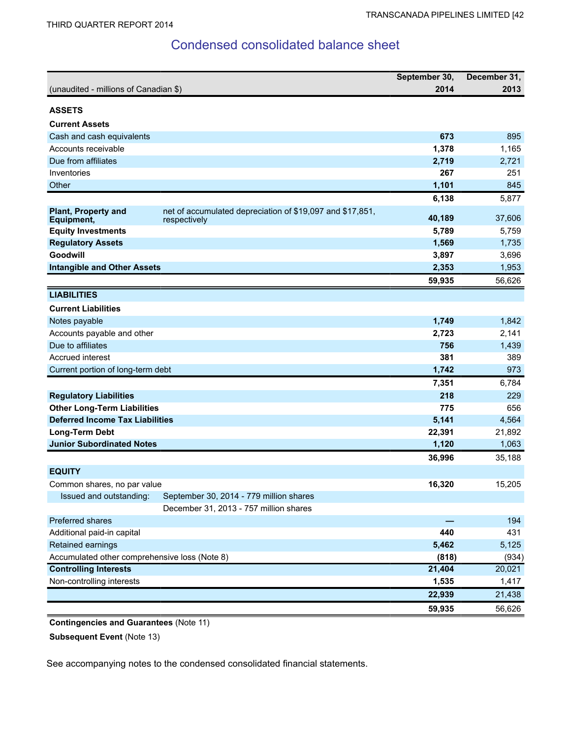## Condensed consolidated balance sheet

| (unaudited - millions of Canadian $) | | September 30, 2014 | December 31, 2013 |
|---|---|---|---|
| **ASSETS** | | | |
| **Current Assets** | | | |
| Cash and cash equivalents | | **673** | 895 |
| Accounts receivable | | **1,378** | 1,165 |
| Due from affiliates | | **2,719** | 2,721 |
| Inventories | | **267** | 251 |
| Other | | **1,101** | 845 |
| | | **6,138** | 5,877 |
| **Plant, Property and Equipment,** | net of accumulated depreciation of $19,097 and $17,851, respectively | **40,189** | 37,606 |
| **Equity Investments** | | **5,789** | 5,759 |
| **Regulatory Assets** | | **1,569** | 1,735 |
| **Goodwill** | | **3,897** | 3,696 |
| **Intangible and Other Assets** | | **2,353** | 1,953 |
| | | **59,935** | 56,626 |
| **LIABILITIES** | | | |
| **Current Liabilities** | | | |
| Notes payable | | **1,749** | 1,842 |
| Accounts payable and other | | **2,723** | 2,141 |
| Due to affiliates | | **756** | 1,439 |
| Accrued interest | | **381** | 389 |
| Current portion of long-term debt | | **1,742** | 973 |
| | | **7,351** | 6,784 |
| **Regulatory Liabilities** | | **218** | 229 |
| **Other Long-Term Liabilities** | | **775** | 656 |
| **Deferred Income Tax Liabilities** | | **5,141** | 4,564 |
| **Long-Term Debt** | | **22,391** | 21,892 |
| **Junior Subordinated Notes** | | **1,120** | 1,063 |
| | | **36,996** | 35,188 |
| **EQUITY** | | | |
| Common shares, no par value | | **16,320** | 15,205 |
| Issued and outstanding: | September 30, 2014 - 779 million shares | | |
| | December 31, 2013 - 757 million shares | | |
| Preferred shares | | **—** | 194 |
| Additional paid-in capital | | **440** | 431 |
| Retained earnings | | **5,462** | 5,125 |
| Accumulated other comprehensive loss (Note 8) | | **(818)** | (934) |
| **Controlling Interests** | | **21,404** | 20,021 |
| Non-controlling interests | | **1,535** | 1,417 |
| | | **22,939** | 21,438 |
| | | **59,935** | 56,626 |

**Contingencies and Guarantees** (Note 11)

**Subsequent Event** (Note 13)

See accompanying notes to the condensed consolidated financial statements.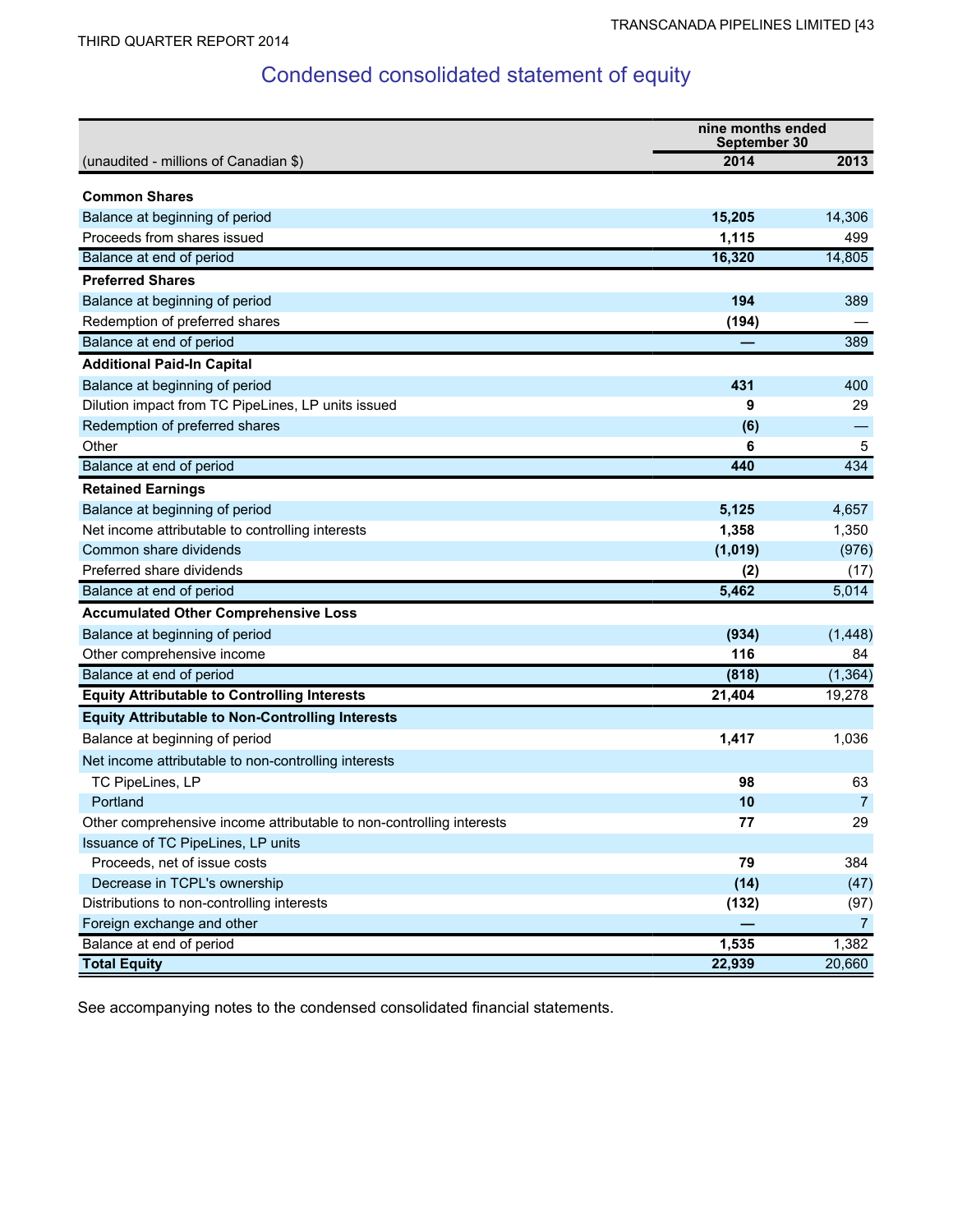# Condensed consolidated statement of equity

| (unaudited - millions of Canadian $) | nine months ended September 30 2014 | 2013 |
|---|---|---|
| **Common Shares** | | |
| Balance at beginning of period | **15,205** | 14,306 |
| Proceeds from shares issued | **1,115** | 499 |
| Balance at end of period | **16,320** | 14,805 |
| **Preferred Shares** | | |
| Balance at beginning of period | **194** | 389 |
| Redemption of preferred shares | **(194)** | — |
| Balance at end of period | **—** | 389 |
| **Additional Paid-In Capital** | | |
| Balance at beginning of period | **431** | 400 |
| Dilution impact from TC PipeLines, LP units issued | **9** | 29 |
| Redemption of preferred shares | **(6)** | — |
| Other | **6** | 5 |
| Balance at end of period | **440** | 434 |
| **Retained Earnings** | | |
| Balance at beginning of period | **5,125** | 4,657 |
| Net income attributable to controlling interests | **1,358** | 1,350 |
| Common share dividends | **(1,019)** | (976) |
| Preferred share dividends | **(2)** | (17) |
| Balance at end of period | **5,462** | 5,014 |
| **Accumulated Other Comprehensive Loss** | | |
| Balance at beginning of period | **(934)** | (1,448) |
| Other comprehensive income | **116** | 84 |
| Balance at end of period | **(818)** | (1,364) |
| **Equity Attributable to Controlling Interests** | **21,404** | 19,278 |
| **Equity Attributable to Non-Controlling Interests** | | |
| Balance at beginning of period | **1,417** | 1,036 |
| Net income attributable to non-controlling interests | | |
| TC PipeLines, LP | **98** | 63 |
| Portland | **10** | 7 |
| Other comprehensive income attributable to non-controlling interests | **77** | 29 |
| Issuance of TC PipeLines, LP units | | |
| Proceeds, net of issue costs | **79** | 384 |
| Decrease in TCPL's ownership | **(14)** | (47) |
| Distributions to non-controlling interests | **(132)** | (97) |
| Foreign exchange and other | **—** | 7 |
| Balance at end of period | **1,535** | 1,382 |
| **Total Equity** | **22,939** | 20,660 |

See accompanying notes to the condensed consolidated financial statements.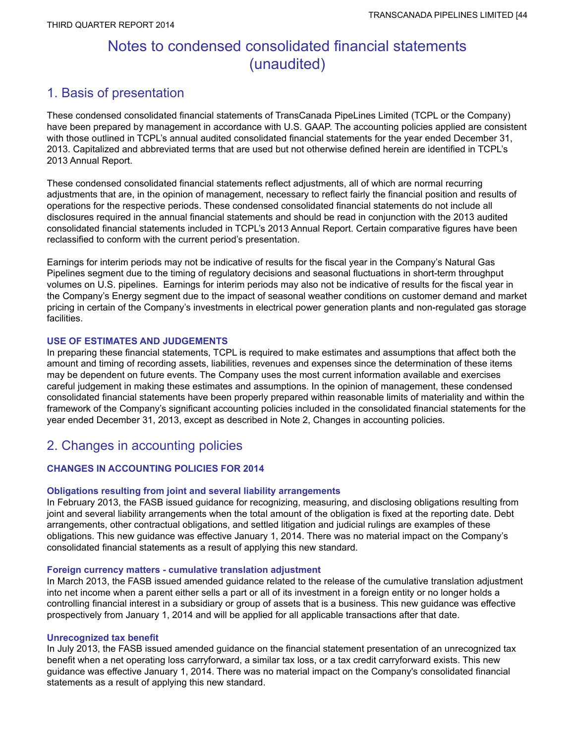# Notes to condensed consolidated financial statements (unaudited)

## 1. Basis of presentation

These condensed consolidated financial statements of TransCanada PipeLines Limited (TCPL or the Company) have been prepared by management in accordance with U.S. GAAP. The accounting policies applied are consistent with those outlined in TCPL's annual audited consolidated financial statements for the year ended December 31, 2013. Capitalized and abbreviated terms that are used but not otherwise defined herein are identified in TCPL's 2013 Annual Report.

These condensed consolidated financial statements reflect adjustments, all of which are normal recurring adjustments that are, in the opinion of management, necessary to reflect fairly the financial position and results of operations for the respective periods. These condensed consolidated financial statements do not include all disclosures required in the annual financial statements and should be read in conjunction with the 2013 audited consolidated financial statements included in TCPL's 2013 Annual Report. Certain comparative figures have been reclassified to conform with the current period's presentation.

Earnings for interim periods may not be indicative of results for the fiscal year in the Company's Natural Gas Pipelines segment due to the timing of regulatory decisions and seasonal fluctuations in short-term throughput volumes on U.S. pipelines. Earnings for interim periods may also not be indicative of results for the fiscal year in the Company's Energy segment due to the impact of seasonal weather conditions on customer demand and market pricing in certain of the Company's investments in electrical power generation plants and non-regulated gas storage facilities.

### USE OF ESTIMATES AND JUDGEMENTS

In preparing these financial statements, TCPL is required to make estimates and assumptions that affect both the amount and timing of recording assets, liabilities, revenues and expenses since the determination of these items may be dependent on future events. The Company uses the most current information available and exercises careful judgement in making these estimates and assumptions. In the opinion of management, these condensed consolidated financial statements have been properly prepared within reasonable limits of materiality and within the framework of the Company's significant accounting policies included in the consolidated financial statements for the year ended December 31, 2013, except as described in Note 2, Changes in accounting policies.

## 2. Changes in accounting policies

### CHANGES IN ACCOUNTING POLICIES FOR 2014

#### Obligations resulting from joint and several liability arrangements

In February 2013, the FASB issued guidance for recognizing, measuring, and disclosing obligations resulting from joint and several liability arrangements when the total amount of the obligation is fixed at the reporting date. Debt arrangements, other contractual obligations, and settled litigation and judicial rulings are examples of these obligations. This new guidance was effective January 1, 2014. There was no material impact on the Company's consolidated financial statements as a result of applying this new standard.

#### Foreign currency matters - cumulative translation adjustment

In March 2013, the FASB issued amended guidance related to the release of the cumulative translation adjustment into net income when a parent either sells a part or all of its investment in a foreign entity or no longer holds a controlling financial interest in a subsidiary or group of assets that is a business. This new guidance was effective prospectively from January 1, 2014 and will be applied for all applicable transactions after that date.

#### Unrecognized tax benefit

In July 2013, the FASB issued amended guidance on the financial statement presentation of an unrecognized tax benefit when a net operating loss carryforward, a similar tax loss, or a tax credit carryforward exists. This new guidance was effective January 1, 2014. There was no material impact on the Company's consolidated financial statements as a result of applying this new standard.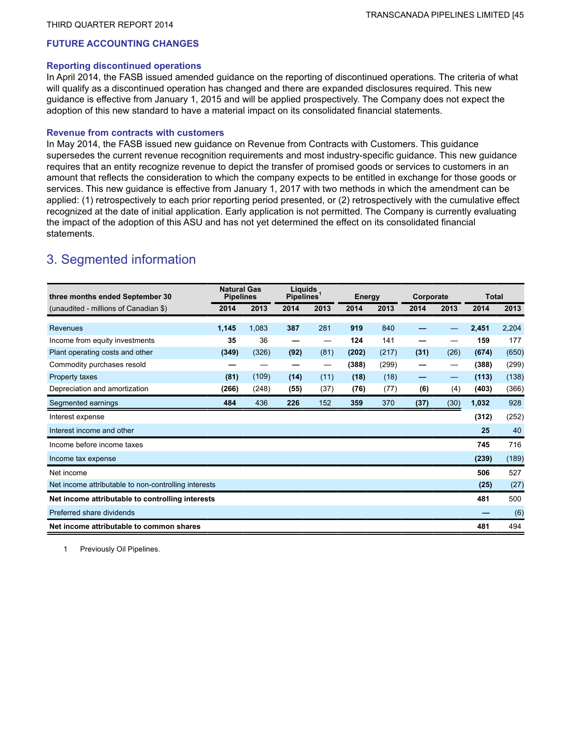## FUTURE ACCOUNTING CHANGES

### Reporting discontinued operations

In April 2014, the FASB issued amended guidance on the reporting of discontinued operations. The criteria of what will qualify as a discontinued operation has changed and there are expanded disclosures required. This new guidance is effective from January 1, 2015 and will be applied prospectively. The Company does not expect the adoption of this new standard to have a material impact on its consolidated financial statements.

### Revenue from contracts with customers

In May 2014, the FASB issued new guidance on Revenue from Contracts with Customers. This guidance supersedes the current revenue recognition requirements and most industry-specific guidance. This new guidance requires that an entity recognize revenue to depict the transfer of promised goods or services to customers in an amount that reflects the consideration to which the company expects to be entitled in exchange for those goods or services. This new guidance is effective from January 1, 2017 with two methods in which the amendment can be applied: (1) retrospectively to each prior reporting period presented, or (2) retrospectively with the cumulative effect recognized at the date of initial application. Early application is not permitted. The Company is currently evaluating the impact of the adoption of this ASU and has not yet determined the effect on its consolidated financial statements.

# 3. Segmented information

| three months ended September 30 | Natural Gas Pipelines | | Liquids Pipelines[1] | | Energy | | Corporate | | Total | |
|---|---|---|---|---|---|---|---|---|---|---|
| (unaudited - millions of Canadian $) | 2014 | 2013 | 2014 | 2013 | 2014 | 2013 | 2014 | 2013 | 2014 | 2013 |
| Revenues | **1,145** | 1,083 | **387** | 281 | **919** | 840 | **—** | — | **2,451** | 2,204 |
| Income from equity investments | **35** | 36 | **—** | — | **124** | 141 | **—** | — | **159** | 177 |
| Plant operating costs and other | **(349)** | (326) | **(92)** | (81) | **(202)** | (217) | **(31)** | (26) | **(674)** | (650) |
| Commodity purchases resold | **—** | — | **—** | — | **(388)** | (299) | **—** | — | **(388)** | (299) |
| Property taxes | **(81)** | (109) | **(14)** | (11) | **(18)** | (18) | **—** | — | **(113)** | (138) |
| Depreciation and amortization | **(266)** | (248) | **(55)** | (37) | **(76)** | (77) | **(6)** | (4) | **(403)** | (366) |
| Segmented earnings | **484** | 436 | **226** | 152 | **359** | 370 | **(37)** | (30) | **1,032** | 928 |
| Interest expense | | | | | | | | | **(312)** | (252) |
| Interest income and other | | | | | | | | | **25** | 40 |
| Income before income taxes | | | | | | | | | **745** | 716 |
| Income tax expense | | | | | | | | | **(239)** | (189) |
| Net income | | | | | | | | | **506** | 527 |
| Net income attributable to non-controlling interests | | | | | | | | | **(25)** | (27) |
| **Net income attributable to controlling interests** | | | | | | | | | **481** | 500 |
| Preferred share dividends | | | | | | | | | **—** | (6) |
| **Net income attributable to common shares** | | | | | | | | | **481** | 494 |

1 Previously Oil Pipelines.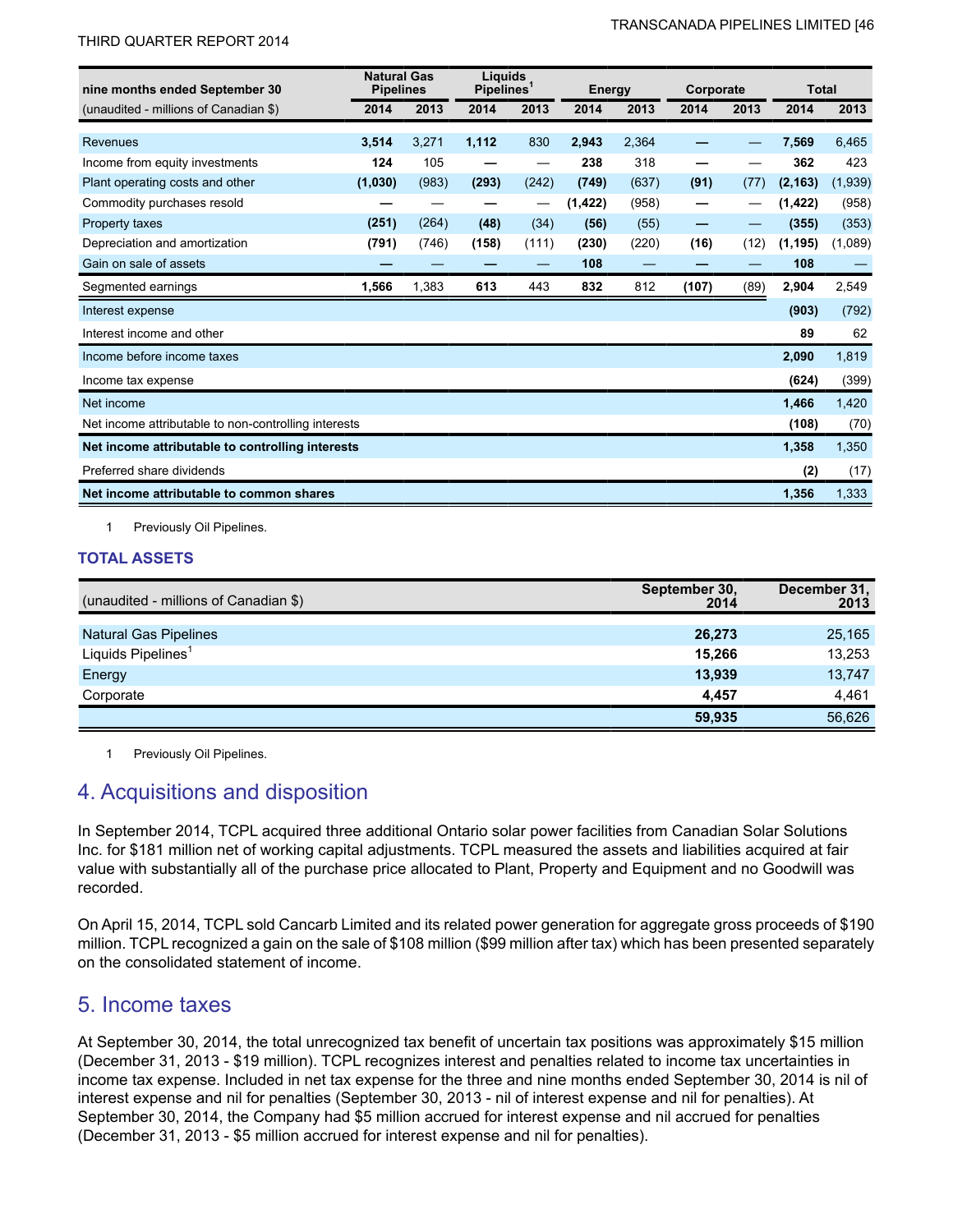| nine months ended September 30 | Natural Gas Pipelines | | Liquids Pipelines[1] | | Energy | | Corporate | | Total | |
|---|---|---|---|---|---|---|---|---|---|---|
| (unaudited - millions of Canadian $) | 2014 | 2013 | 2014 | 2013 | 2014 | 2013 | 2014 | 2013 | 2014 | 2013 |
| Revenues | **3,514** | 3,271 | **1,112** | 830 | **2,943** | 2,364 | **—** | — | **7,569** | 6,465 |
| Income from equity investments | **124** | 105 | **—** | — | **238** | 318 | **—** | — | **362** | 423 |
| Plant operating costs and other | **(1,030)** | (983) | **(293)** | (242) | **(749)** | (637) | **(91)** | (77) | **(2,163)** | (1,939) |
| Commodity purchases resold | **—** | — | **—** | — | **(1,422)** | (958) | **—** | — | **(1,422)** | (958) |
| Property taxes | **(251)** | (264) | **(48)** | (34) | **(56)** | (55) | **—** | — | **(355)** | (353) |
| Depreciation and amortization | **(791)** | (746) | **(158)** | (111) | **(230)** | (220) | **(16)** | (12) | **(1,195)** | (1,089) |
| Gain on sale of assets | **—** | — | **—** | — | **108** | — | **—** | — | **108** | — |
| Segmented earnings | **1,566** | 1,383 | **613** | 443 | **832** | 812 | **(107)** | (89) | **2,904** | 2,549 |
| Interest expense | | | | | | | | | **(903)** | (792) |
| Interest income and other | | | | | | | | | **89** | 62 |
| Income before income taxes | | | | | | | | | **2,090** | 1,819 |
| Income tax expense | | | | | | | | | **(624)** | (399) |
| Net income | | | | | | | | | **1,466** | 1,420 |
| Net income attributable to non-controlling interests | | | | | | | | | **(108)** | (70) |
| **Net income attributable to controlling interests** | | | | | | | | | **1,358** | 1,350 |
| Preferred share dividends | | | | | | | | | **(2)** | (17) |
| **Net income attributable to common shares** | | | | | | | | | **1,356** | 1,333 |

1 Previously Oil Pipelines.

### TOTAL ASSETS

| (unaudited - millions of Canadian $) | September 30, 2014 | December 31, 2013 |
|---|---|---|
| Natural Gas Pipelines | **26,273** | 25,165 |
| Liquids Pipelines[1] | **15,266** | 13,253 |
| Energy | **13,939** | 13,747 |
| Corporate | **4,457** | 4,461 |
| | **59,935** | 56,626 |

1 Previously Oil Pipelines.

## 4. Acquisitions and disposition

In September 2014, TCPL acquired three additional Ontario solar power facilities from Canadian Solar Solutions Inc. for $181 million net of working capital adjustments. TCPL measured the assets and liabilities acquired at fair value with substantially all of the purchase price allocated to Plant, Property and Equipment and no Goodwill was recorded.

On April 15, 2014, TCPL sold Cancarb Limited and its related power generation for aggregate gross proceeds of $190 million. TCPL recognized a gain on the sale of $108 million ($99 million after tax) which has been presented separately on the consolidated statement of income.

## 5. Income taxes

At September 30, 2014, the total unrecognized tax benefit of uncertain tax positions was approximately $15 million (December 31, 2013 - $19 million). TCPL recognizes interest and penalties related to income tax uncertainties in income tax expense. Included in net tax expense for the three and nine months ended September 30, 2014 is nil of interest expense and nil for penalties (September 30, 2013 - nil of interest expense and nil for penalties). At September 30, 2014, the Company had $5 million accrued for interest expense and nil accrued for penalties (December 31, 2013 - $5 million accrued for interest expense and nil for penalties).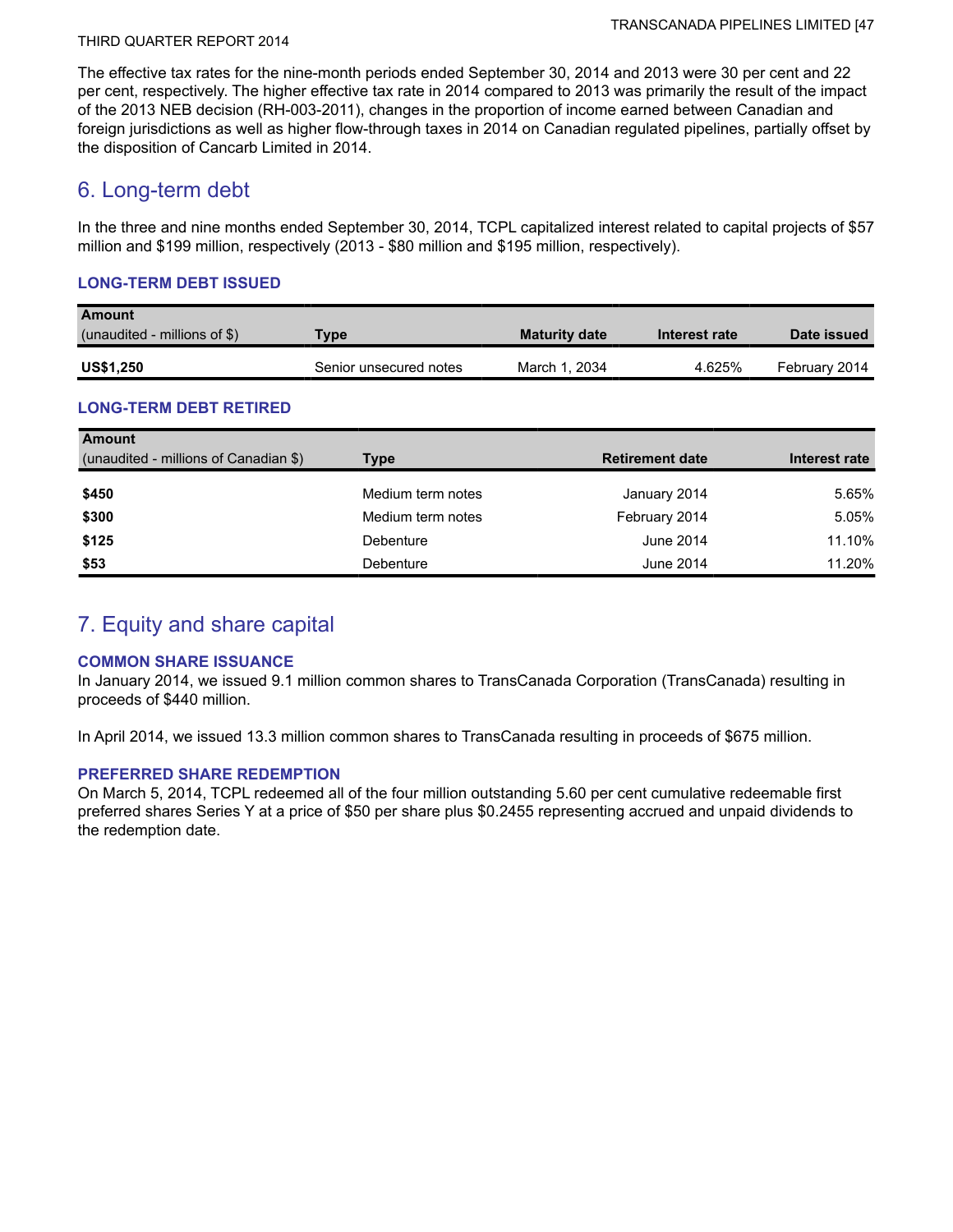The effective tax rates for the nine-month periods ended September 30, 2014 and 2013 were 30 per cent and 22 per cent, respectively. The higher effective tax rate in 2014 compared to 2013 was primarily the result of the impact of the 2013 NEB decision (RH-003-2011), changes in the proportion of income earned between Canadian and foreign jurisdictions as well as higher flow-through taxes in 2014 on Canadian regulated pipelines, partially offset by the disposition of Cancarb Limited in 2014.

## 6. Long-term debt

In the three and nine months ended September 30, 2014, TCPL capitalized interest related to capital projects of $57 million and $199 million, respectively (2013 - $80 million and $195 million, respectively).

### LONG-TERM DEBT ISSUED

| Amount (unaudited - millions of $) | Type | Maturity date | Interest rate | Date issued |
|---|---|---|---|---|
| **US$1,250** | Senior unsecured notes | March 1, 2034 | 4.625% | February 2014 |

### LONG-TERM DEBT RETIRED

| Amount (unaudited - millions of Canadian $) | Type | Retirement date | Interest rate |
|---|---|---|---|
| **$450** | Medium term notes | January 2014 | 5.65% |
| **$300** | Medium term notes | February 2014 | 5.05% |
| **$125** | Debenture | June 2014 | 11.10% |
| **$53** | Debenture | June 2014 | 11.20% |

## 7. Equity and share capital

### COMMON SHARE ISSUANCE

In January 2014, we issued 9.1 million common shares to TransCanada Corporation (TransCanada) resulting in proceeds of $440 million.

In April 2014, we issued 13.3 million common shares to TransCanada resulting in proceeds of $675 million.

### PREFERRED SHARE REDEMPTION

On March 5, 2014, TCPL redeemed all of the four million outstanding 5.60 per cent cumulative redeemable first preferred shares Series Y at a price of $50 per share plus $0.2455 representing accrued and unpaid dividends to the redemption date.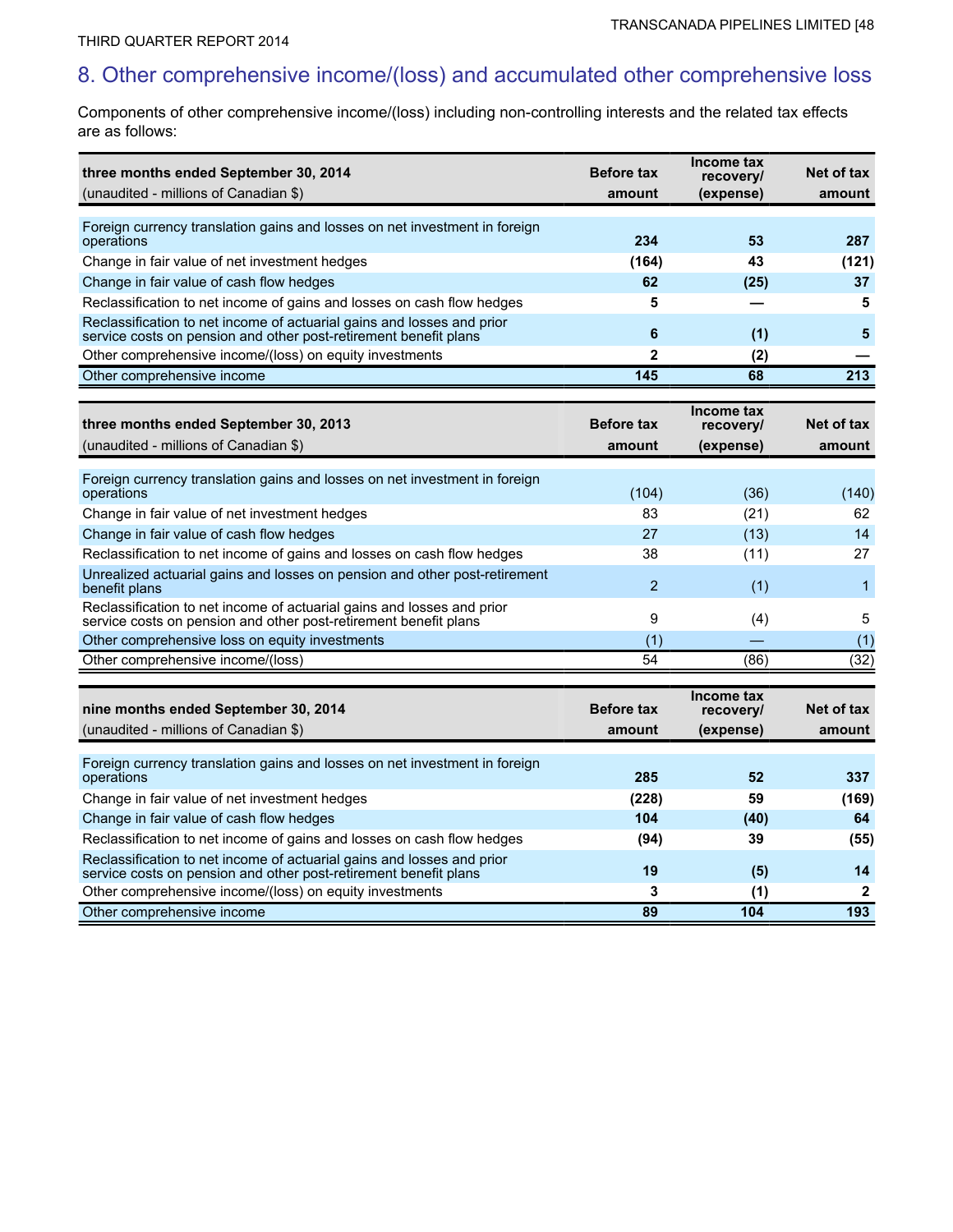## 8. Other comprehensive income/(loss) and accumulated other comprehensive loss

Components of other comprehensive income/(loss) including non-controlling interests and the related tax effects are as follows:

| three months ended September 30, 2014<br>(unaudited - millions of Canadian $) | Before tax amount | Income tax recovery/ (expense) | Net of tax amount |
|---|---|---|---|
| Foreign currency translation gains and losses on net investment in foreign operations | **234** | **53** | **287** |
| Change in fair value of net investment hedges | **(164)** | **43** | **(121)** |
| Change in fair value of cash flow hedges | **62** | **(25)** | **37** |
| Reclassification to net income of gains and losses on cash flow hedges | **5** | **—** | **5** |
| Reclassification to net income of actuarial gains and losses and prior service costs on pension and other post-retirement benefit plans | **6** | **(1)** | **5** |
| Other comprehensive income/(loss) on equity investments | **2** | **(2)** | **—** |
| Other comprehensive income | **145** | **68** | **213** |

| three months ended September 30, 2013<br>(unaudited - millions of Canadian $) | Before tax amount | Income tax recovery/ (expense) | Net of tax amount |
|---|---|---|---|
| Foreign currency translation gains and losses on net investment in foreign operations | (104) | (36) | (140) |
| Change in fair value of net investment hedges | 83 | (21) | 62 |
| Change in fair value of cash flow hedges | 27 | (13) | 14 |
| Reclassification to net income of gains and losses on cash flow hedges | 38 | (11) | 27 |
| Unrealized actuarial gains and losses on pension and other post-retirement benefit plans | 2 | (1) | 1 |
| Reclassification to net income of actuarial gains and losses and prior service costs on pension and other post-retirement benefit plans | 9 | (4) | 5 |
| Other comprehensive loss on equity investments | (1) | — | (1) |
| Other comprehensive income/(loss) | 54 | (86) | (32) |

| nine months ended September 30, 2014<br>(unaudited - millions of Canadian $) | Before tax amount | Income tax recovery/ (expense) | Net of tax amount |
|---|---|---|---|
| Foreign currency translation gains and losses on net investment in foreign operations | **285** | **52** | **337** |
| Change in fair value of net investment hedges | **(228)** | **59** | **(169)** |
| Change in fair value of cash flow hedges | **104** | **(40)** | **64** |
| Reclassification to net income of gains and losses on cash flow hedges | **(94)** | **39** | **(55)** |
| Reclassification to net income of actuarial gains and losses and prior service costs on pension and other post-retirement benefit plans | **19** | **(5)** | **14** |
| Other comprehensive income/(loss) on equity investments | **3** | **(1)** | **2** |
| Other comprehensive income | **89** | **104** | **193** |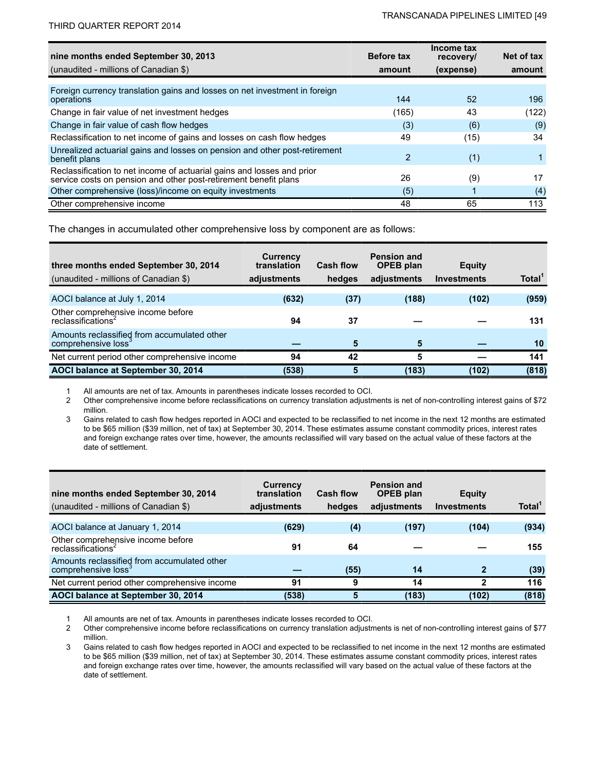| nine months ended September 30, 2013<br>(unaudited - millions of Canadian $) | Before tax amount | Income tax recovery/ (expense) | Net of tax amount |
|---|---|---|---|
| Foreign currency translation gains and losses on net investment in foreign operations | 144 | 52 | 196 |
| Change in fair value of net investment hedges | (165) | 43 | (122) |
| Change in fair value of cash flow hedges | (3) | (6) | (9) |
| Reclassification to net income of gains and losses on cash flow hedges | 49 | (15) | 34 |
| Unrealized actuarial gains and losses on pension and other post-retirement benefit plans | 2 | (1) | 1 |
| Reclassification to net income of actuarial gains and losses and prior service costs on pension and other post-retirement benefit plans | 26 | (9) | 17 |
| Other comprehensive (loss)/income on equity investments | (5) | 1 | (4) |
| Other comprehensive income | 48 | 65 | 113 |

The changes in accumulated other comprehensive loss by component are as follows:

| three months ended September 30, 2014<br>(unaudited - millions of Canadian $) | Currency translation adjustments | Cash flow hedges | Pension and OPEB plan adjustments | Equity Investments | Total[1] |
|---|---|---|---|---|---|
| **AOCI balance at July 1, 2014** | **(632)** | **(37)** | **(188)** | **(102)** | **(959)** |
| Other comprehensive income before reclassifications[2] | **94** | **37** | **—** | **—** | **131** |
| Amounts reclassified from accumulated other comprehensive loss[3] | **—** | **5** | **5** | **—** | **10** |
| Net current period other comprehensive income | **94** | **42** | **5** | **—** | **141** |
| **AOCI balance at September 30, 2014** | **(538)** | **5** | **(183)** | **(102)** | **(818)** |

1 All amounts are net of tax. Amounts in parentheses indicate losses recorded to OCI.
2 Other comprehensive income before reclassifications on currency translation adjustments is net of non-controlling interest gains of $72 million.
3 Gains related to cash flow hedges reported in AOCI and expected to be reclassified to net income in the next 12 months are estimated to be $65 million ($39 million, net of tax) at September 30, 2014. These estimates assume constant commodity prices, interest rates and foreign exchange rates over time, however, the amounts reclassified will vary based on the actual value of these factors at the date of settlement.

| nine months ended September 30, 2014<br>(unaudited - millions of Canadian $) | Currency translation adjustments | Cash flow hedges | Pension and OPEB plan adjustments | Equity Investments | Total[1] |
|---|---|---|---|---|---|
| **AOCI balance at January 1, 2014** | **(629)** | **(4)** | **(197)** | **(104)** | **(934)** |
| Other comprehensive income before reclassifications[2] | **91** | **64** | **—** | **—** | **155** |
| Amounts reclassified from accumulated other comprehensive loss[3] | **—** | **(55)** | **14** | **2** | **(39)** |
| Net current period other comprehensive income | **91** | **9** | **14** | **2** | **116** |
| **AOCI balance at September 30, 2014** | **(538)** | **5** | **(183)** | **(102)** | **(818)** |

1 All amounts are net of tax. Amounts in parentheses indicate losses recorded to OCI.
2 Other comprehensive income before reclassifications on currency translation adjustments is net of non-controlling interest gains of $77 million.
3 Gains related to cash flow hedges reported in AOCI and expected to be reclassified to net income in the next 12 months are estimated to be $65 million ($39 million, net of tax) at September 30, 2014. These estimates assume constant commodity prices, interest rates and foreign exchange rates over time, however, the amounts reclassified will vary based on the actual value of these factors at the date of settlement.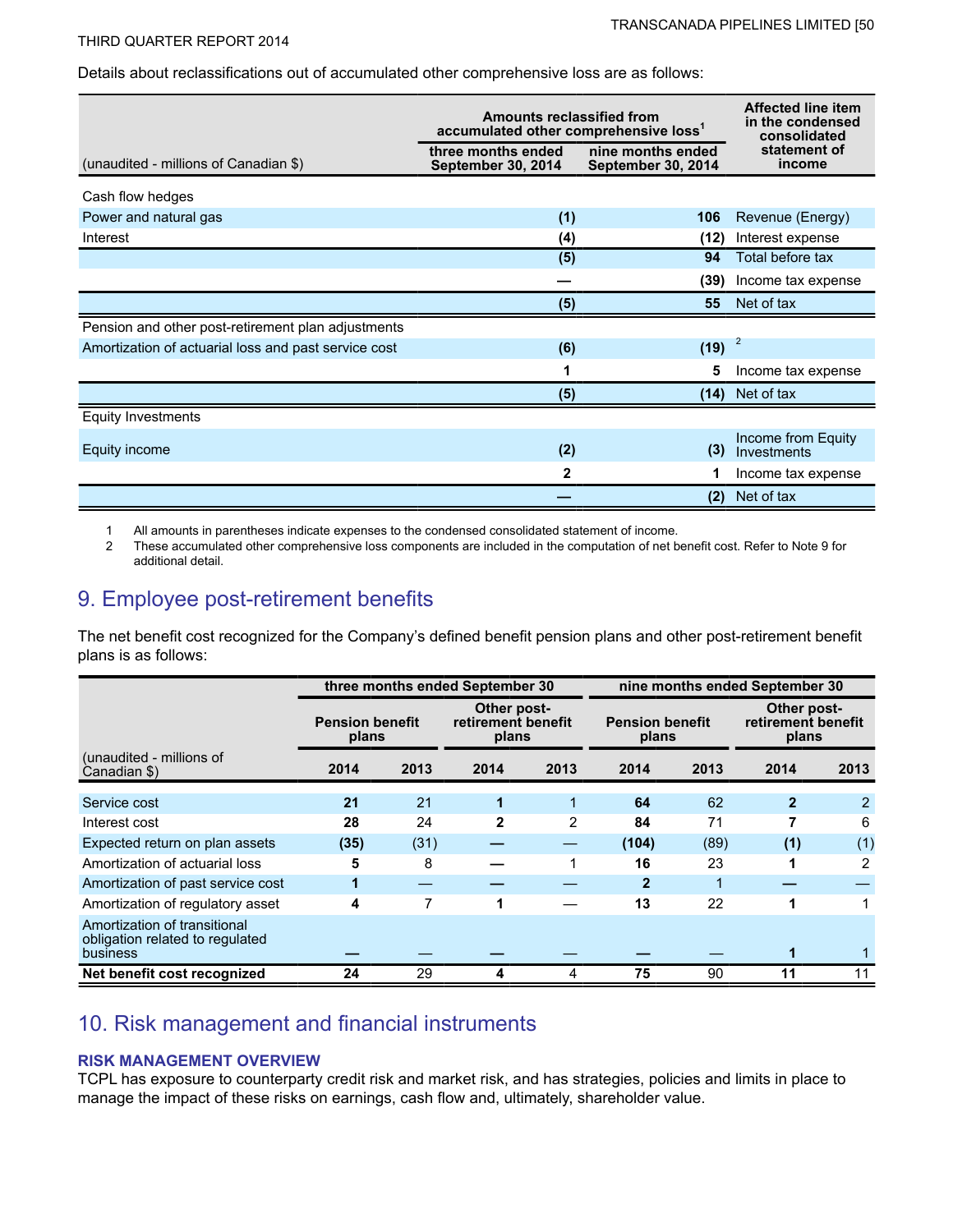Details about reclassifications out of accumulated other comprehensive loss are as follows:

| (unaudited - millions of Canadian $) | Amounts reclassified from accumulated other comprehensive loss[1] three months ended September 30, 2014 | nine months ended September 30, 2014 | Affected line item in the condensed consolidated statement of income |
|---|---|---|---|
| Cash flow hedges | | | |
| Power and natural gas | (1) | 106 | Revenue (Energy) |
| Interest | (4) | (12) | Interest expense |
| | (5) | 94 | Total before tax |
| | — | (39) | Income tax expense |
| | (5) | 55 | Net of tax |
| Pension and other post-retirement plan adjustments | | | |
| Amortization of actuarial loss and past service cost | (6) | (19) | [2] |
| | 1 | 5 | Income tax expense |
| | (5) | (14) | Net of tax |
| Equity Investments | | | |
| Equity income | (2) | (3) | Income from Equity Investments |
| | 2 | 1 | Income tax expense |
| | — | (2) | Net of tax |

1 All amounts in parentheses indicate expenses to the condensed consolidated statement of income.
2 These accumulated other comprehensive loss components are included in the computation of net benefit cost. Refer to Note 9 for additional detail.

## 9. Employee post-retirement benefits

The net benefit cost recognized for the Company's defined benefit pension plans and other post-retirement benefit plans is as follows:

| | three months ended September 30 | | | | nine months ended September 30 | | | |
|---|---|---|---|---|---|---|---|---|
| | Pension benefit plans | | Other post-retirement benefit plans | | Pension benefit plans | | Other post-retirement benefit plans | |
| (unaudited - millions of Canadian $) | 2014 | 2013 | 2014 | 2013 | 2014 | 2013 | 2014 | 2013 |
| Service cost | 21 | 21 | 1 | 1 | 64 | 62 | 2 | 2 |
| Interest cost | 28 | 24 | 2 | 2 | 84 | 71 | 7 | 6 |
| Expected return on plan assets | (35) | (31) | — | — | (104) | (89) | (1) | (1) |
| Amortization of actuarial loss | 5 | 8 | — | 1 | 16 | 23 | 1 | 2 |
| Amortization of past service cost | 1 | — | — | — | 2 | 1 | — | — |
| Amortization of regulatory asset | 4 | 7 | 1 | — | 13 | 22 | 1 | 1 |
| Amortization of transitional obligation related to regulated business | — | — | — | — | — | — | 1 | 1 |
| **Net benefit cost recognized** | **24** | 29 | **4** | 4 | **75** | 90 | **11** | 11 |

## 10. Risk management and financial instruments

### RISK MANAGEMENT OVERVIEW

TCPL has exposure to counterparty credit risk and market risk, and has strategies, policies and limits in place to manage the impact of these risks on earnings, cash flow and, ultimately, shareholder value.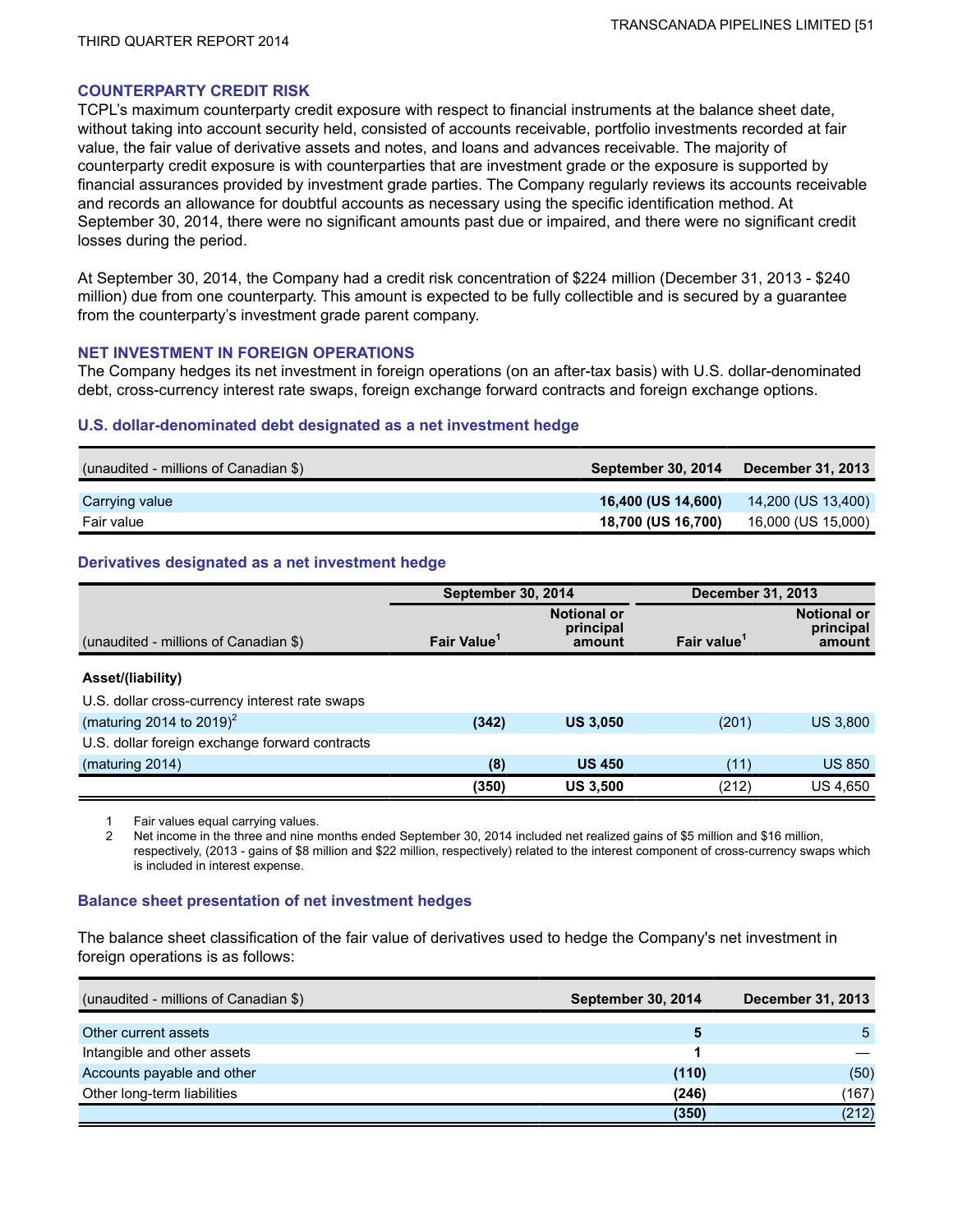## COUNTERPARTY CREDIT RISK

TCPL's maximum counterparty credit exposure with respect to financial instruments at the balance sheet date, without taking into account security held, consisted of accounts receivable, portfolio investments recorded at fair value, the fair value of derivative assets and notes, and loans and advances receivable. The majority of counterparty credit exposure is with counterparties that are investment grade or the exposure is supported by financial assurances provided by investment grade parties. The Company regularly reviews its accounts receivable and records an allowance for doubtful accounts as necessary using the specific identification method. At September 30, 2014, there were no significant amounts past due or impaired, and there were no significant credit losses during the period.

At September 30, 2014, the Company had a credit risk concentration of $224 million (December 31, 2013 - $240 million) due from one counterparty. This amount is expected to be fully collectible and is secured by a guarantee from the counterparty's investment grade parent company.

## NET INVESTMENT IN FOREIGN OPERATIONS

The Company hedges its net investment in foreign operations (on an after-tax basis) with U.S. dollar-denominated debt, cross-currency interest rate swaps, foreign exchange forward contracts and foreign exchange options.

### U.S. dollar-denominated debt designated as a net investment hedge

| (unaudited - millions of Canadian $) | September 30, 2014 | December 31, 2013 |
|---|---|---|
| Carrying value | **16,400 (US 14,600)** | 14,200 (US 13,400) |
| Fair value | **18,700 (US 16,700)** | 16,000 (US 15,000) |

### Derivatives designated as a net investment hedge

| | September 30, 2014 | | December 31, 2013 | |
|---|---|---|---|---|
| (unaudited - millions of Canadian $) | Fair Value[1] | Notional or principal amount | Fair value[1] | Notional or principal amount |
| **Asset/(liability)** | | | | |
| U.S. dollar cross-currency interest rate swaps (maturing 2014 to 2019)[2] | **(342)** | **US 3,050** | (201) | US 3,800 |
| U.S. dollar foreign exchange forward contracts (maturing 2014) | **(8)** | **US 450** | (11) | US 850 |
| | **(350)** | **US 3,500** | (212) | US 4,650 |

1 Fair values equal carrying values.

2 Net income in the three and nine months ended September 30, 2014 included net realized gains of $5 million and $16 million, respectively, (2013 - gains of $8 million and $22 million, respectively) related to the interest component of cross-currency swaps which is included in interest expense.

### Balance sheet presentation of net investment hedges

The balance sheet classification of the fair value of derivatives used to hedge the Company's net investment in foreign operations is as follows:

| (unaudited - millions of Canadian $) | September 30, 2014 | December 31, 2013 |
|---|---|---|
| Other current assets | **5** | 5 |
| Intangible and other assets | **1** | — |
| Accounts payable and other | **(110)** | (50) |
| Other long-term liabilities | **(246)** | (167) |
| | **(350)** | (212) |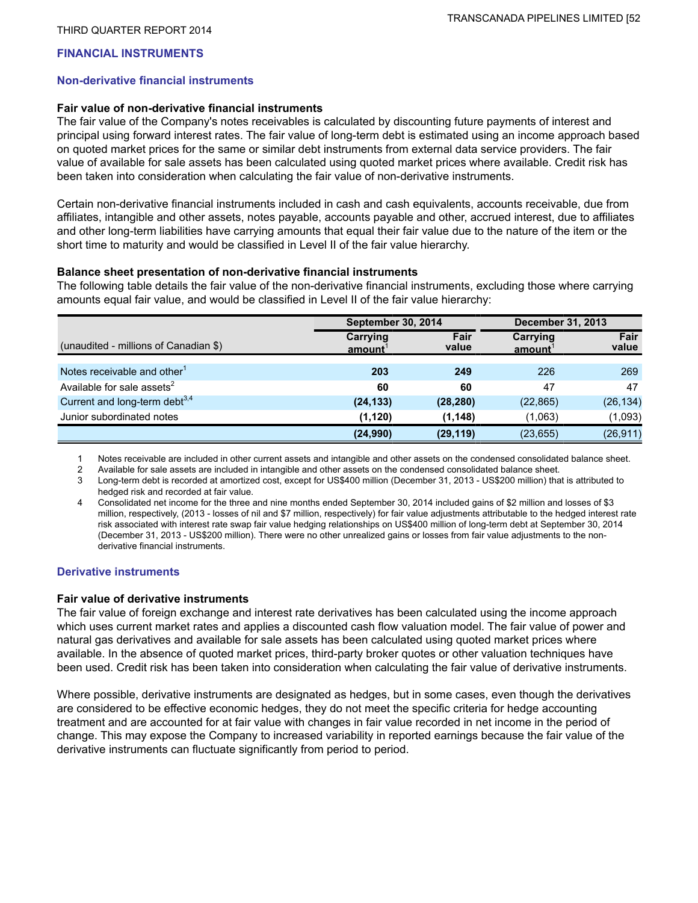## FINANCIAL INSTRUMENTS

### Non-derivative financial instruments

**Fair value of non-derivative financial instruments**

The fair value of the Company's notes receivables is calculated by discounting future payments of interest and principal using forward interest rates. The fair value of long-term debt is estimated using an income approach based on quoted market prices for the same or similar debt instruments from external data service providers. The fair value of available for sale assets has been calculated using quoted market prices where available. Credit risk has been taken into consideration when calculating the fair value of non-derivative instruments.

Certain non-derivative financial instruments included in cash and cash equivalents, accounts receivable, due from affiliates, intangible and other assets, notes payable, accounts payable and other, accrued interest, due to affiliates and other long-term liabilities have carrying amounts that equal their fair value due to the nature of the item or the short time to maturity and would be classified in Level II of the fair value hierarchy.

**Balance sheet presentation of non-derivative financial instruments**

The following table details the fair value of the non-derivative financial instruments, excluding those where carrying amounts equal fair value, and would be classified in Level II of the fair value hierarchy:

| (unaudited - millions of Canadian $) | September 30, 2014 | | December 31, 2013 | |
|---|---|---|---|---|
| | Carrying amount[1] | Fair value | Carrying amount[1] | Fair value |
| Notes receivable and other[1] | **203** | **249** | 226 | 269 |
| Available for sale assets[2] | **60** | **60** | 47 | 47 |
| Current and long-term debt[3,4] | **(24,133)** | **(28,280)** | (22,865) | (26,134) |
| Junior subordinated notes | **(1,120)** | **(1,148)** | (1,063) | (1,093) |
| | **(24,990)** | **(29,119)** | (23,655) | (26,911) |

1 Notes receivable are included in other current assets and intangible and other assets on the condensed consolidated balance sheet.

2 Available for sale assets are included in intangible and other assets on the condensed consolidated balance sheet.

3 Long-term debt is recorded at amortized cost, except for US$400 million (December 31, 2013 - US$200 million) that is attributed to hedged risk and recorded at fair value.

4 Consolidated net income for the three and nine months ended September 30, 2014 included gains of $2 million and losses of $3 million, respectively, (2013 - losses of nil and $7 million, respectively) for fair value adjustments attributable to the hedged interest rate risk associated with interest rate swap fair value hedging relationships on US$400 million of long-term debt at September 30, 2014 (December 31, 2013 - US$200 million). There were no other unrealized gains or losses from fair value adjustments to the non-derivative financial instruments.

### Derivative instruments

**Fair value of derivative instruments**

The fair value of foreign exchange and interest rate derivatives has been calculated using the income approach which uses current market rates and applies a discounted cash flow valuation model. The fair value of power and natural gas derivatives and available for sale assets has been calculated using quoted market prices where available. In the absence of quoted market prices, third-party broker quotes or other valuation techniques have been used. Credit risk has been taken into consideration when calculating the fair value of derivative instruments.

Where possible, derivative instruments are designated as hedges, but in some cases, even though the derivatives are considered to be effective economic hedges, they do not meet the specific criteria for hedge accounting treatment and are accounted for at fair value with changes in fair value recorded in net income in the period of change. This may expose the Company to increased variability in reported earnings because the fair value of the derivative instruments can fluctuate significantly from period to period.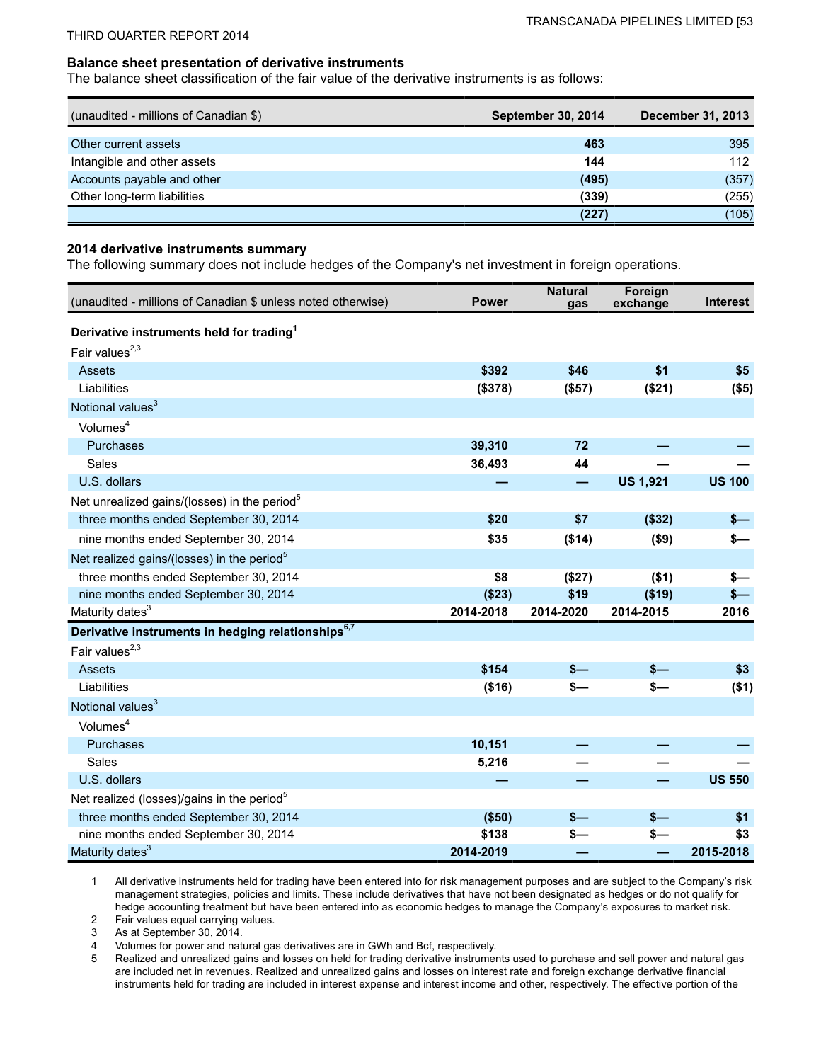### Balance sheet presentation of derivative instruments

The balance sheet classification of the fair value of the derivative instruments is as follows:

| (unaudited - millions of Canadian $) | September 30, 2014 | December 31, 2013 |
|---|---|---|
| Other current assets | **463** | 395 |
| Intangible and other assets | **144** | 112 |
| Accounts payable and other | **(495)** | (357) |
| Other long-term liabilities | **(339)** | (255) |
| | **(227)** | (105) |

### 2014 derivative instruments summary

The following summary does not include hedges of the Company's net investment in foreign operations.

| (unaudited - millions of Canadian $ unless noted otherwise) | Power | Natural gas | Foreign exchange | Interest |
|---|---|---|---|---|
| **Derivative instruments held for trading**[1] | | | | |
| Fair values[2,3] | | | | |
| Assets | **$392** | **$46** | **$1** | **$5** |
| Liabilities | **($378)** | **($57)** | **($21)** | **($5)** |
| Notional values[3] | | | | |
| Volumes[4] | | | | |
| Purchases | **39,310** | **72** | **—** | **—** |
| Sales | **36,493** | **44** | **—** | **—** |
| U.S. dollars | **—** | **—** | **US 1,921** | **US 100** |
| Net unrealized gains/(losses) in the period[5] | | | | |
| three months ended September 30, 2014 | **$20** | **$7** | **($32)** | **$—** |
| nine months ended September 30, 2014 | **$35** | **($14)** | **($9)** | **$—** |
| Net realized gains/(losses) in the period[5] | | | | |
| three months ended September 30, 2014 | **$8** | **($27)** | **($1)** | **$—** |
| nine months ended September 30, 2014 | **($23)** | **$19** | **($19)** | **$—** |
| Maturity dates[3] | **2014-2018** | **2014-2020** | **2014-2015** | **2016** |
| **Derivative instruments in hedging relationships**[6,7] | | | | |
| Fair values[2,3] | | | | |
| Assets | **$154** | **$—** | **$—** | **$3** |
| Liabilities | **($16)** | **$—** | **$—** | **($1)** |
| Notional values[3] | | | | |
| Volumes[4] | | | | |
| Purchases | **10,151** | **—** | **—** | **—** |
| Sales | **5,216** | **—** | **—** | **—** |
| U.S. dollars | **—** | **—** | **—** | **US 550** |
| Net realized (losses)/gains in the period[5] | | | | |
| three months ended September 30, 2014 | **($50)** | **$—** | **$—** | **$1** |
| nine months ended September 30, 2014 | **$138** | **$—** | **$—** | **$3** |
| Maturity dates[3] | **2014-2019** | **—** | **—** | **2015-2018** |

1. All derivative instruments held for trading have been entered into for risk management purposes and are subject to the Company's risk management strategies, policies and limits. These include derivatives that have not been designated as hedges or do not qualify for hedge accounting treatment but have been entered into as economic hedges to manage the Company's exposures to market risk.
2. Fair values equal carrying values.
3. As at September 30, 2014.
4. Volumes for power and natural gas derivatives are in GWh and Bcf, respectively.
5. Realized and unrealized gains and losses on held for trading derivative instruments used to purchase and sell power and natural gas are included net in revenues. Realized and unrealized gains and losses on interest rate and foreign exchange derivative financial instruments held for trading are included in interest expense and interest income and other, respectively. The effective portion of the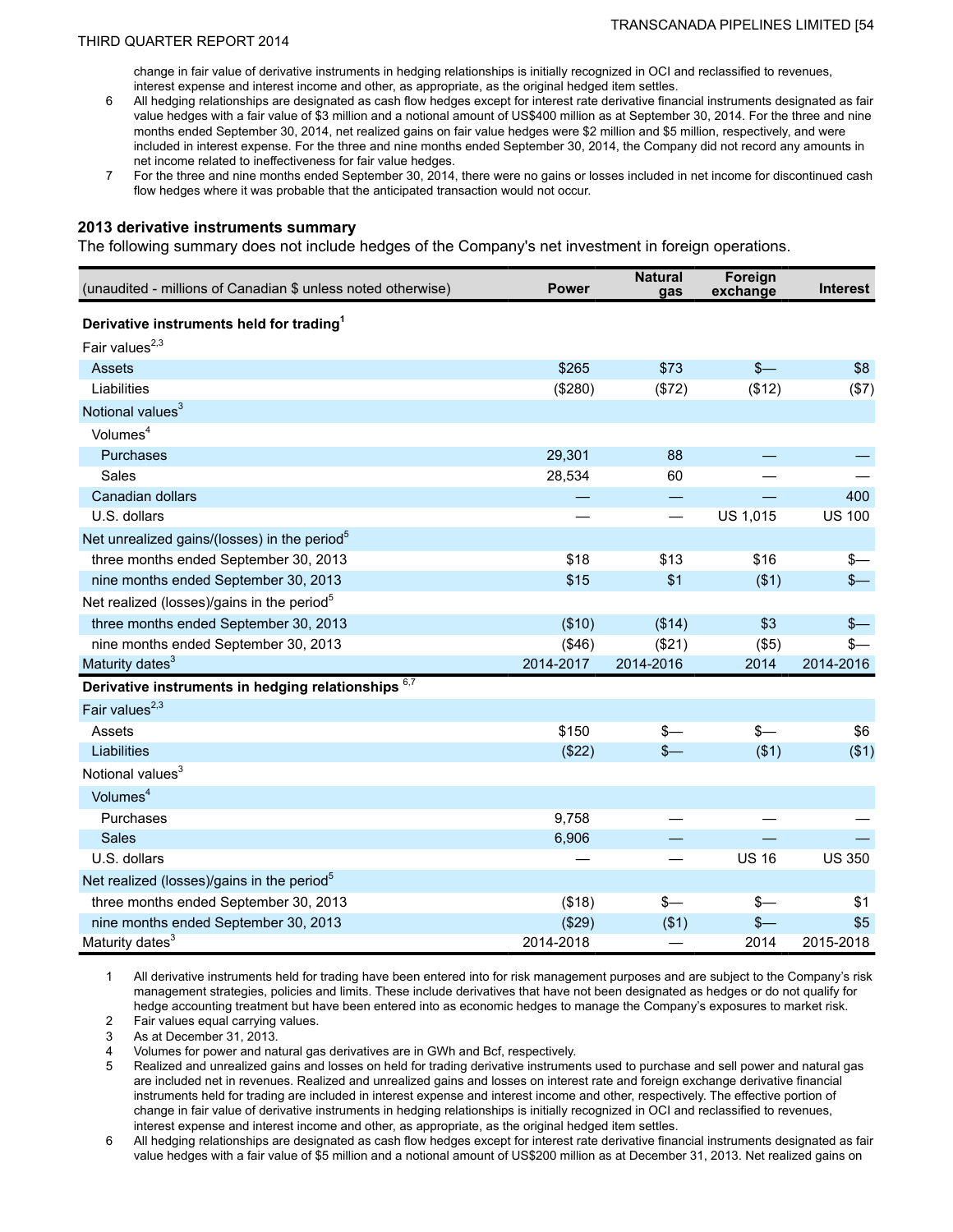change in fair value of derivative instruments in hedging relationships is initially recognized in OCI and reclassified to revenues, interest expense and interest income and other, as appropriate, as the original hedged item settles.

6 All hedging relationships are designated as cash flow hedges except for interest rate derivative financial instruments designated as fair value hedges with a fair value of $3 million and a notional amount of US$400 million as at September 30, 2014. For the three and nine months ended September 30, 2014, net realized gains on fair value hedges were $2 million and $5 million, respectively, and were included in interest expense. For the three and nine months ended September 30, 2014, the Company did not record any amounts in net income related to ineffectiveness for fair value hedges.

7 For the three and nine months ended September 30, 2014, there were no gains or losses included in net income for discontinued cash flow hedges where it was probable that the anticipated transaction would not occur.

## 2013 derivative instruments summary

The following summary does not include hedges of the Company's net investment in foreign operations.

| (unaudited - millions of Canadian $ unless noted otherwise) | Power | Natural gas | Foreign exchange | Interest |
|---|---|---|---|---|
| **Derivative instruments held for trading**[1] | | | | |
| Fair values[2,3] | | | | |
| Assets | $265 | $73 | $— | $8 |
| Liabilities | ($280) | ($72) | ($12) | ($7) |
| Notional values[3] | | | | |
| Volumes[4] | | | | |
| Purchases | 29,301 | 88 | — | — |
| Sales | 28,534 | 60 | — | — |
| Canadian dollars | — | — | — | 400 |
| U.S. dollars | — | — | US 1,015 | US 100 |
| Net unrealized gains/(losses) in the period[5] | | | | |
| three months ended September 30, 2013 | $18 | $13 | $16 | $— |
| nine months ended September 30, 2013 | $15 | $1 | ($1) | $— |
| Net realized (losses)/gains in the period[5] | | | | |
| three months ended September 30, 2013 | ($10) | ($14) | $3 | $— |
| nine months ended September 30, 2013 | ($46) | ($21) | ($5) | $— |
| Maturity dates[3] | 2014-2017 | 2014-2016 | 2014 | 2014-2016 |
| **Derivative instruments in hedging relationships**[6,7] | | | | |
| Fair values[2,3] | | | | |
| Assets | $150 | $— | $— | $6 |
| Liabilities | ($22) | $— | ($1) | ($1) |
| Notional values[3] | | | | |
| Volumes[4] | | | | |
| Purchases | 9,758 | — | — | — |
| Sales | 6,906 | — | — | — |
| U.S. dollars | — | — | US 16 | US 350 |
| Net realized (losses)/gains in the period[5] | | | | |
| three months ended September 30, 2013 | ($18) | $— | $— | $1 |
| nine months ended September 30, 2013 | ($29) | ($1) | $— | $5 |
| Maturity dates[3] | 2014-2018 | — | 2014 | 2015-2018 |

1 All derivative instruments held for trading have been entered into for risk management purposes and are subject to the Company's risk management strategies, policies and limits. These include derivatives that have not been designated as hedges or do not qualify for hedge accounting treatment but have been entered into as economic hedges to manage the Company's exposures to market risk.

2 Fair values equal carrying values.

3 As at December 31, 2013.

4 Volumes for power and natural gas derivatives are in GWh and Bcf, respectively.

5 Realized and unrealized gains and losses on held for trading derivative instruments used to purchase and sell power and natural gas are included net in revenues. Realized and unrealized gains and losses on interest rate and foreign exchange derivative financial instruments held for trading are included in interest expense and interest income and other, respectively. The effective portion of change in fair value of derivative instruments in hedging relationships is initially recognized in OCI and reclassified to revenues, interest expense and interest income and other, as appropriate, as the original hedged item settles.

6 All hedging relationships are designated as cash flow hedges except for interest rate derivative financial instruments designated as fair value hedges with a fair value of $5 million and a notional amount of US$200 million as at December 31, 2013. Net realized gains on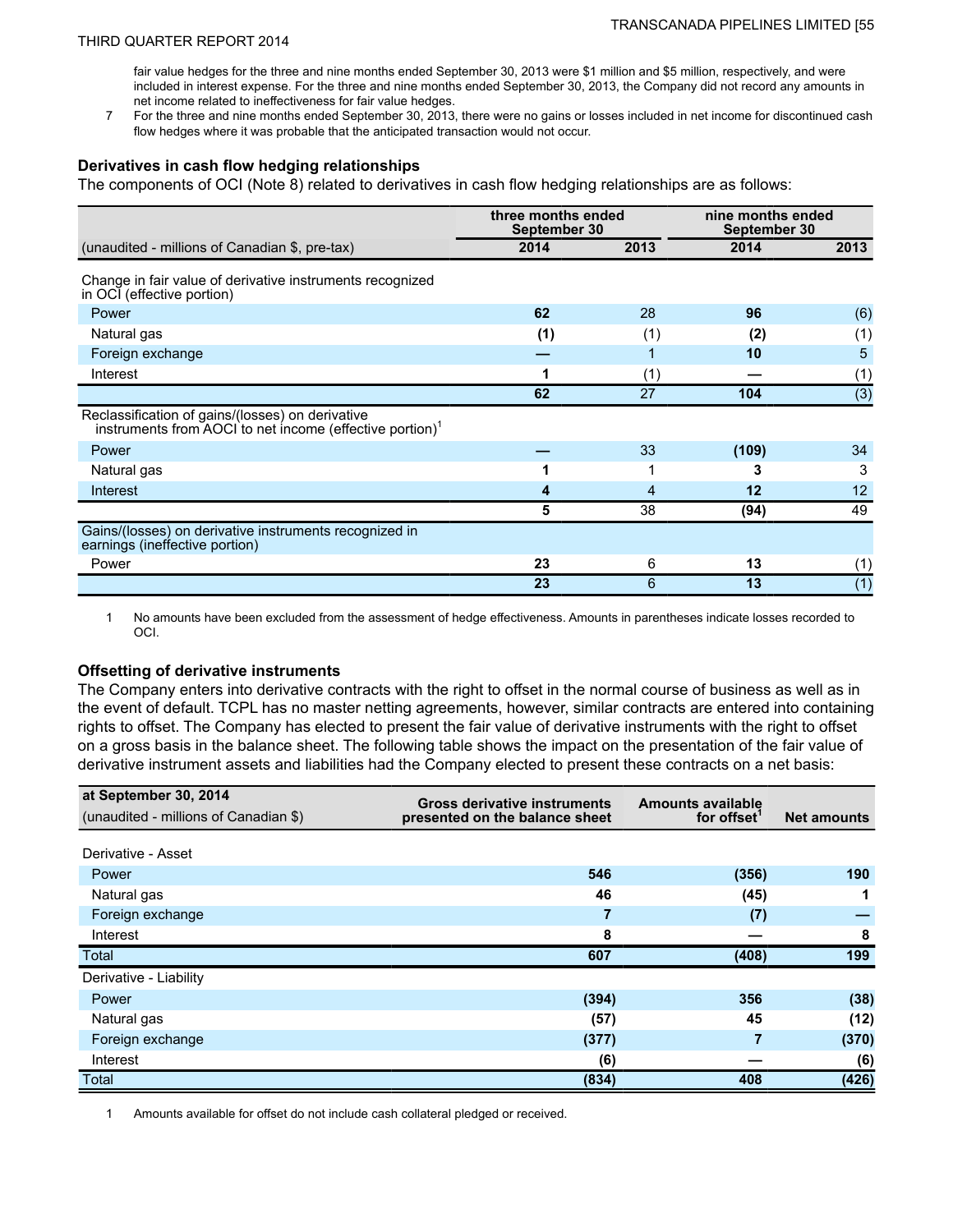fair value hedges for the three and nine months ended September 30, 2013 were $1 million and $5 million, respectively, and were included in interest expense. For the three and nine months ended September 30, 2013, the Company did not record any amounts in net income related to ineffectiveness for fair value hedges.

7 For the three and nine months ended September 30, 2013, there were no gains or losses included in net income for discontinued cash flow hedges where it was probable that the anticipated transaction would not occur.

### Derivatives in cash flow hedging relationships

The components of OCI (Note 8) related to derivatives in cash flow hedging relationships are as follows:

| | three months ended September 30 | | nine months ended September 30 | |
|---|---|---|---|---|
| (unaudited - millions of Canadian $, pre-tax) | **2014** | 2013 | **2014** | 2013 |
| Change in fair value of derivative instruments recognized in OCI (effective portion) | | | | |
| Power | **62** | 28 | **96** | (6) |
| Natural gas | **(1)** | (1) | **(2)** | (1) |
| Foreign exchange | **—** | 1 | **10** | 5 |
| Interest | **1** | (1) | **—** | (1) |
| | **62** | 27 | **104** | (3) |
| Reclassification of gains/(losses) on derivative instruments from AOCI to net income (effective portion)[1] | | | | |
| Power | **—** | 33 | **(109)** | 34 |
| Natural gas | **1** | 1 | **3** | 3 |
| Interest | **4** | 4 | **12** | 12 |
| | **5** | 38 | **(94)** | 49 |
| Gains/(losses) on derivative instruments recognized in earnings (ineffective portion) | | | | |
| Power | **23** | 6 | **13** | (1) |
| | **23** | 6 | **13** | (1) |

1 No amounts have been excluded from the assessment of hedge effectiveness. Amounts in parentheses indicate losses recorded to OCI.

### Offsetting of derivative instruments

The Company enters into derivative contracts with the right to offset in the normal course of business as well as in the event of default. TCPL has no master netting agreements, however, similar contracts are entered into containing rights to offset. The Company has elected to present the fair value of derivative instruments with the right to offset on a gross basis in the balance sheet. The following table shows the impact on the presentation of the fair value of derivative instrument assets and liabilities had the Company elected to present these contracts on a net basis:

| at September 30, 2014 (unaudited - millions of Canadian $) | Gross derivative instruments presented on the balance sheet | Amounts available for offset[1] | Net amounts |
|---|---|---|---|
| Derivative - Asset | | | |
| Power | **546** | **(356)** | **190** |
| Natural gas | **46** | **(45)** | **1** |
| Foreign exchange | **7** | **(7)** | **—** |
| Interest | **8** | **—** | **8** |
| Total | **607** | **(408)** | **199** |
| Derivative - Liability | | | |
| Power | **(394)** | **356** | **(38)** |
| Natural gas | **(57)** | **45** | **(12)** |
| Foreign exchange | **(377)** | **7** | **(370)** |
| Interest | **(6)** | **—** | **(6)** |
| Total | **(834)** | **408** | **(426)** |

1 Amounts available for offset do not include cash collateral pledged or received.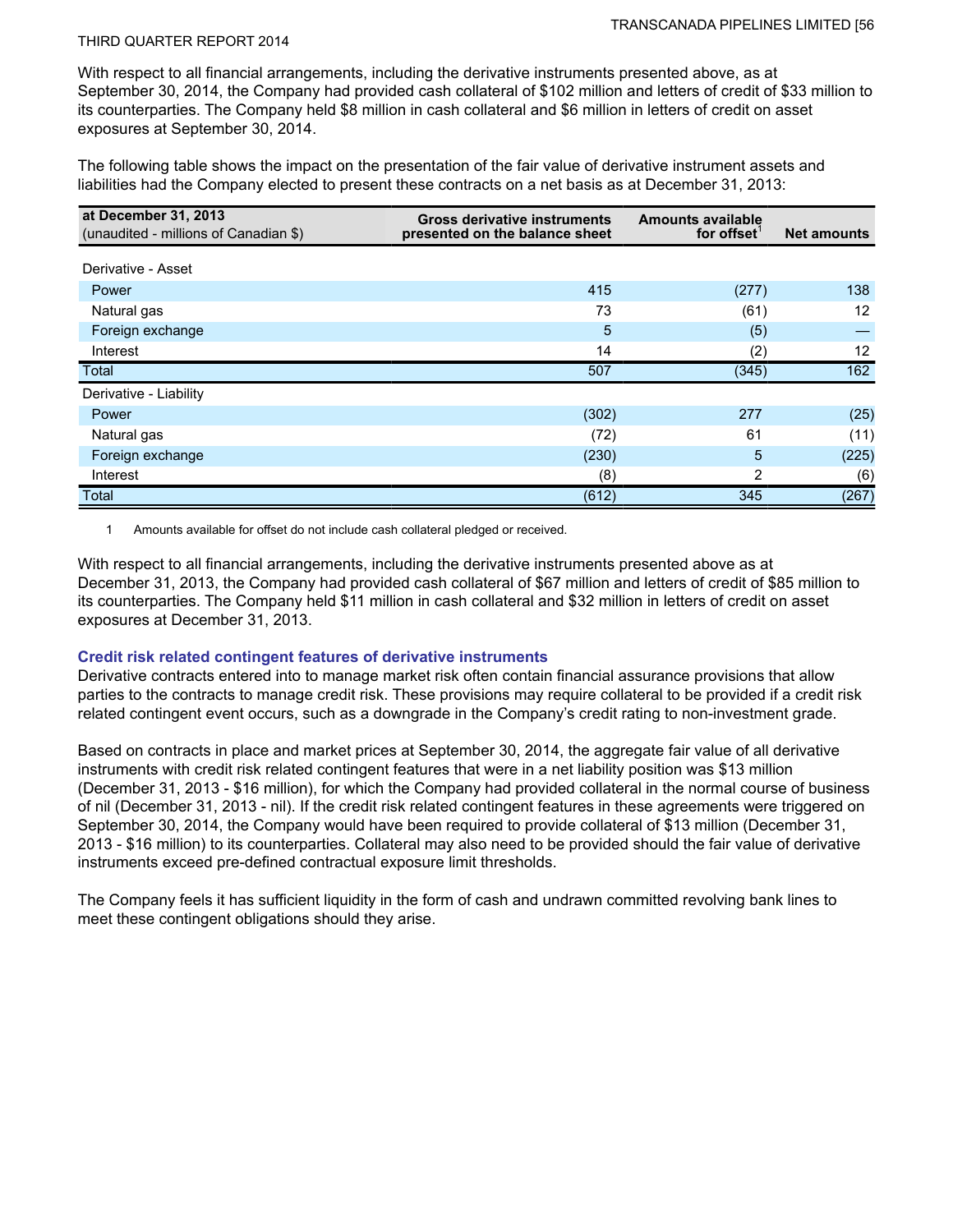With respect to all financial arrangements, including the derivative instruments presented above, as at September 30, 2014, the Company had provided cash collateral of $102 million and letters of credit of $33 million to its counterparties. The Company held $8 million in cash collateral and $6 million in letters of credit on asset exposures at September 30, 2014.

The following table shows the impact on the presentation of the fair value of derivative instrument assets and liabilities had the Company elected to present these contracts on a net basis as at December 31, 2013:

| at December 31, 2013 (unaudited - millions of Canadian $) | Gross derivative instruments presented on the balance sheet | Amounts available for offset[1] | Net amounts |
|---|---|---|---|
| Derivative - Asset | | | |
| Power | 415 | (277) | 138 |
| Natural gas | 73 | (61) | 12 |
| Foreign exchange | 5 | (5) | — |
| Interest | 14 | (2) | 12 |
| Total | 507 | (345) | 162 |
| Derivative - Liability | | | |
| Power | (302) | 277 | (25) |
| Natural gas | (72) | 61 | (11) |
| Foreign exchange | (230) | 5 | (225) |
| Interest | (8) | 2 | (6) |
| Total | (612) | 345 | (267) |

1 Amounts available for offset do not include cash collateral pledged or received.

With respect to all financial arrangements, including the derivative instruments presented above as at December 31, 2013, the Company had provided cash collateral of $67 million and letters of credit of $85 million to its counterparties. The Company held $11 million in cash collateral and $32 million in letters of credit on asset exposures at December 31, 2013.

### Credit risk related contingent features of derivative instruments

Derivative contracts entered into to manage market risk often contain financial assurance provisions that allow parties to the contracts to manage credit risk. These provisions may require collateral to be provided if a credit risk related contingent event occurs, such as a downgrade in the Company's credit rating to non-investment grade.

Based on contracts in place and market prices at September 30, 2014, the aggregate fair value of all derivative instruments with credit risk related contingent features that were in a net liability position was $13 million (December 31, 2013 - $16 million), for which the Company had provided collateral in the normal course of business of nil (December 31, 2013 - nil). If the credit risk related contingent features in these agreements were triggered on September 30, 2014, the Company would have been required to provide collateral of $13 million (December 31, 2013 - $16 million) to its counterparties. Collateral may also need to be provided should the fair value of derivative instruments exceed pre-defined contractual exposure limit thresholds.

The Company feels it has sufficient liquidity in the form of cash and undrawn committed revolving bank lines to meet these contingent obligations should they arise.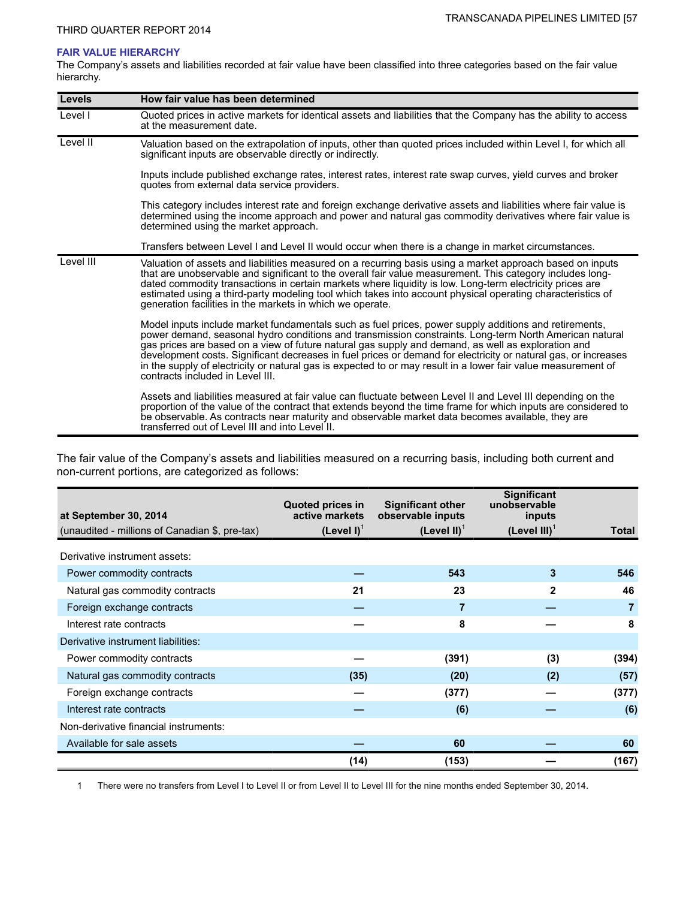## FAIR VALUE HIERARCHY

The Company's assets and liabilities recorded at fair value have been classified into three categories based on the fair value hierarchy.

| Levels | How fair value has been determined |
|---|---|
| Level I | Quoted prices in active markets for identical assets and liabilities that the Company has the ability to access at the measurement date. |
| Level II | Valuation based on the extrapolation of inputs, other than quoted prices included within Level I, for which all significant inputs are observable directly or indirectly.<br><br>Inputs include published exchange rates, interest rates, interest rate swap curves, yield curves and broker quotes from external data service providers.<br><br>This category includes interest rate and foreign exchange derivative assets and liabilities where fair value is determined using the income approach and power and natural gas commodity derivatives where fair value is determined using the market approach.<br><br>Transfers between Level I and Level II would occur when there is a change in market circumstances. |
| Level III | Valuation of assets and liabilities measured on a recurring basis using a market approach based on inputs that are unobservable and significant to the overall fair value measurement. This category includes long-dated commodity transactions in certain markets where liquidity is low. Long-term electricity prices are estimated using a third-party modeling tool which takes into account physical operating characteristics of generation facilities in the markets in which we operate.<br><br>Model inputs include market fundamentals such as fuel prices, power supply additions and retirements, power demand, seasonal hydro conditions and transmission constraints. Long-term North American natural gas prices are based on a view of future natural gas supply and demand, as well as exploration and development costs. Significant decreases in fuel prices or demand for electricity or natural gas, or increases in the supply of electricity or natural gas is expected to or may result in a lower fair value measurement of contracts included in Level III.<br><br>Assets and liabilities measured at fair value can fluctuate between Level II and Level III depending on the proportion of the value of the contract that extends beyond the time frame for which inputs are considered to be observable. As contracts near maturity and observable market data becomes available, they are transferred out of Level III and into Level II. |

The fair value of the Company's assets and liabilities measured on a recurring basis, including both current and non-current portions, are categorized as follows:

| at September 30, 2014<br>(unaudited - millions of Canadian $, pre-tax) | Quoted prices in active markets (Level I)[1] | Significant other observable inputs (Level II)[1] | Significant unobservable inputs (Level III)[1] | Total |
|---|---|---|---|---|
| Derivative instrument assets: | | | | |
| Power commodity contracts | — | 543 | 3 | 546 |
| Natural gas commodity contracts | 21 | 23 | 2 | 46 |
| Foreign exchange contracts | — | 7 | — | 7 |
| Interest rate contracts | — | 8 | — | 8 |
| Derivative instrument liabilities: | | | | |
| Power commodity contracts | — | (391) | (3) | (394) |
| Natural gas commodity contracts | (35) | (20) | (2) | (57) |
| Foreign exchange contracts | — | (377) | — | (377) |
| Interest rate contracts | — | (6) | — | (6) |
| Non-derivative financial instruments: | | | | |
| Available for sale assets | — | 60 | — | 60 |
| | (14) | (153) | — | (167) |

1 There were no transfers from Level I to Level II or from Level II to Level III for the nine months ended September 30, 2014.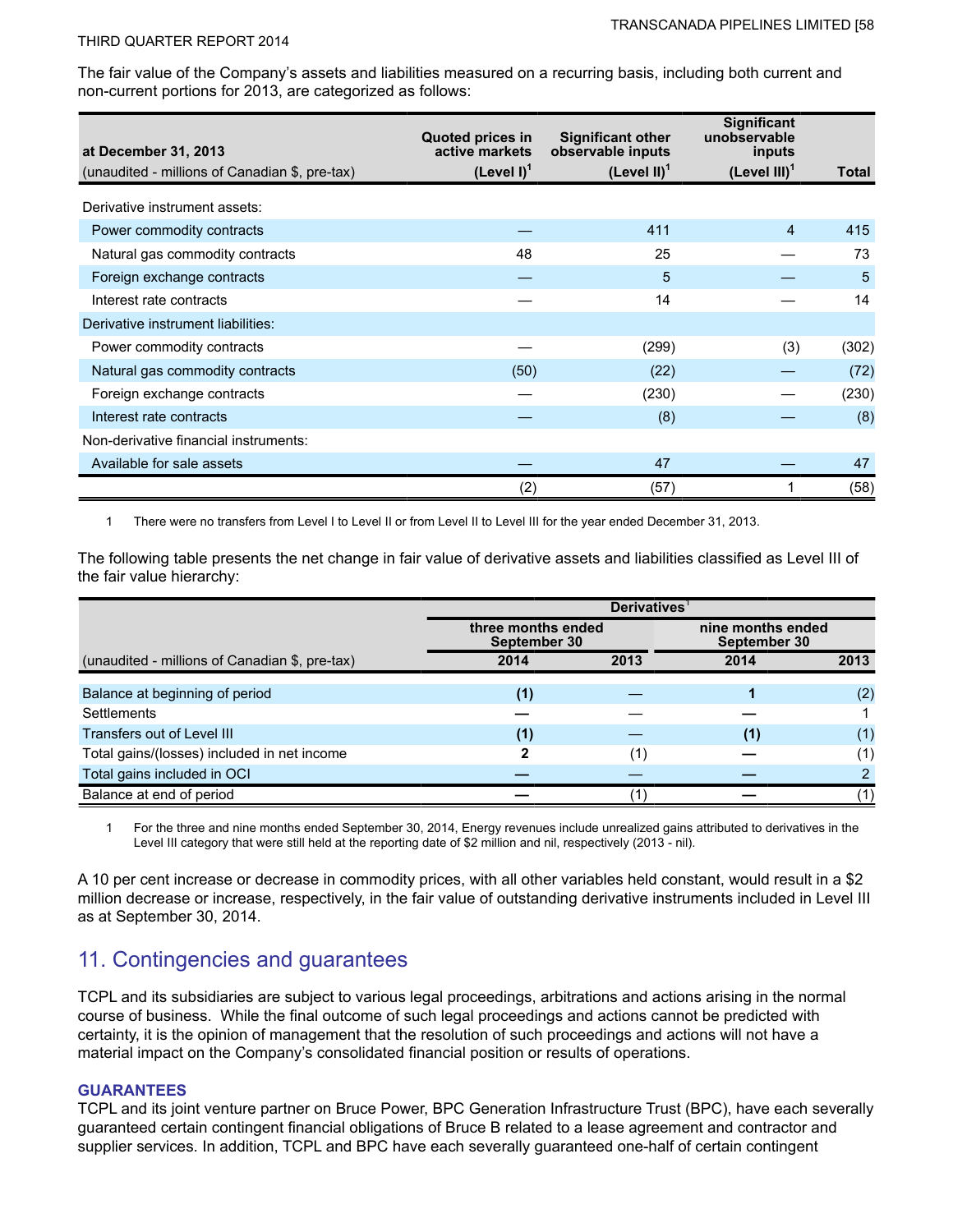The fair value of the Company's assets and liabilities measured on a recurring basis, including both current and non-current portions for 2013, are categorized as follows:

| at December 31, 2013<br>(unaudited - millions of Canadian $, pre-tax) | Quoted prices in active markets (Level I)[1] | Significant other observable inputs (Level II)[1] | Significant unobservable inputs (Level III)[1] | Total |
|---|---|---|---|---|
| Derivative instrument assets: | | | | |
| Power commodity contracts | — | 411 | 4 | 415 |
| Natural gas commodity contracts | 48 | 25 | — | 73 |
| Foreign exchange contracts | — | 5 | — | 5 |
| Interest rate contracts | — | 14 | — | 14 |
| Derivative instrument liabilities: | | | | |
| Power commodity contracts | — | (299) | (3) | (302) |
| Natural gas commodity contracts | (50) | (22) | — | (72) |
| Foreign exchange contracts | — | (230) | — | (230) |
| Interest rate contracts | — | (8) | — | (8) |
| Non-derivative financial instruments: | | | | |
| Available for sale assets | — | 47 | — | 47 |
| | (2) | (57) | 1 | (58) |

1 There were no transfers from Level I to Level II or from Level II to Level III for the year ended December 31, 2013.

The following table presents the net change in fair value of derivative assets and liabilities classified as Level III of the fair value hierarchy:

| | Derivatives[1] | | | |
|---|---|---|---|---|
| | three months ended September 30 | | nine months ended September 30 | |
| (unaudited - millions of Canadian $, pre-tax) | **2014** | 2013 | **2014** | 2013 |
| Balance at beginning of period | **(1)** | — | **1** | (2) |
| Settlements | **—** | — | **—** | 1 |
| Transfers out of Level III | **(1)** | — | **(1)** | (1) |
| Total gains/(losses) included in net income | **2** | (1) | **—** | (1) |
| Total gains included in OCI | **—** | — | **—** | 2 |
| Balance at end of period | **—** | (1) | **—** | (1) |

1 For the three and nine months ended September 30, 2014, Energy revenues include unrealized gains attributed to derivatives in the Level III category that were still held at the reporting date of $2 million and nil, respectively (2013 - nil).

A 10 per cent increase or decrease in commodity prices, with all other variables held constant, would result in a $2 million decrease or increase, respectively, in the fair value of outstanding derivative instruments included in Level III as at September 30, 2014.

## 11. Contingencies and guarantees

TCPL and its subsidiaries are subject to various legal proceedings, arbitrations and actions arising in the normal course of business. While the final outcome of such legal proceedings and actions cannot be predicted with certainty, it is the opinion of management that the resolution of such proceedings and actions will not have a material impact on the Company's consolidated financial position or results of operations.

### GUARANTEES

TCPL and its joint venture partner on Bruce Power, BPC Generation Infrastructure Trust (BPC), have each severally guaranteed certain contingent financial obligations of Bruce B related to a lease agreement and contractor and supplier services. In addition, TCPL and BPC have each severally guaranteed one-half of certain contingent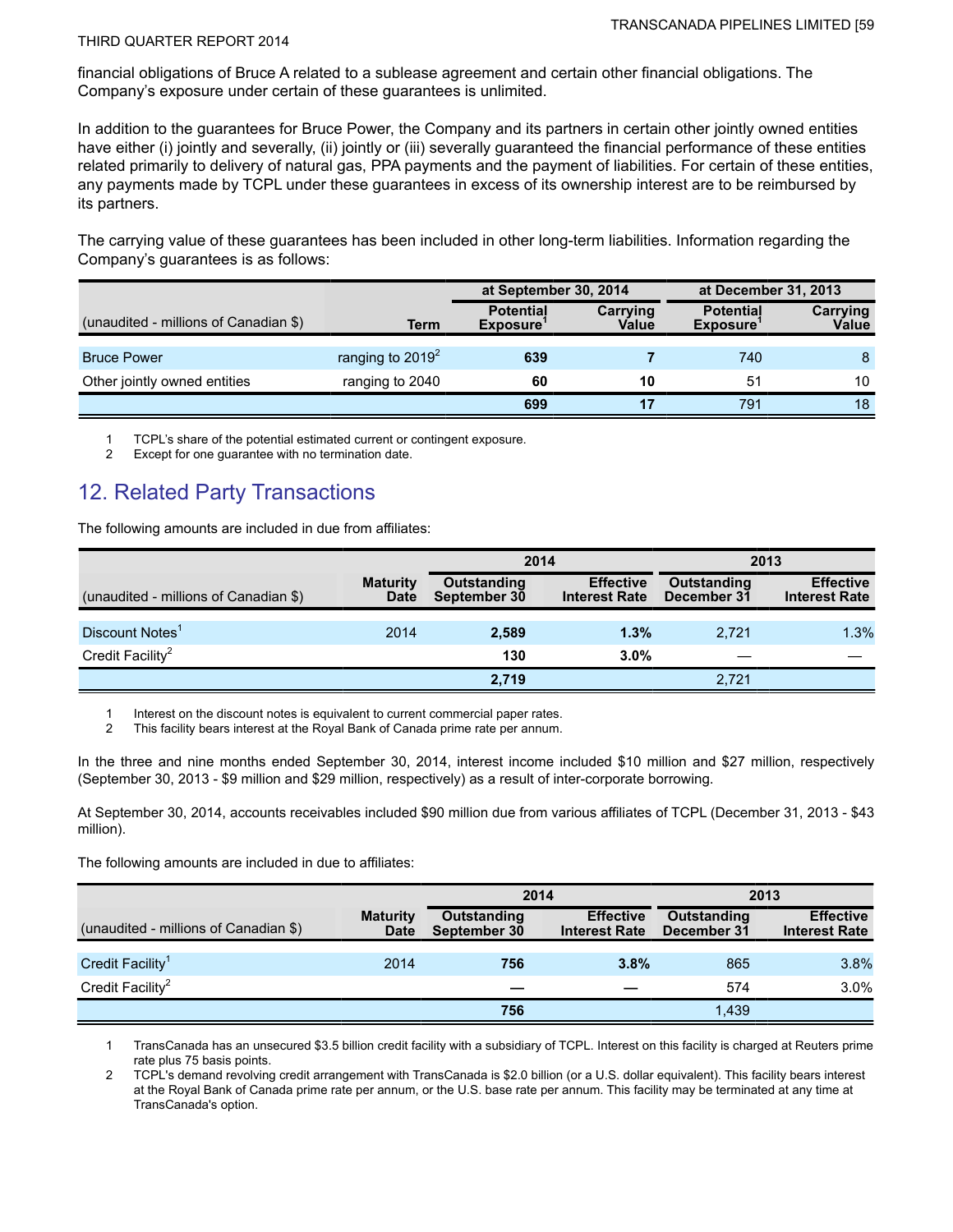financial obligations of Bruce A related to a sublease agreement and certain other financial obligations. The Company's exposure under certain of these guarantees is unlimited.

In addition to the guarantees for Bruce Power, the Company and its partners in certain other jointly owned entities have either (i) jointly and severally, (ii) jointly or (iii) severally guaranteed the financial performance of these entities related primarily to delivery of natural gas, PPA payments and the payment of liabilities. For certain of these entities, any payments made by TCPL under these guarantees in excess of its ownership interest are to be reimbursed by its partners.

The carrying value of these guarantees has been included in other long-term liabilities. Information regarding the Company's guarantees is as follows:

| | | at September 30, 2014 | | at December 31, 2013 | |
|---|---|---|---|---|---|
| (unaudited - millions of Canadian $) | Term | Potential Exposure[1] | Carrying Value | Potential Exposure[1] | Carrying Value |
| Bruce Power | ranging to 2019[2] | **639** | **7** | 740 | 8 |
| Other jointly owned entities | ranging to 2040 | **60** | **10** | 51 | 10 |
| | | **699** | **17** | 791 | 18 |

1 TCPL's share of the potential estimated current or contingent exposure.
2 Except for one guarantee with no termination date.

## 12. Related Party Transactions

The following amounts are included in due from affiliates:

| | | 2014 | | 2013 | |
|---|---|---|---|---|---|
| (unaudited - millions of Canadian $) | Maturity Date | Outstanding September 30 | Effective Interest Rate | Outstanding December 31 | Effective Interest Rate |
| Discount Notes[1] | 2014 | **2,589** | **1.3%** | 2,721 | 1.3% |
| Credit Facility[2] | | **130** | **3.0%** | — | — |
| | | **2,719** | | 2,721 | |

1 Interest on the discount notes is equivalent to current commercial paper rates.
2 This facility bears interest at the Royal Bank of Canada prime rate per annum.

In the three and nine months ended September 30, 2014, interest income included $10 million and $27 million, respectively (September 30, 2013 - $9 million and $29 million, respectively) as a result of inter-corporate borrowing.

At September 30, 2014, accounts receivables included $90 million due from various affiliates of TCPL (December 31, 2013 - $43 million).

The following amounts are included in due to affiliates:

| | | 2014 | | 2013 | |
|---|---|---|---|---|---|
| (unaudited - millions of Canadian $) | Maturity Date | Outstanding September 30 | Effective Interest Rate | Outstanding December 31 | Effective Interest Rate |
| Credit Facility[1] | 2014 | **756** | **3.8%** | 865 | 3.8% |
| Credit Facility[2] | | **—** | **—** | 574 | 3.0% |
| | | **756** | | 1,439 | |

1 TransCanada has an unsecured $3.5 billion credit facility with a subsidiary of TCPL. Interest on this facility is charged at Reuters prime rate plus 75 basis points.
2 TCPL's demand revolving credit arrangement with TransCanada is $2.0 billion (or a U.S. dollar equivalent). This facility bears interest at the Royal Bank of Canada prime rate per annum, or the U.S. base rate per annum. This facility may be terminated at any time at TransCanada's option.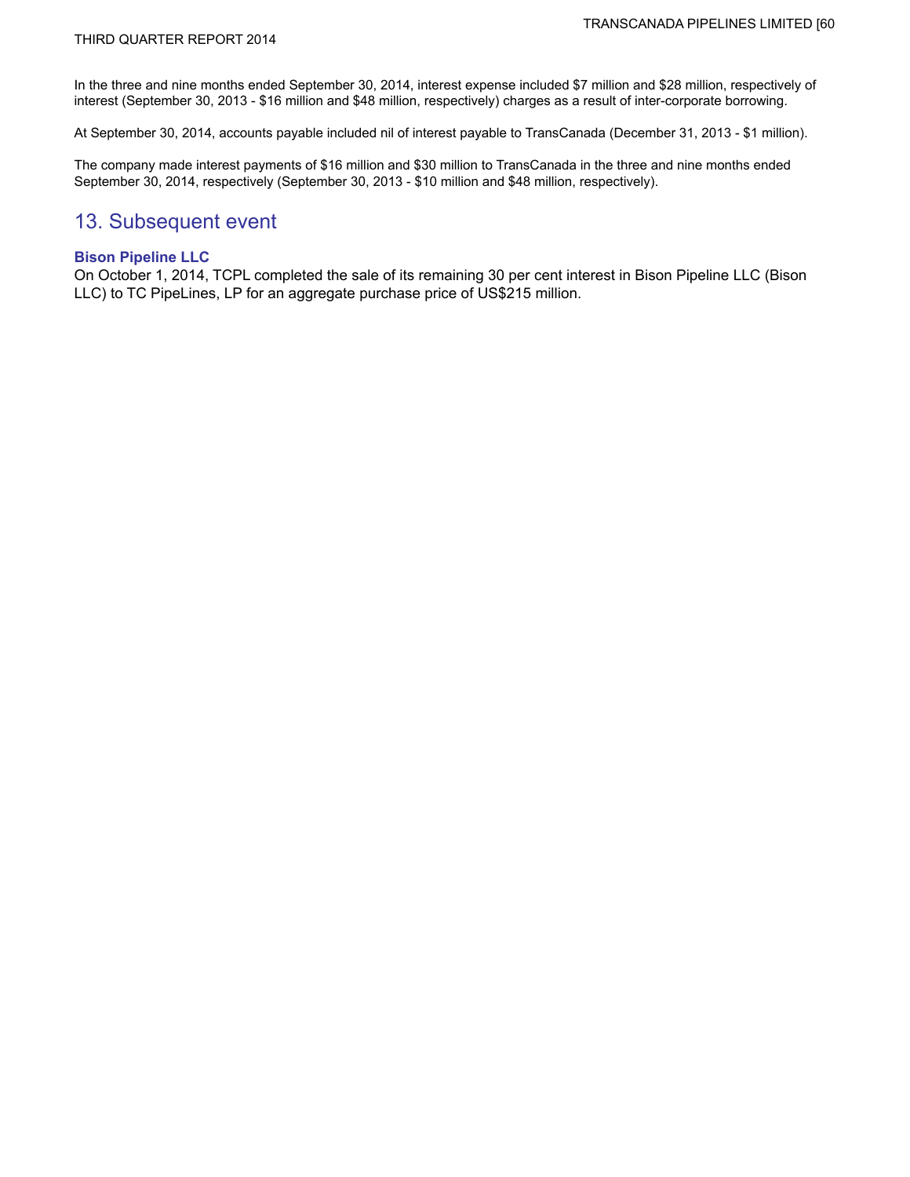In the three and nine months ended September 30, 2014, interest expense included $7 million and $28 million, respectively of interest (September 30, 2013 - $16 million and $48 million, respectively) charges as a result of inter-corporate borrowing.

At September 30, 2014, accounts payable included nil of interest payable to TransCanada (December 31, 2013 - $1 million).

The company made interest payments of $16 million and $30 million to TransCanada in the three and nine months ended September 30, 2014, respectively (September 30, 2013 - $10 million and $48 million, respectively).

## 13. Subsequent event

### Bison Pipeline LLC

On October 1, 2014, TCPL completed the sale of its remaining 30 per cent interest in Bison Pipeline LLC (Bison LLC) to TC PipeLines, LP for an aggregate purchase price of US$215 million.